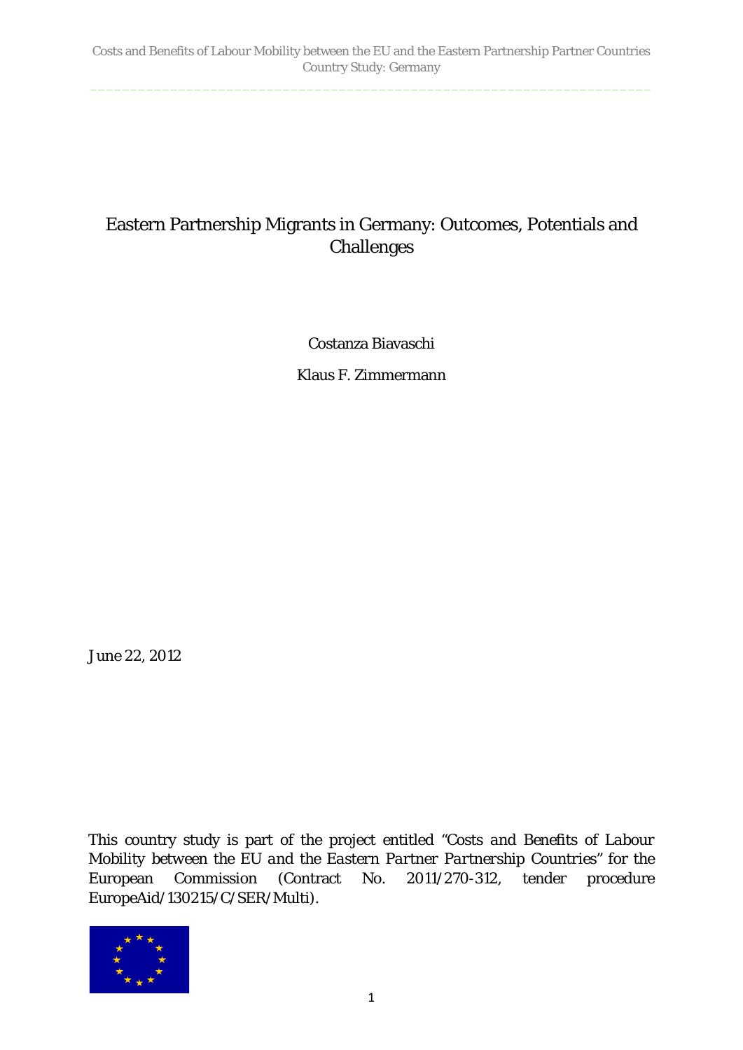# Eastern Partnership Migrants in Germany: Outcomes, Potentials and Challenges

Costanza Biavaschi

Klaus F. Zimmermann

June 22, 2012

This country study is part of the project entitled "*Costs and Benefits of Labour Mobility between the EU and the Eastern Partner Partnership Countries*" for the European Commission (Contract No. 2011/270-312, tender procedure EuropeAid/130215/C/SER/Multi).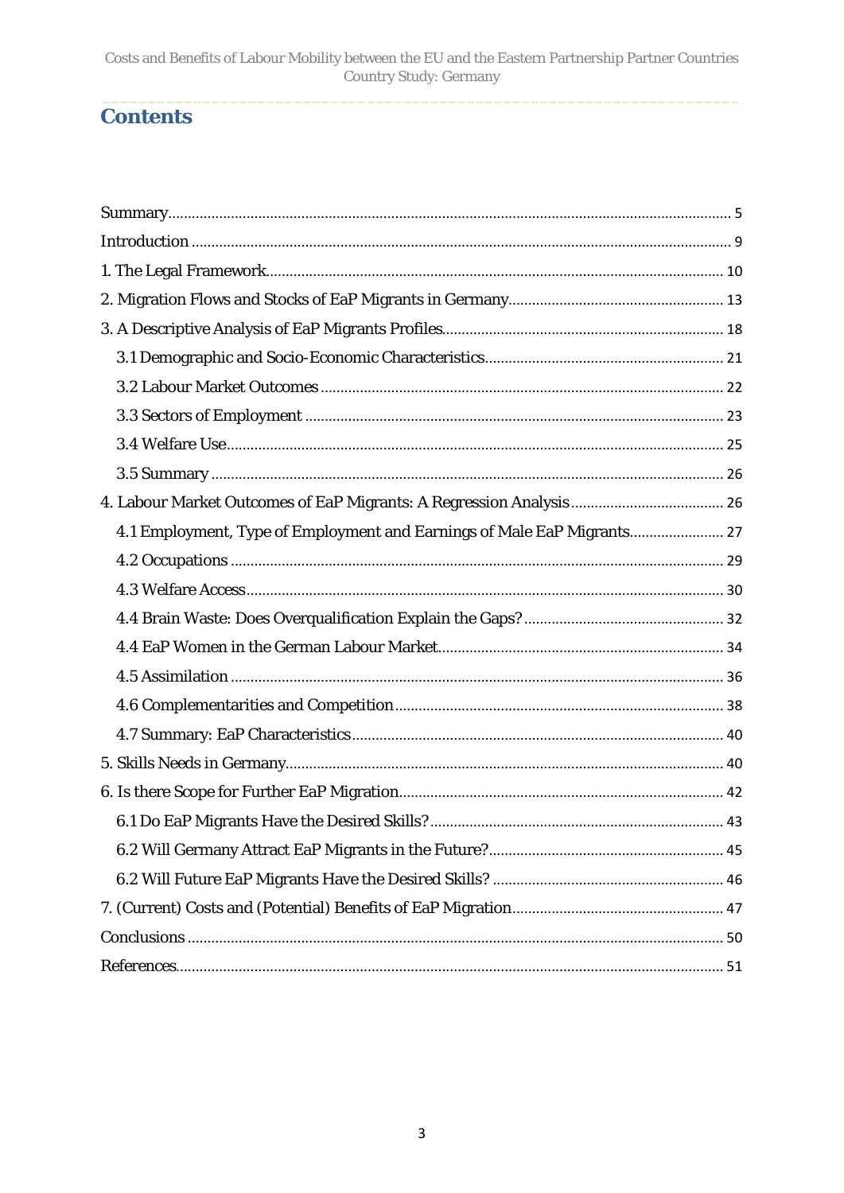# Contents

Summary ..... 5
Introduction ..... 9
1. The Legal Framework ..... 10
2. Migration Flows and Stocks of EaP Migrants in Germany ..... 13
3. A Descriptive Analysis of EaP Migrants Profiles ..... 18
   3.1 Demographic and Socio-Economic Characteristics ..... 21
   3.2 Labour Market Outcomes ..... 22
   3.3 Sectors of Employment ..... 23
   3.4 Welfare Use ..... 25
   3.5 Summary ..... 26
4. Labour Market Outcomes of EaP Migrants: A Regression Analysis ..... 26
   4.1 Employment, Type of Employment and Earnings of Male EaP Migrants ..... 27
   4.2 Occupations ..... 29
   4.3 Welfare Access ..... 30
   4.4 Brain Waste: Does Overqualification Explain the Gaps? ..... 32
   4.4 EaP Women in the German Labour Market ..... 34
   4.5 Assimilation ..... 36
   4.6 Complementarities and Competition ..... 38
   4.7 Summary: EaP Characteristics ..... 40
5. Skills Needs in Germany ..... 40
6. Is there Scope for Further EaP Migration ..... 42
   6.1 Do EaP Migrants Have the Desired Skills? ..... 43
   6.2 Will Germany Attract EaP Migrants in the Future? ..... 45
   6.2 Will Future EaP Migrants Have the Desired Skills? ..... 46
7. (Current) Costs and (Potential) Benefits of EaP Migration ..... 47
Conclusions ..... 50
References ..... 51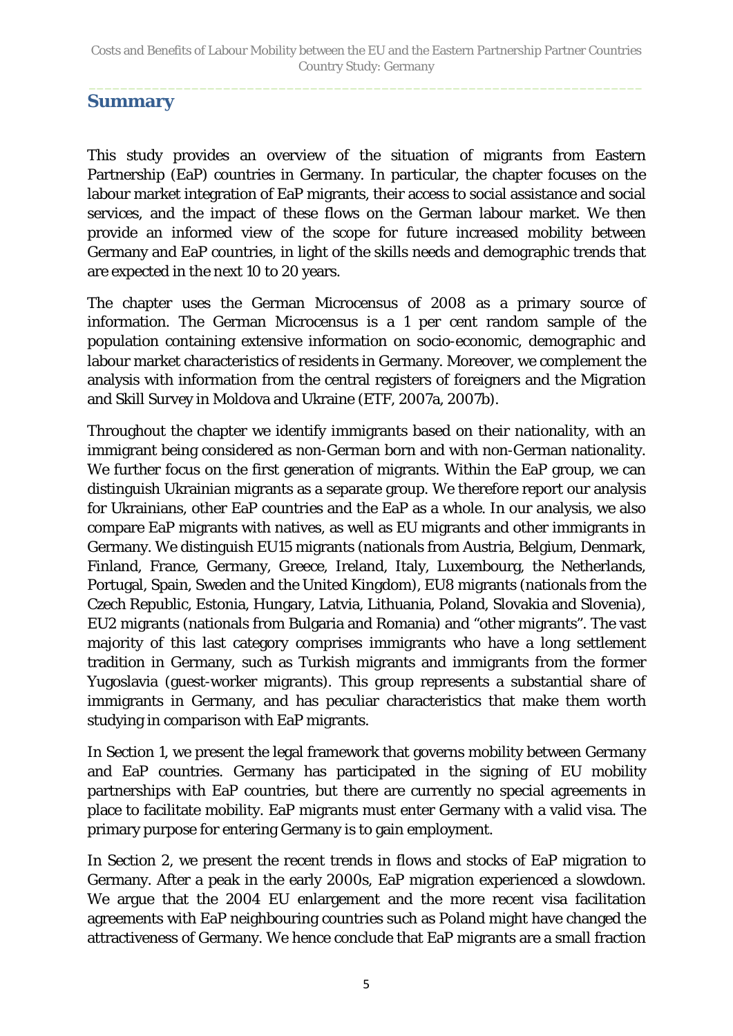## Summary

This study provides an overview of the situation of migrants from Eastern Partnership (EaP) countries in Germany. In particular, the chapter focuses on the labour market integration of EaP migrants, their access to social assistance and social services, and the impact of these flows on the German labour market. We then provide an informed view of the scope for future increased mobility between Germany and EaP countries, in light of the skills needs and demographic trends that are expected in the next 10 to 20 years.

The chapter uses the German Microcensus of 2008 as a primary source of information. The German Microcensus is a 1 per cent random sample of the population containing extensive information on socio-economic, demographic and labour market characteristics of residents in Germany. Moreover, we complement the analysis with information from the central registers of foreigners and the Migration and Skill Survey in Moldova and Ukraine (ETF, 2007a, 2007b).

Throughout the chapter we identify immigrants based on their nationality, with an immigrant being considered as non-German born and with non-German nationality. We further focus on the first generation of migrants. Within the EaP group, we can distinguish Ukrainian migrants as a separate group. We therefore report our analysis for Ukrainians, other EaP countries and the EaP as a whole. In our analysis, we also compare EaP migrants with natives, as well as EU migrants and other immigrants in Germany. We distinguish EU15 migrants (nationals from Austria, Belgium, Denmark, Finland, France, Germany, Greece, Ireland, Italy, Luxembourg, the Netherlands, Portugal, Spain, Sweden and the United Kingdom), EU8 migrants (nationals from the Czech Republic, Estonia, Hungary, Latvia, Lithuania, Poland, Slovakia and Slovenia), EU2 migrants (nationals from Bulgaria and Romania) and "other migrants". The vast majority of this last category comprises immigrants who have a long settlement tradition in Germany, such as Turkish migrants and immigrants from the former Yugoslavia (guest-worker migrants). This group represents a substantial share of immigrants in Germany, and has peculiar characteristics that make them worth studying in comparison with EaP migrants.

In Section 1, we present the legal framework that governs mobility between Germany and EaP countries. Germany has participated in the signing of EU mobility partnerships with EaP countries, but there are currently no special agreements in place to facilitate mobility. EaP migrants must enter Germany with a valid visa. The primary purpose for entering Germany is to gain employment.

In Section 2, we present the recent trends in flows and stocks of EaP migration to Germany. After a peak in the early 2000s, EaP migration experienced a slowdown. We argue that the 2004 EU enlargement and the more recent visa facilitation agreements with EaP neighbouring countries such as Poland might have changed the attractiveness of Germany. We hence conclude that EaP migrants are a small fraction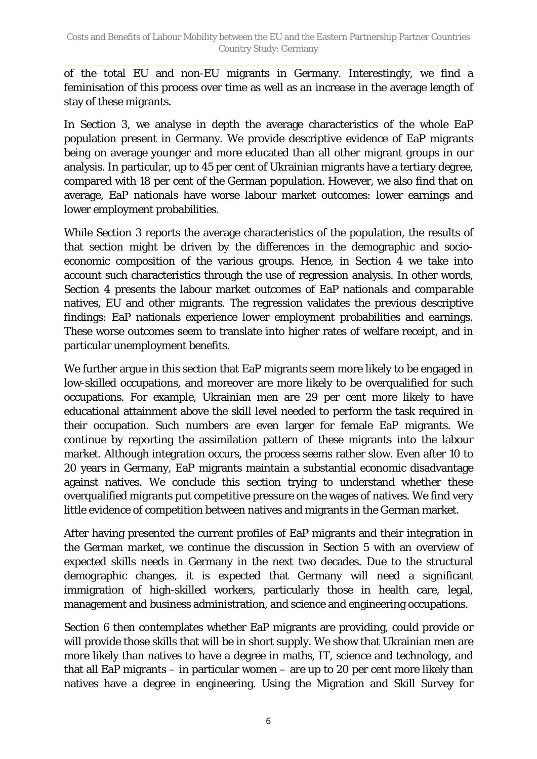of the total EU and non-EU migrants in Germany. Interestingly, we find a feminisation of this process over time as well as an increase in the average length of stay of these migrants.

In Section 3, we analyse in depth the average characteristics of the whole EaP population present in Germany. We provide descriptive evidence of EaP migrants being on average younger and more educated than all other migrant groups in our analysis. In particular, up to 45 per cent of Ukrainian migrants have a tertiary degree, compared with 18 per cent of the German population. However, we also find that on average, EaP nationals have worse labour market outcomes: lower earnings and lower employment probabilities.

While Section 3 reports the average characteristics of the population, the results of that section might be driven by the differences in the demographic and socio-economic composition of the various groups. Hence, in Section 4 we take into account such characteristics through the use of regression analysis. In other words, Section 4 presents the labour market outcomes of EaP nationals and *comparable* natives, EU and other migrants. The regression validates the previous descriptive findings: EaP nationals experience lower employment probabilities and earnings. These worse outcomes seem to translate into higher rates of welfare receipt, and in particular unemployment benefits.

We further argue in this section that EaP migrants seem more likely to be engaged in low-skilled occupations, and moreover are more likely to be overqualified for such occupations. For example, Ukrainian men are 29 per cent more likely to have educational attainment above the skill level needed to perform the task required in their occupation. Such numbers are even larger for female EaP migrants. We continue by reporting the assimilation pattern of these migrants into the labour market. Although integration occurs, the process seems rather slow. Even after 10 to 20 years in Germany, EaP migrants maintain a substantial economic disadvantage against natives. We conclude this section trying to understand whether these overqualified migrants put competitive pressure on the wages of natives. We find very little evidence of competition between natives and migrants in the German market.

After having presented the current profiles of EaP migrants and their integration in the German market, we continue the discussion in Section 5 with an overview of expected skills needs in Germany in the next two decades. Due to the structural demographic changes, it is expected that Germany will need a significant immigration of high-skilled workers, particularly those in health care, legal, management and business administration, and science and engineering occupations.

Section 6 then contemplates whether EaP migrants are providing, could provide or will provide those skills that will be in short supply. We show that Ukrainian men are more likely than natives to have a degree in maths, IT, science and technology, and that all EaP migrants – in particular women – are up to 20 per cent more likely than natives have a degree in engineering. Using the Migration and Skill Survey for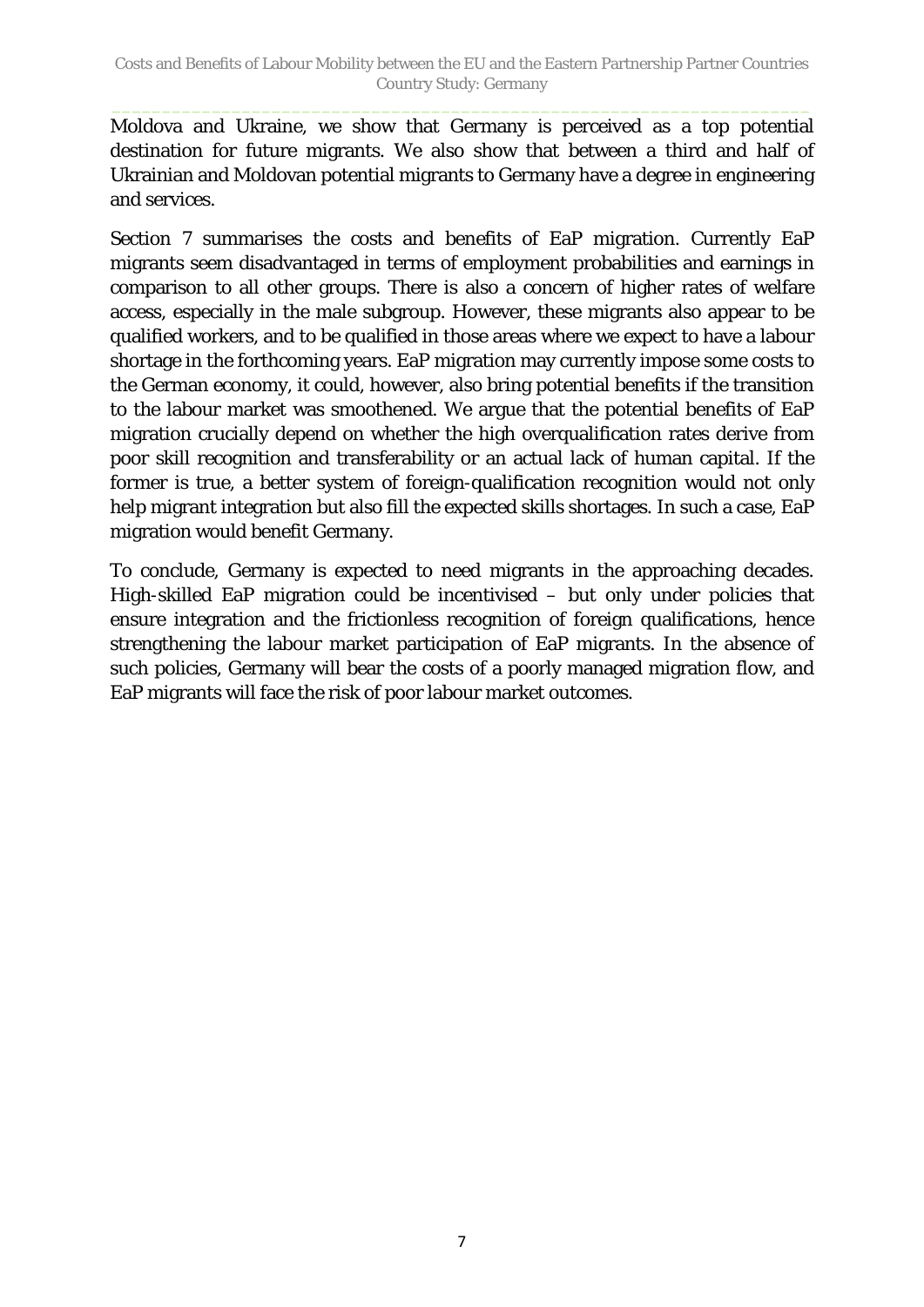Moldova and Ukraine, we show that Germany is perceived as a top potential destination for future migrants. We also show that between a third and half of Ukrainian and Moldovan potential migrants to Germany have a degree in engineering and services.

Section 7 summarises the costs and benefits of EaP migration. Currently EaP migrants seem disadvantaged in terms of employment probabilities and earnings in comparison to all other groups. There is also a concern of higher rates of welfare access, especially in the male subgroup. However, these migrants also appear to be qualified workers, and to be qualified in those areas where we expect to have a labour shortage in the forthcoming years. EaP migration may currently impose some costs to the German economy, it could, however, also bring potential benefits if the transition to the labour market was smoothened. We argue that the potential benefits of EaP migration crucially depend on whether the high overqualification rates derive from poor skill recognition and transferability or an actual lack of human capital. If the former is true, a better system of foreign-qualification recognition would not only help migrant integration but also fill the expected skills shortages. In such a case, EaP migration would benefit Germany.

To conclude, Germany is expected to need migrants in the approaching decades. High-skilled EaP migration could be incentivised – but only under policies that ensure integration and the frictionless recognition of foreign qualifications, hence strengthening the labour market participation of EaP migrants. In the absence of such policies, Germany will bear the costs of a poorly managed migration flow, and EaP migrants will face the risk of poor labour market outcomes.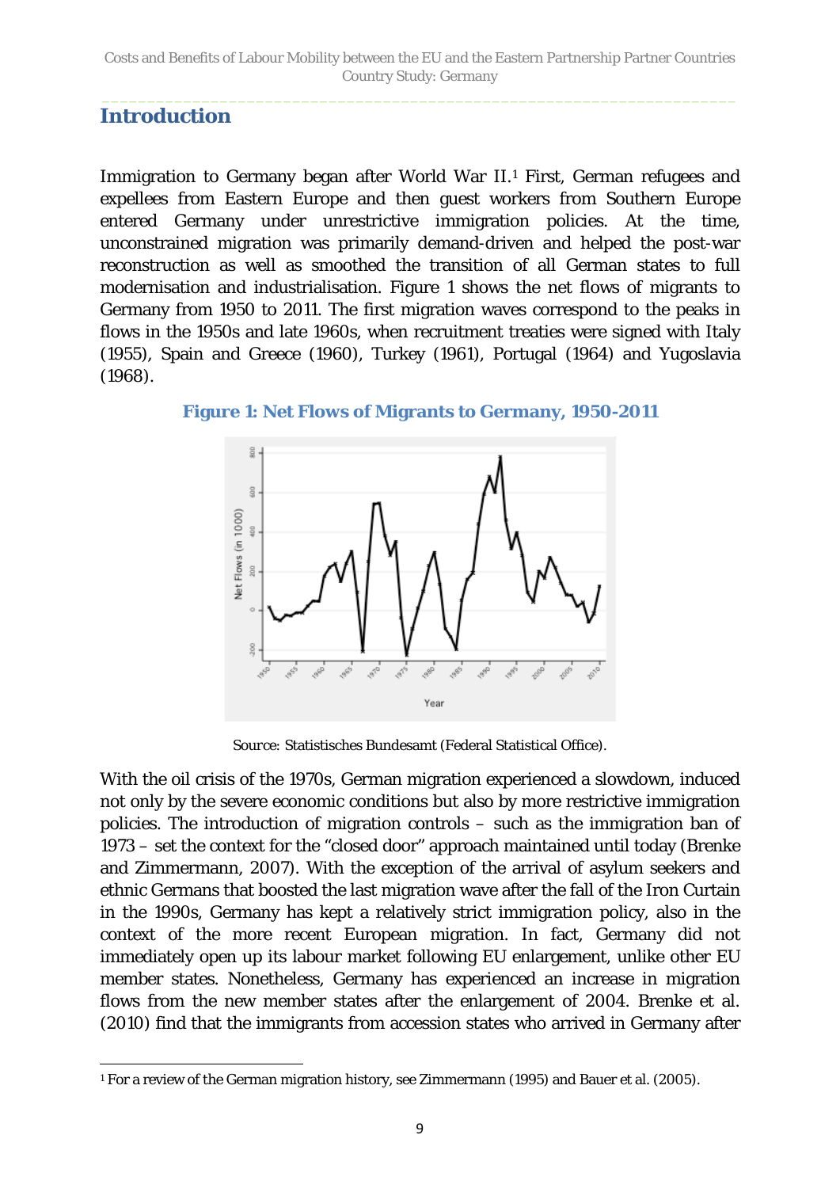## Introduction

Immigration to Germany began after World War II.[1] First, German refugees and expellees from Eastern Europe and then guest workers from Southern Europe entered Germany under unrestrictive immigration policies. At the time, unconstrained migration was primarily demand-driven and helped the post-war reconstruction as well as smoothed the transition of all German states to full modernisation and industrialisation. Figure 1 shows the net flows of migrants to Germany from 1950 to 2011. The first migration waves correspond to the peaks in flows in the 1950s and late 1960s, when recruitment treaties were signed with Italy (1955), Spain and Greece (1960), Turkey (1961), Portugal (1964) and Yugoslavia (1968).

**Figure 1: Net Flows of Migrants to Germany, 1950-2011**

*Source:* Statistisches Bundesamt (Federal Statistical Office).

With the oil crisis of the 1970s, German migration experienced a slowdown, induced not only by the severe economic conditions but also by more restrictive immigration policies. The introduction of migration controls – such as the immigration ban of 1973 – set the context for the "closed door" approach maintained until today (Brenke and Zimmermann, 2007). With the exception of the arrival of asylum seekers and ethnic Germans that boosted the last migration wave after the fall of the Iron Curtain in the 1990s, Germany has kept a relatively strict immigration policy, also in the context of the more recent European migration. In fact, Germany did not immediately open up its labour market following EU enlargement, unlike other EU member states. Nonetheless, Germany has experienced an increase in migration flows from the new member states after the enlargement of 2004. Brenke et al. (2010) find that the immigrants from accession states who arrived in Germany after

[1] For a review of the German migration history, see Zimmermann (1995) and Bauer et al. (2005).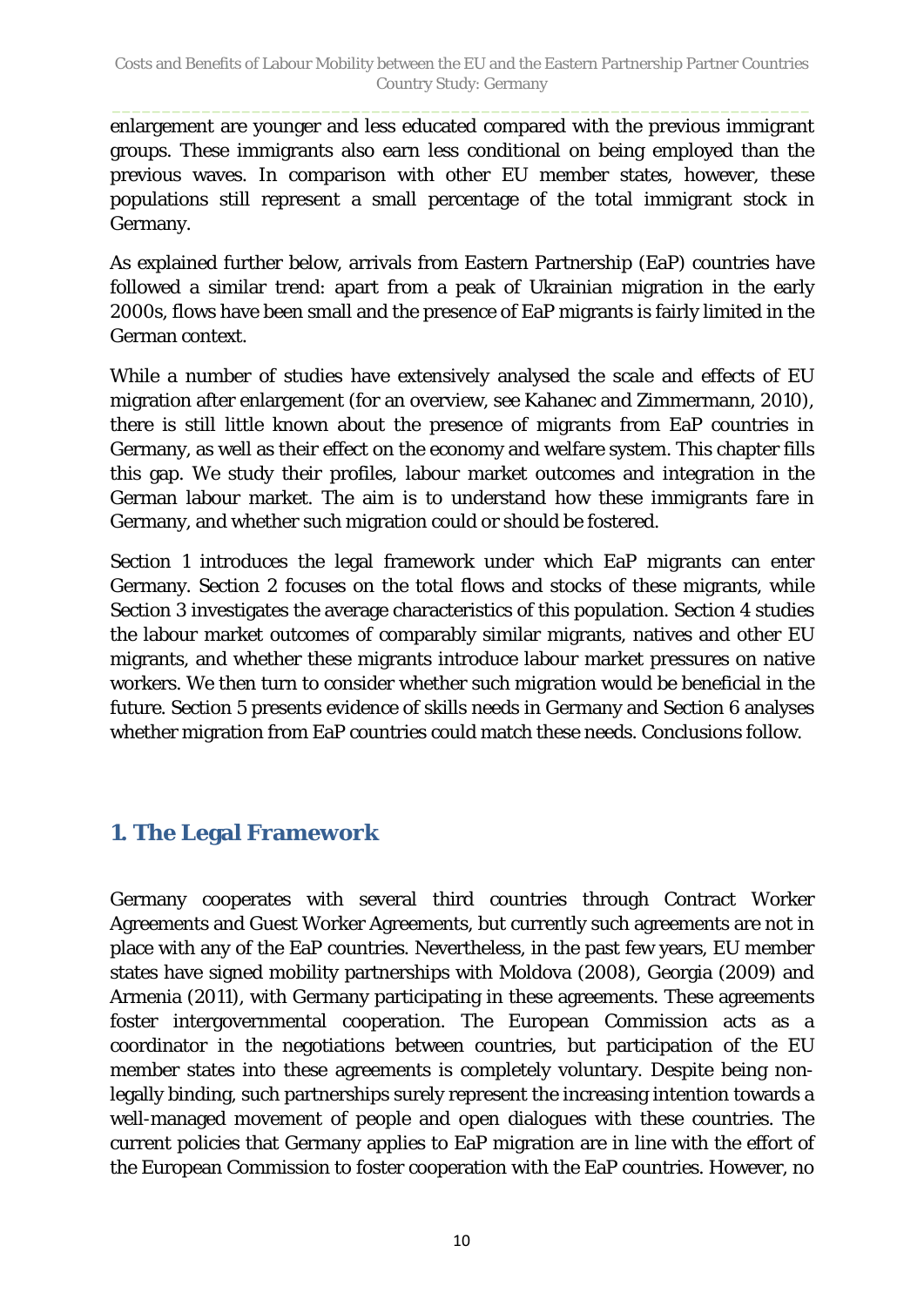enlargement are younger and less educated compared with the previous immigrant groups. These immigrants also earn less conditional on being employed than the previous waves. In comparison with other EU member states, however, these populations still represent a small percentage of the total immigrant stock in Germany.

As explained further below, arrivals from Eastern Partnership (EaP) countries have followed a similar trend: apart from a peak of Ukrainian migration in the early 2000s, flows have been small and the presence of EaP migrants is fairly limited in the German context.

While a number of studies have extensively analysed the scale and effects of EU migration after enlargement (for an overview, see Kahanec and Zimmermann, 2010), there is still little known about the presence of migrants from EaP countries in Germany, as well as their effect on the economy and welfare system. This chapter fills this gap. We study their profiles, labour market outcomes and integration in the German labour market. The aim is to understand how these immigrants fare in Germany, and whether such migration could or should be fostered.

Section 1 introduces the legal framework under which EaP migrants can enter Germany. Section 2 focuses on the total flows and stocks of these migrants, while Section 3 investigates the average characteristics of this population. Section 4 studies the labour market outcomes of comparably similar migrants, natives and other EU migrants, and whether these migrants introduce labour market pressures on native workers. We then turn to consider whether such migration would be beneficial in the future. Section 5 presents evidence of skills needs in Germany and Section 6 analyses whether migration from EaP countries could match these needs. Conclusions follow.

## 1. The Legal Framework

Germany cooperates with several third countries through Contract Worker Agreements and Guest Worker Agreements, but currently such agreements are not in place with any of the EaP countries. Nevertheless, in the past few years, EU member states have signed mobility partnerships with Moldova (2008), Georgia (2009) and Armenia (2011), with Germany participating in these agreements. These agreements foster intergovernmental cooperation. The European Commission acts as a coordinator in the negotiations between countries, but participation of the EU member states into these agreements is completely voluntary. Despite being non-legally binding, such partnerships surely represent the increasing intention towards a well-managed movement of people and open dialogues with these countries. The current policies that Germany applies to EaP migration are in line with the effort of the European Commission to foster cooperation with the EaP countries. However, no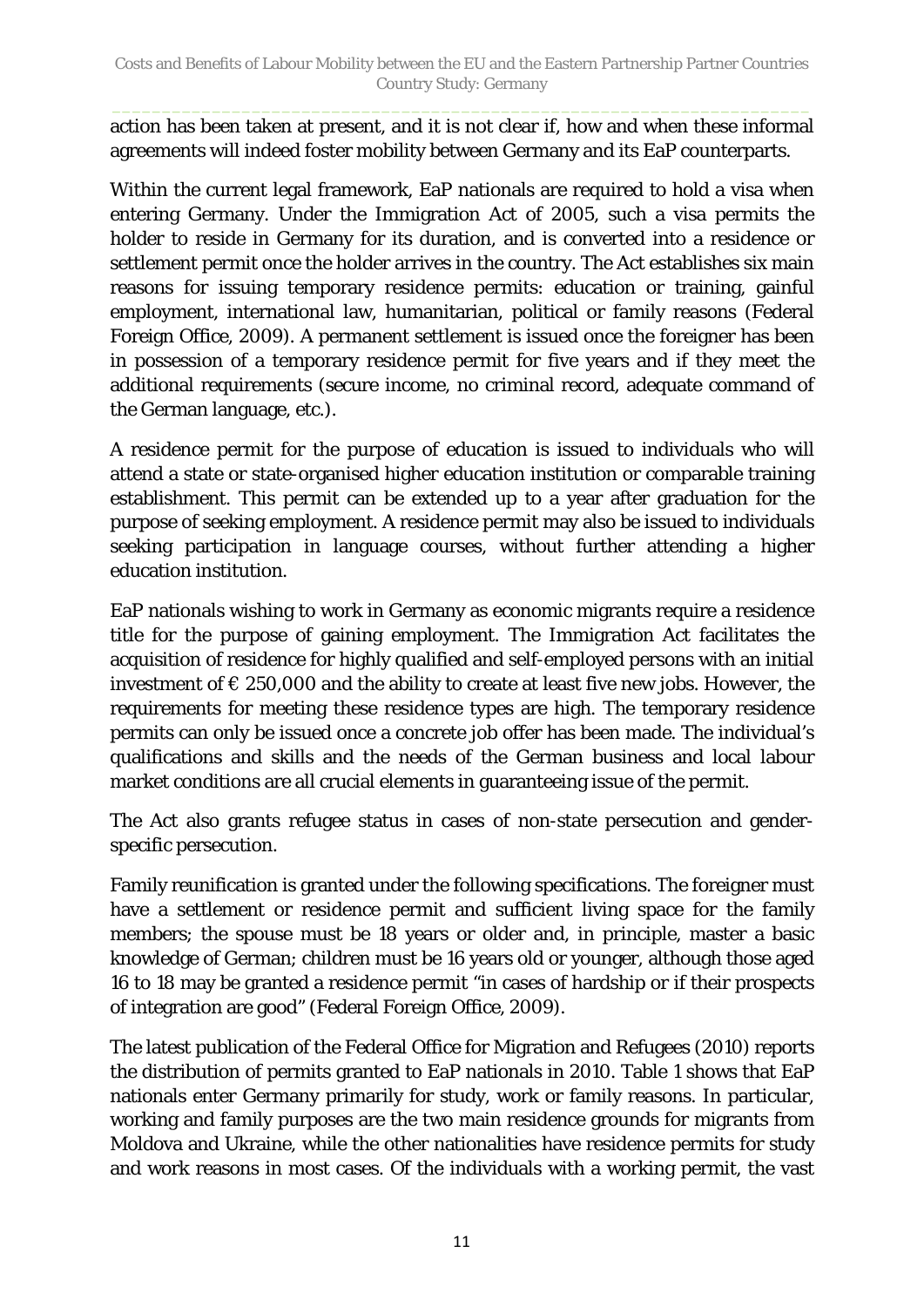action has been taken at present, and it is not clear if, how and when these informal agreements will indeed foster mobility between Germany and its EaP counterparts.

Within the current legal framework, EaP nationals are required to hold a visa when entering Germany. Under the Immigration Act of 2005, such a visa permits the holder to reside in Germany for its duration, and is converted into a residence or settlement permit once the holder arrives in the country. The Act establishes six main reasons for issuing temporary residence permits: education or training, gainful employment, international law, humanitarian, political or family reasons (Federal Foreign Office, 2009). A permanent settlement is issued once the foreigner has been in possession of a temporary residence permit for five years and if they meet the additional requirements (secure income, no criminal record, adequate command of the German language, etc.).

A residence permit for the purpose of education is issued to individuals who will attend a state or state-organised higher education institution or comparable training establishment. This permit can be extended up to a year after graduation for the purpose of seeking employment. A residence permit may also be issued to individuals seeking participation in language courses, without further attending a higher education institution.

EaP nationals wishing to work in Germany as economic migrants require a residence title for the purpose of gaining employment. The Immigration Act facilitates the acquisition of residence for highly qualified and self-employed persons with an initial investment of € 250,000 and the ability to create at least five new jobs. However, the requirements for meeting these residence types are high. The temporary residence permits can only be issued once a concrete job offer has been made. The individual's qualifications and skills and the needs of the German business and local labour market conditions are all crucial elements in guaranteeing issue of the permit.

The Act also grants refugee status in cases of non-state persecution and gender-specific persecution.

Family reunification is granted under the following specifications. The foreigner must have a settlement or residence permit and sufficient living space for the family members; the spouse must be 18 years or older and, in principle, master a basic knowledge of German; children must be 16 years old or younger, although those aged 16 to 18 may be granted a residence permit "in cases of hardship or if their prospects of integration are good" (Federal Foreign Office, 2009).

The latest publication of the Federal Office for Migration and Refugees (2010) reports the distribution of permits granted to EaP nationals in 2010. Table 1 shows that EaP nationals enter Germany primarily for study, work or family reasons. In particular, working and family purposes are the two main residence grounds for migrants from Moldova and Ukraine, while the other nationalities have residence permits for study and work reasons in most cases. Of the individuals with a working permit, the vast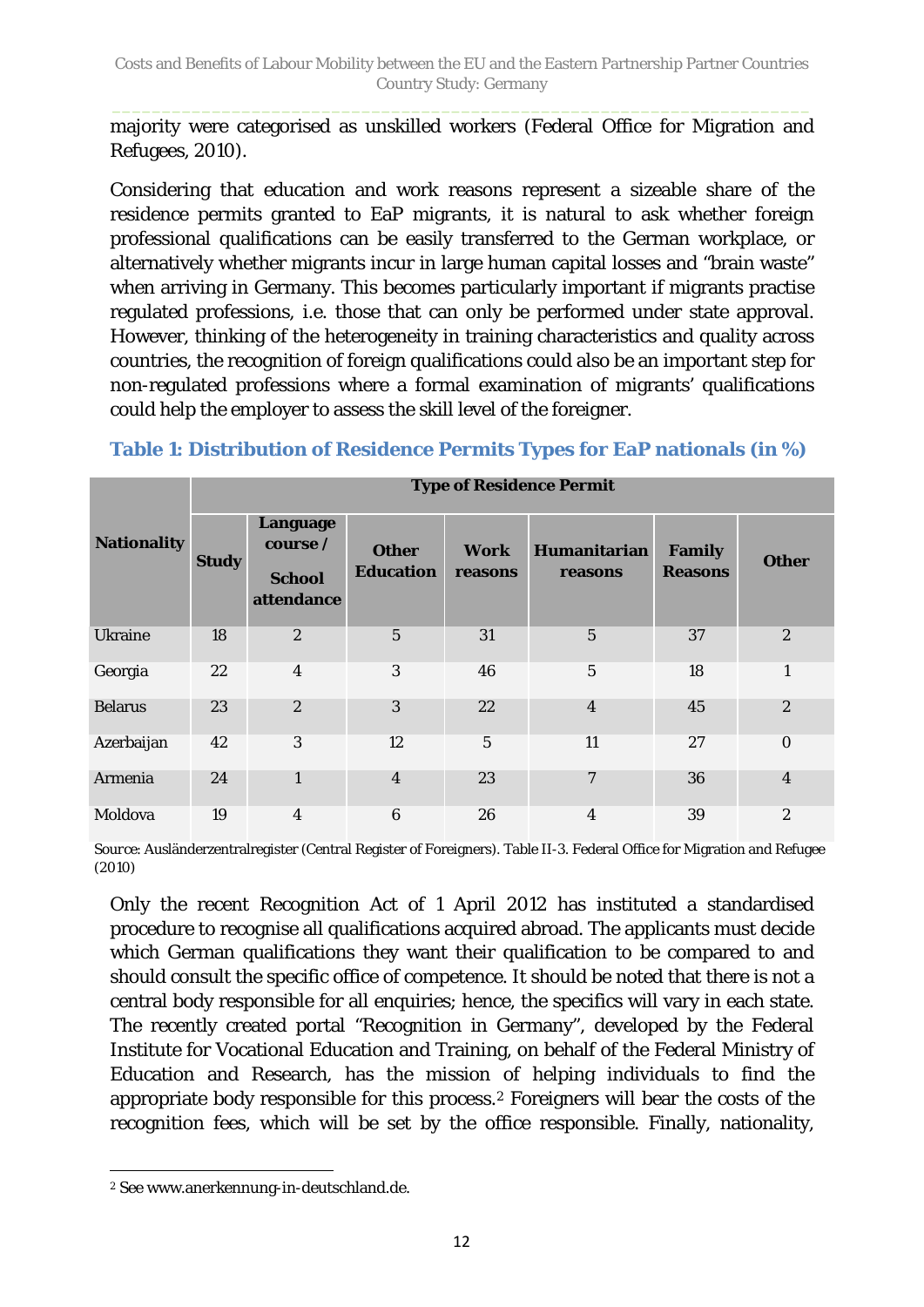majority were categorised as unskilled workers (Federal Office for Migration and Refugees, 2010).

Considering that education and work reasons represent a sizeable share of the residence permits granted to EaP migrants, it is natural to ask whether foreign professional qualifications can be easily transferred to the German workplace, or alternatively whether migrants incur in large human capital losses and "brain waste" when arriving in Germany. This becomes particularly important if migrants practise regulated professions, i.e. those that can only be performed under state approval. However, thinking of the heterogeneity in training characteristics and quality across countries, the recognition of foreign qualifications could also be an important step for non-regulated professions where a formal examination of migrants' qualifications could help the employer to assess the skill level of the foreigner.

**Table 1: Distribution of Residence Permits Types for EaP nationals (in %)**

| Nationality | Type of Residence Permit | | | | | | |
|---|---|---|---|---|---|---|---|
| | **Study** | **Language course / School attendance** | **Other Education** | **Work reasons** | **Humanitarian reasons** | **Family Reasons** | **Other** |
| Ukraine | 18 | 2 | 5 | 31 | 5 | 37 | 2 |
| Georgia | 22 | 4 | 3 | 46 | 5 | 18 | 1 |
| Belarus | 23 | 2 | 3 | 22 | 4 | 45 | 2 |
| Azerbaijan | 42 | 3 | 12 | 5 | 11 | 27 | 0 |
| Armenia | 24 | 1 | 4 | 23 | 7 | 36 | 4 |
| Moldova | 19 | 4 | 6 | 26 | 4 | 39 | 2 |

Source: Ausländerzentralregister (Central Register of Foreigners). Table II-3. Federal Office for Migration and Refugee (2010)

Only the recent Recognition Act of 1 April 2012 has instituted a standardised procedure to recognise all qualifications acquired abroad. The applicants must decide which German qualifications they want their qualification to be compared to and should consult the specific office of competence. It should be noted that there is not a central body responsible for all enquiries; hence, the specifics will vary in each state. The recently created portal "Recognition in Germany", developed by the Federal Institute for Vocational Education and Training, on behalf of the Federal Ministry of Education and Research, has the mission of helping individuals to find the appropriate body responsible for this process.[2] Foreigners will bear the costs of the recognition fees, which will be set by the office responsible. Finally, nationality,

[2] See www.anerkennung-in-deutschland.de.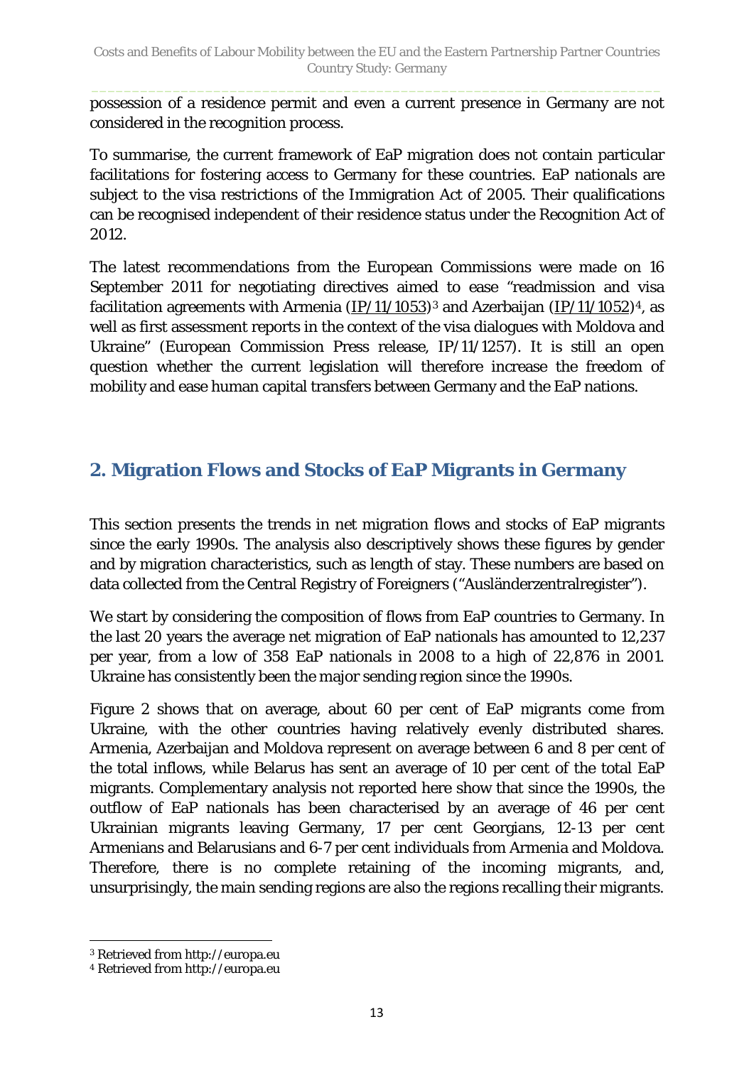possession of a residence permit and even a current presence in Germany are not considered in the recognition process.

To summarise, the current framework of EaP migration does not contain particular facilitations for fostering access to Germany for these countries. EaP nationals are subject to the visa restrictions of the Immigration Act of 2005. Their qualifications can be recognised independent of their residence status under the Recognition Act of 2012.

The latest recommendations from the European Commissions were made on 16 September 2011 for negotiating directives aimed to ease "readmission and visa facilitation agreements with Armenia (IP/11/1053)[3] and Azerbaijan (IP/11/1052)[4], as well as first assessment reports in the context of the visa dialogues with Moldova and Ukraine" (European Commission Press release, IP/11/1257). It is still an open question whether the current legislation will therefore increase the freedom of mobility and ease human capital transfers between Germany and the EaP nations.

## 2. Migration Flows and Stocks of EaP Migrants in Germany

This section presents the trends in net migration flows and stocks of EaP migrants since the early 1990s. The analysis also descriptively shows these figures by gender and by migration characteristics, such as length of stay. These numbers are based on data collected from the Central Registry of Foreigners ("Ausländerzentralregister").

We start by considering the composition of flows from EaP countries to Germany. In the last 20 years the average net migration of EaP nationals has amounted to 12,237 per year, from a low of 358 EaP nationals in 2008 to a high of 22,876 in 2001. Ukraine has consistently been the major sending region since the 1990s.

Figure 2 shows that on average, about 60 per cent of EaP migrants come from Ukraine, with the other countries having relatively evenly distributed shares. Armenia, Azerbaijan and Moldova represent on average between 6 and 8 per cent of the total inflows, while Belarus has sent an average of 10 per cent of the total EaP migrants. Complementary analysis not reported here show that since the 1990s, the outflow of EaP nationals has been characterised by an average of 46 per cent Ukrainian migrants leaving Germany, 17 per cent Georgians, 12-13 per cent Armenians and Belarusians and 6-7 per cent individuals from Armenia and Moldova. Therefore, there is no complete retaining of the incoming migrants, and, unsurprisingly, the main sending regions are also the regions recalling their migrants.

---

[3] Retrieved from http://europa.eu

[4] Retrieved from http://europa.eu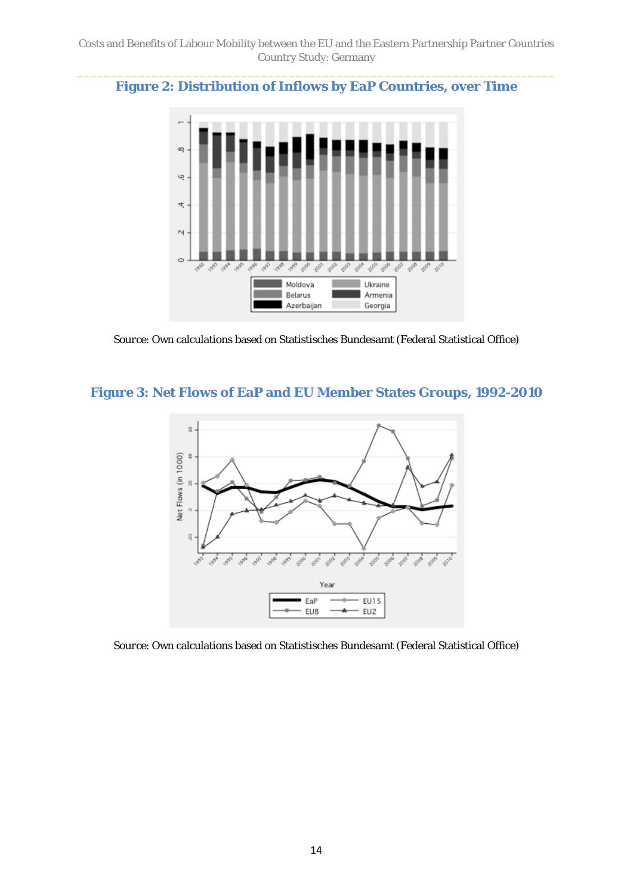**Figure 2: Distribution of Inflows by EaP Countries, over Time**

Source: Own calculations based on Statistisches Bundesamt (Federal Statistical Office)

**Figure 3: Net Flows of EaP and EU Member States Groups, 1992-2010**

Source: Own calculations based on Statistisches Bundesamt (Federal Statistical Office)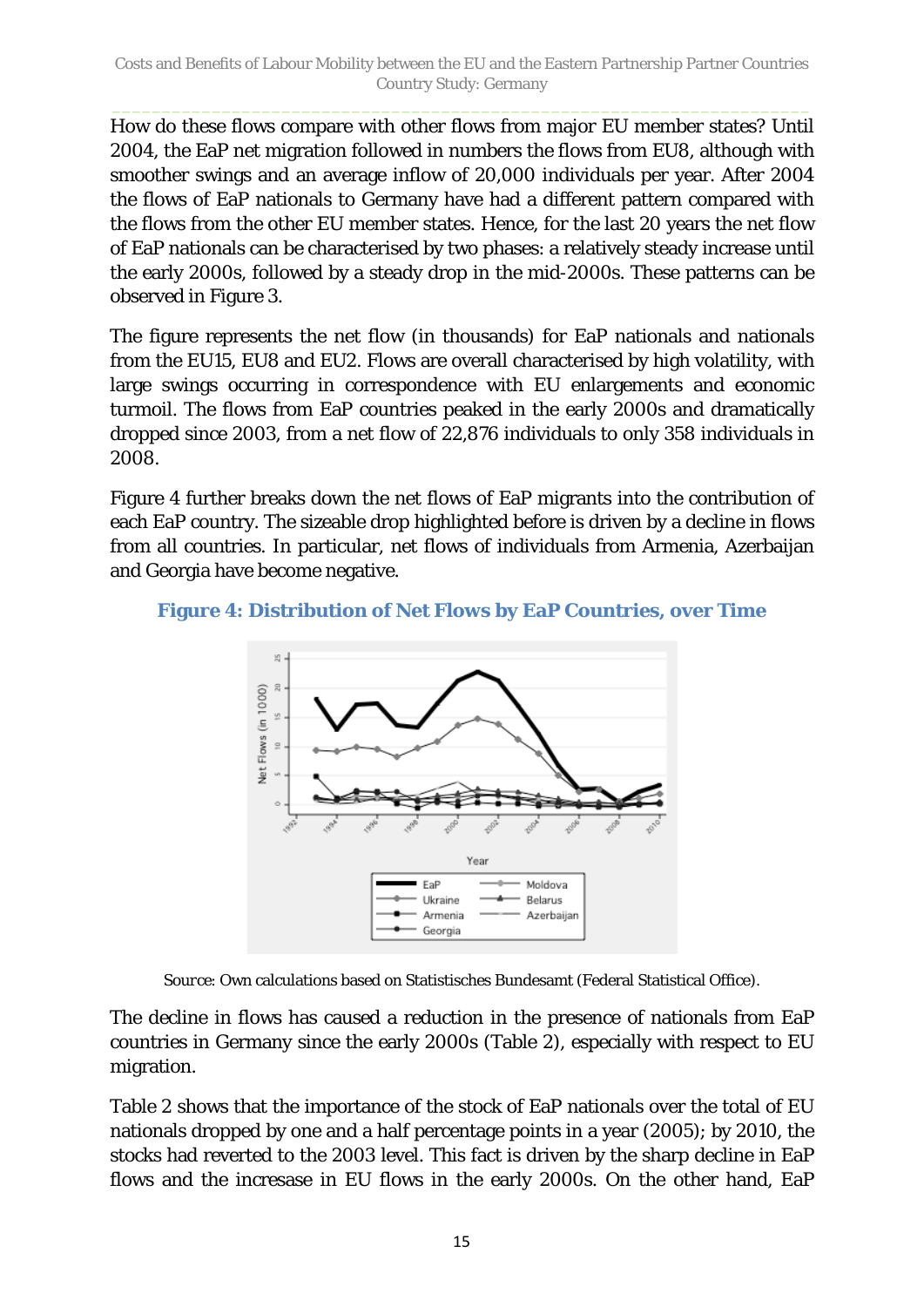How do these flows compare with other flows from major EU member states? Until 2004, the EaP net migration followed in numbers the flows from EU8, although with smoother swings and an average inflow of 20,000 individuals per year. After 2004 the flows of EaP nationals to Germany have had a different pattern compared with the flows from the other EU member states. Hence, for the last 20 years the net flow of EaP nationals can be characterised by two phases: a relatively steady increase until the early 2000s, followed by a steady drop in the mid-2000s. These patterns can be observed in Figure 3.

The figure represents the net flow (in thousands) for EaP nationals and nationals from the EU15, EU8 and EU2. Flows are overall characterised by high volatility, with large swings occurring in correspondence with EU enlargements and economic turmoil. The flows from EaP countries peaked in the early 2000s and dramatically dropped since 2003, from a net flow of 22,876 individuals to only 358 individuals in 2008.

Figure 4 further breaks down the net flows of EaP migrants into the contribution of each EaP country. The sizeable drop highlighted before is driven by a decline in flows from all countries. In particular, net flows of individuals from Armenia, Azerbaijan and Georgia have become negative.

**Figure 4: Distribution of Net Flows by EaP Countries, over Time**

*Source:* Own calculations based on Statistisches Bundesamt (Federal Statistical Office).

The decline in flows has caused a reduction in the presence of nationals from EaP countries in Germany since the early 2000s (Table 2), especially with respect to EU migration.

Table 2 shows that the importance of the stock of EaP nationals over the total of EU nationals dropped by one and a half percentage points in a year (2005); by 2010, the stocks had reverted to the 2003 level. This fact is driven by the sharp decline in EaP flows and the increase in EU flows in the early 2000s. On the other hand, EaP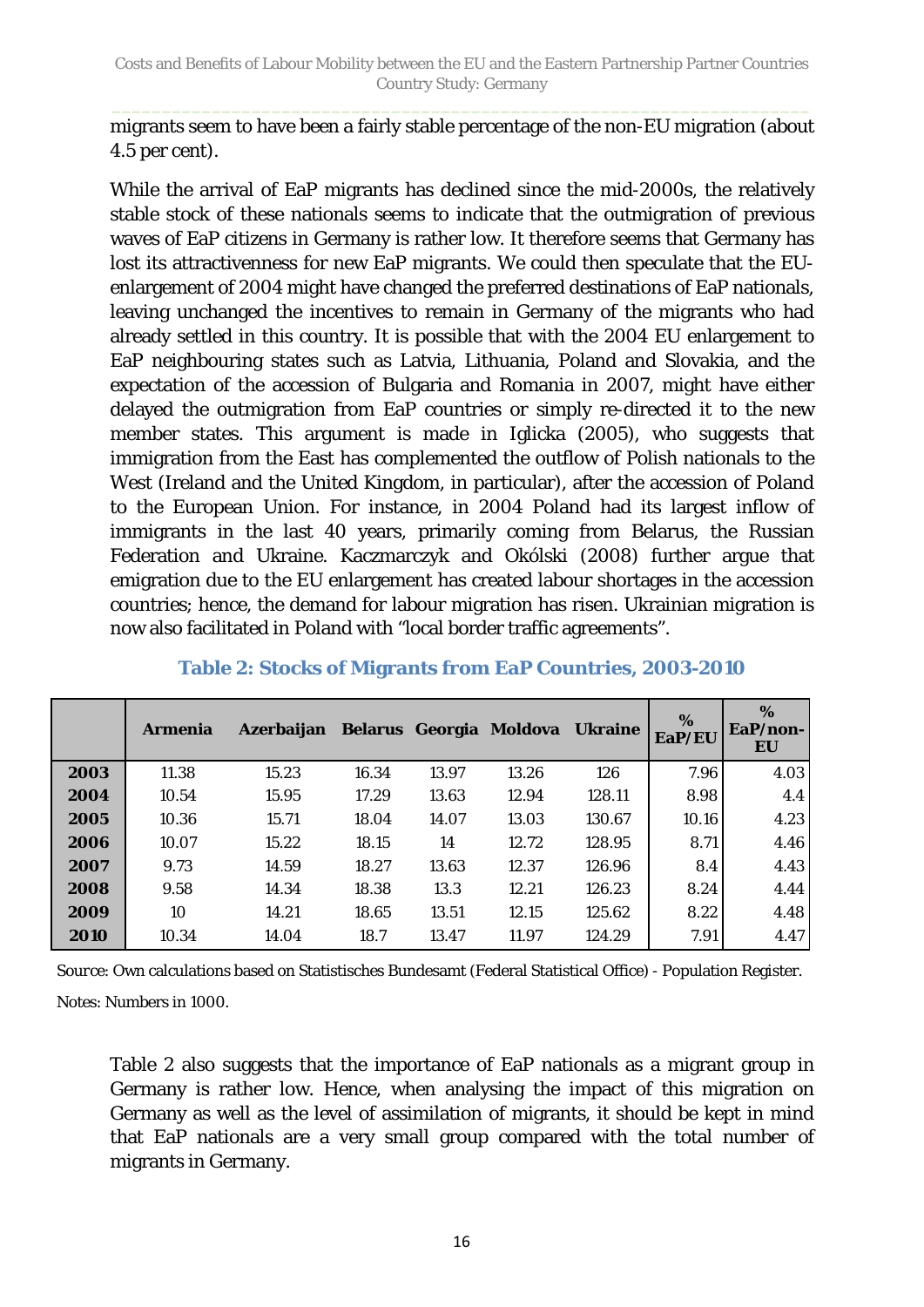migrants seem to have been a fairly stable percentage of the non-EU migration (about 4.5 per cent).

While the arrival of EaP migrants has declined since the mid-2000s, the relatively stable stock of these nationals seems to indicate that the outmigration of previous waves of EaP citizens in Germany is rather low. It therefore seems that Germany has lost its attractivenness for new EaP migrants. We could then speculate that the EU-enlargement of 2004 might have changed the preferred destinations of EaP nationals, leaving unchanged the incentives to remain in Germany of the migrants who had already settled in this country. It is possible that with the 2004 EU enlargement to EaP neighbouring states such as Latvia, Lithuania, Poland and Slovakia, and the expectation of the accession of Bulgaria and Romania in 2007, might have either delayed the outmigration from EaP countries or simply re-directed it to the new member states. This argument is made in Iglicka (2005), who suggests that immigration from the East has complemented the outflow of Polish nationals to the West (Ireland and the United Kingdom, in particular), after the accession of Poland to the European Union. For instance, in 2004 Poland had its largest inflow of immigrants in the last 40 years, primarily coming from Belarus, the Russian Federation and Ukraine. Kaczmarczyk and Okólski (2008) further argue that emigration due to the EU enlargement has created labour shortages in the accession countries; hence, the demand for labour migration has risen. Ukrainian migration is now also facilitated in Poland with "local border traffic agreements".

**Table 2: Stocks of Migrants from EaP Countries, 2003-2010**

| | Armenia | Azerbaijan | Belarus | Georgia | Moldova | Ukraine | % EaP/EU | % EaP/non-EU |
|---|---|---|---|---|---|---|---|---|
| **2003** | 11.38 | 15.23 | 16.34 | 13.97 | 13.26 | 126 | 7.96 | 4.03 |
| **2004** | 10.54 | 15.95 | 17.29 | 13.63 | 12.94 | 128.11 | 8.98 | 4.4 |
| **2005** | 10.36 | 15.71 | 18.04 | 14.07 | 13.03 | 130.67 | 10.16 | 4.23 |
| **2006** | 10.07 | 15.22 | 18.15 | 14 | 12.72 | 128.95 | 8.71 | 4.46 |
| **2007** | 9.73 | 14.59 | 18.27 | 13.63 | 12.37 | 126.96 | 8.4 | 4.43 |
| **2008** | 9.58 | 14.34 | 18.38 | 13.3 | 12.21 | 126.23 | 8.24 | 4.44 |
| **2009** | 10 | 14.21 | 18.65 | 13.51 | 12.15 | 125.62 | 8.22 | 4.48 |
| **2010** | 10.34 | 14.04 | 18.7 | 13.47 | 11.97 | 124.29 | 7.91 | 4.47 |

Source: Own calculations based on Statistisches Bundesamt (Federal Statistical Office) - Population Register.

Notes: Numbers in 1000.

Table 2 also suggests that the importance of EaP nationals as a migrant group in Germany is rather low. Hence, when analysing the impact of this migration on Germany as well as the level of assimilation of migrants, it should be kept in mind that EaP nationals are a very small group compared with the total number of migrants in Germany.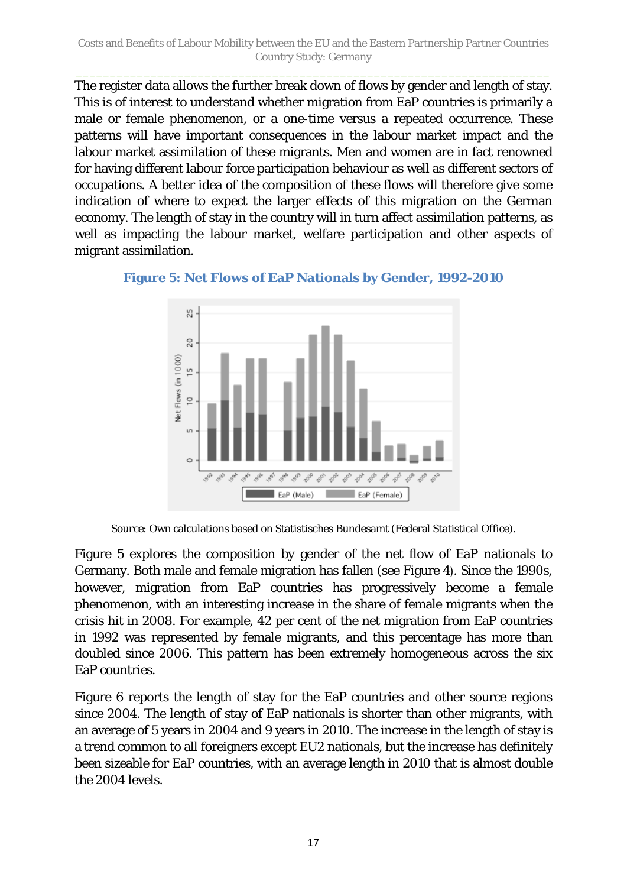The register data allows the further break down of flows by gender and length of stay. This is of interest to understand whether migration from EaP countries is primarily a male or female phenomenon, or a one-time versus a repeated occurrence. These patterns will have important consequences in the labour market impact and the labour market assimilation of these migrants. Men and women are in fact renowned for having different labour force participation behaviour as well as different sectors of occupations. A better idea of the composition of these flows will therefore give some indication of where to expect the larger effects of this migration on the German economy. The length of stay in the country will in turn affect assimilation patterns, as well as impacting the labour market, welfare participation and other aspects of migrant assimilation.

**Figure 5: Net Flows of EaP Nationals by Gender, 1992-2010**

Source: Own calculations based on Statistisches Bundesamt (Federal Statistical Office).

Figure 5 explores the composition by gender of the net flow of EaP nationals to Germany. Both male and female migration has fallen (see Figure 4). Since the 1990s, however, migration from EaP countries has progressively become a female phenomenon, with an interesting increase in the share of female migrants when the crisis hit in 2008. For example, 42 per cent of the net migration from EaP countries in 1992 was represented by female migrants, and this percentage has more than doubled since 2006. This pattern has been extremely homogeneous across the six EaP countries.

Figure 6 reports the length of stay for the EaP countries and other source regions since 2004. The length of stay of EaP nationals is shorter than other migrants, with an average of 5 years in 2004 and 9 years in 2010. The increase in the length of stay is a trend common to all foreigners except EU2 nationals, but the increase has definitely been sizeable for EaP countries, with an average length in 2010 that is almost double the 2004 levels.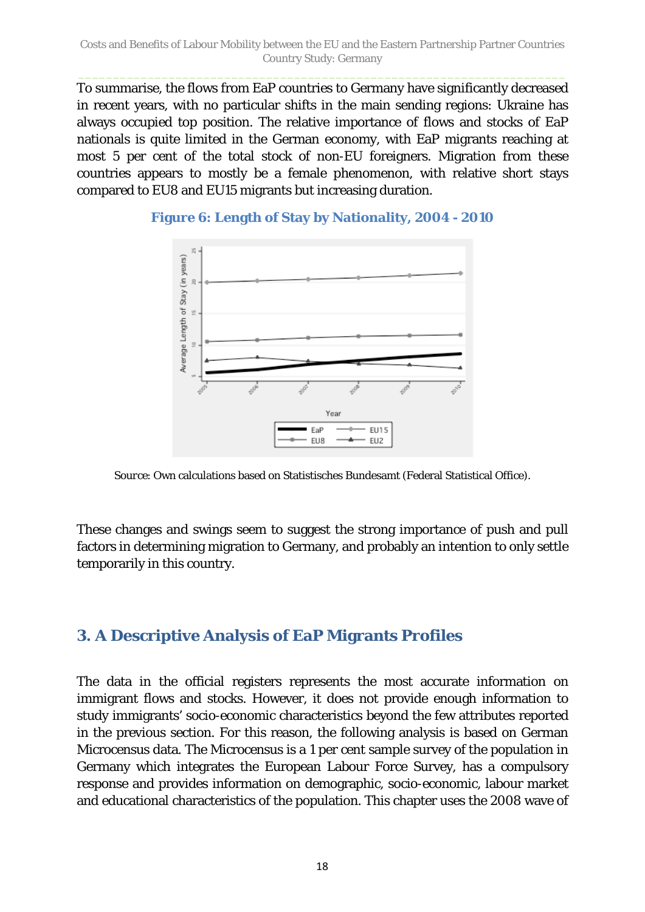To summarise, the flows from EaP countries to Germany have significantly decreased in recent years, with no particular shifts in the main sending regions: Ukraine has always occupied top position. The relative importance of flows and stocks of EaP nationals is quite limited in the German economy, with EaP migrants reaching at most 5 per cent of the total stock of non-EU foreigners. Migration from these countries appears to mostly be a female phenomenon, with relative short stays compared to EU8 and EU15 migrants but increasing duration.

**Figure 6: Length of Stay by Nationality, 2004 - 2010**

Source: Own calculations based on Statistisches Bundesamt (Federal Statistical Office).

These changes and swings seem to suggest the strong importance of push and pull factors in determining migration to Germany, and probably an intention to only settle temporarily in this country.

## 3. A Descriptive Analysis of EaP Migrants Profiles

The data in the official registers represents the most accurate information on immigrant flows and stocks. However, it does not provide enough information to study immigrants' socio-economic characteristics beyond the few attributes reported in the previous section. For this reason, the following analysis is based on German Microcensus data. The Microcensus is a 1 per cent sample survey of the population in Germany which integrates the European Labour Force Survey, has a compulsory response and provides information on demographic, socio-economic, labour market and educational characteristics of the population. This chapter uses the 2008 wave of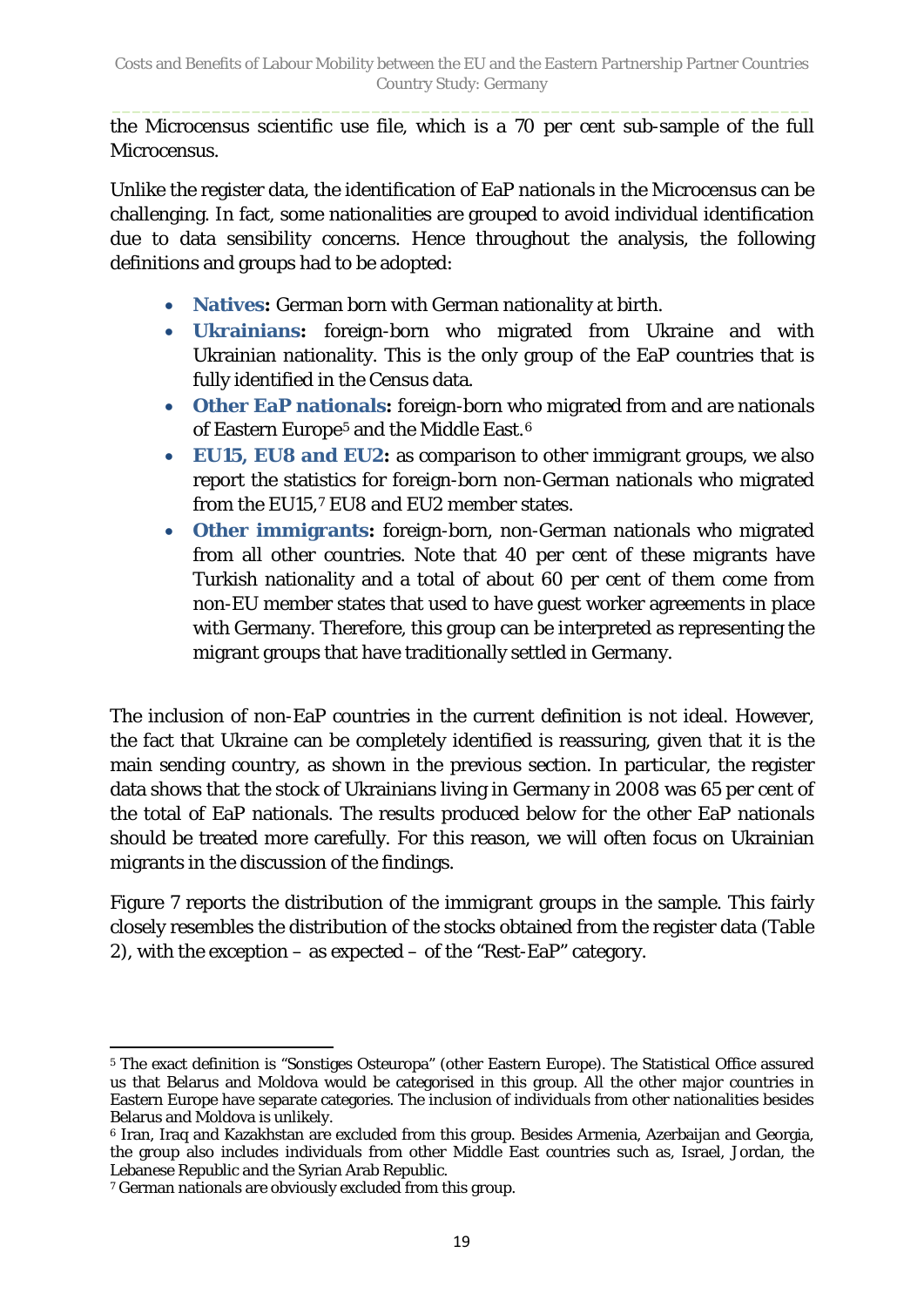the Microcensus scientific use file, which is a 70 per cent sub-sample of the full Microcensus.

Unlike the register data, the identification of EaP nationals in the Microcensus can be challenging. In fact, some nationalities are grouped to avoid individual identification due to data sensibility concerns. Hence throughout the analysis, the following definitions and groups had to be adopted:

- **Natives:** German born with German nationality at birth.
- **Ukrainians:** foreign-born who migrated from Ukraine and with Ukrainian nationality. This is the only group of the EaP countries that is fully identified in the Census data.
- **Other EaP nationals:** foreign-born who migrated from and are nationals of Eastern Europe[5] and the Middle East.[6]
- **EU15, EU8 and EU2:** as comparison to other immigrant groups, we also report the statistics for foreign-born non-German nationals who migrated from the EU15,[7] EU8 and EU2 member states.
- **Other immigrants:** foreign-born, non-German nationals who migrated from all other countries. Note that 40 per cent of these migrants have Turkish nationality and a total of about 60 per cent of them come from non-EU member states that used to have guest worker agreements in place with Germany. Therefore, this group can be interpreted as representing the migrant groups that have traditionally settled in Germany.

The inclusion of non-EaP countries in the current definition is not ideal. However, the fact that Ukraine can be completely identified is reassuring, given that it is the main sending country, as shown in the previous section. In particular, the register data shows that the stock of Ukrainians living in Germany in 2008 was 65 per cent of the total of EaP nationals. The results produced below for the other EaP nationals should be treated more carefully. For this reason, we will often focus on Ukrainian migrants in the discussion of the findings.

Figure 7 reports the distribution of the immigrant groups in the sample. This fairly closely resembles the distribution of the stocks obtained from the register data (Table 2), with the exception – as expected – of the "Rest-EaP" category.

---

[5] The exact definition is "Sonstiges Osteuropa" (other Eastern Europe). The Statistical Office assured us that Belarus and Moldova would be categorised in this group. All the other major countries in Eastern Europe have separate categories. The inclusion of individuals from other nationalities besides Belarus and Moldova is unlikely.

[6] Iran, Iraq and Kazakhstan are excluded from this group. Besides Armenia, Azerbaijan and Georgia, the group also includes individuals from other Middle East countries such as, Israel, Jordan, the Lebanese Republic and the Syrian Arab Republic.

[7] German nationals are obviously excluded from this group.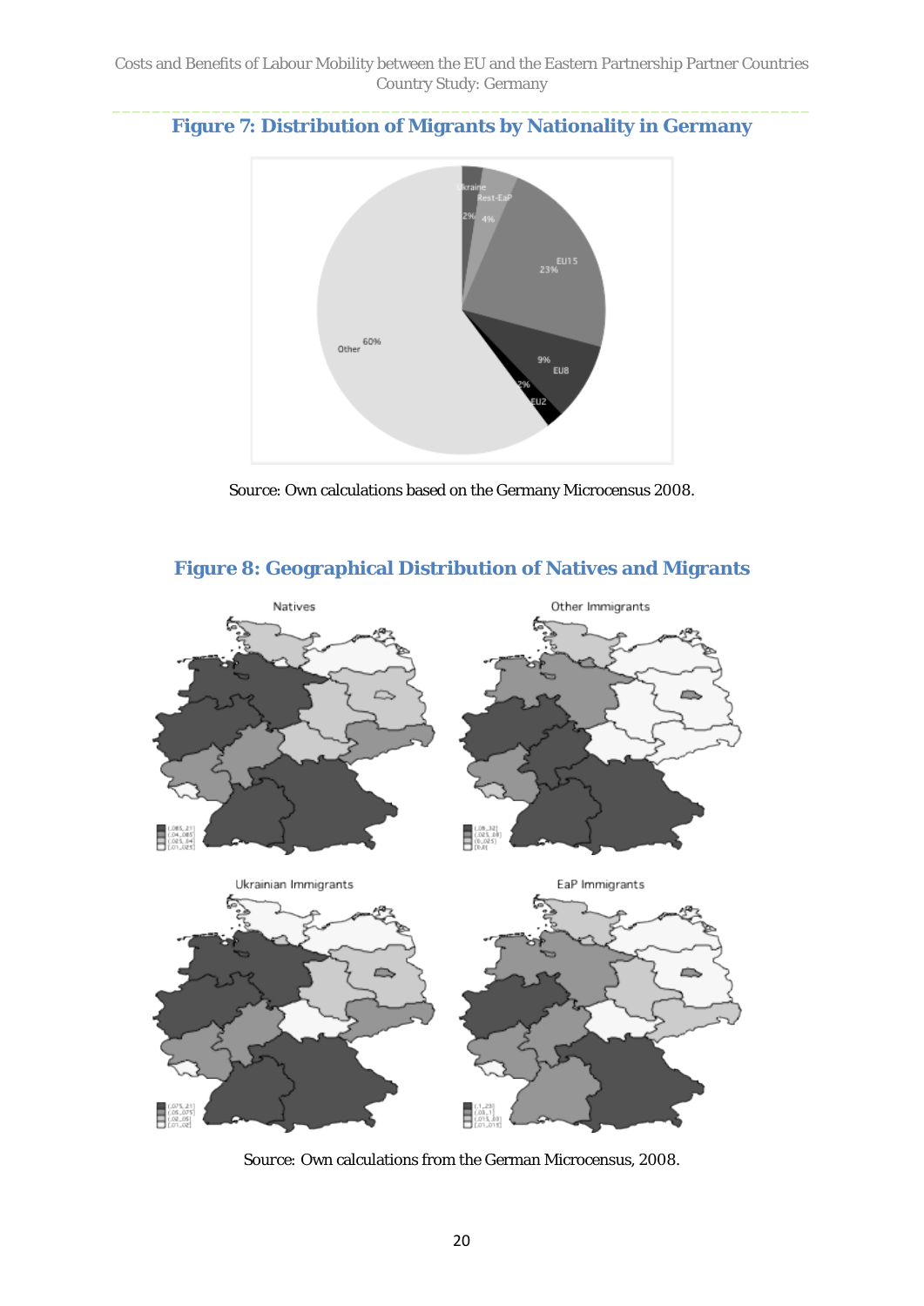**Figure 7: Distribution of Migrants by Nationality in Germany**

Source: Own calculations based on the Germany Microcensus 2008.

**Figure 8: Geographical Distribution of Natives and Migrants**

Source: Own calculations from the German Microcensus, 2008.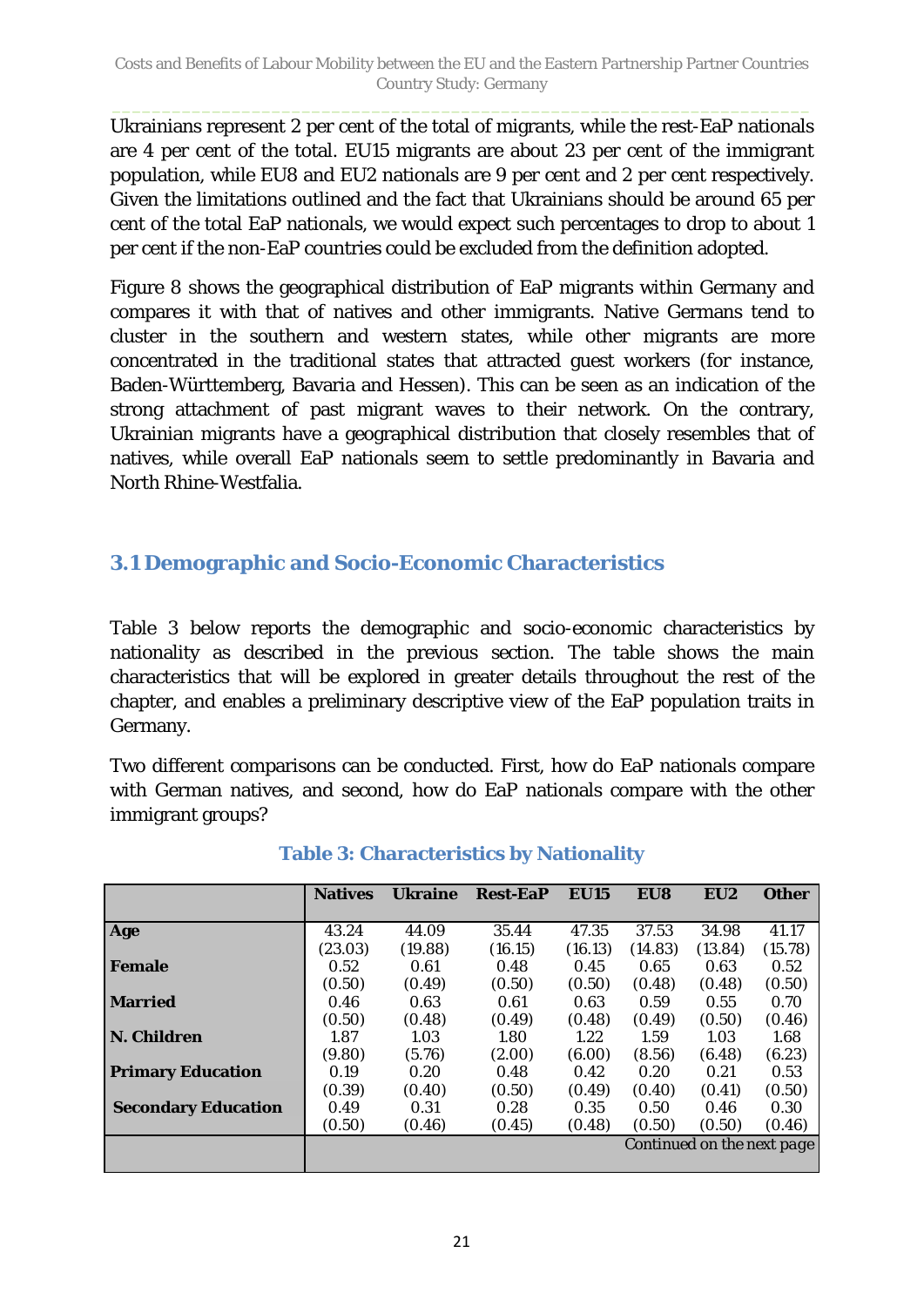Ukrainians represent 2 per cent of the total of migrants, while the rest-EaP nationals are 4 per cent of the total. EU15 migrants are about 23 per cent of the immigrant population, while EU8 and EU2 nationals are 9 per cent and 2 per cent respectively. Given the limitations outlined and the fact that Ukrainians should be around 65 per cent of the total EaP nationals, we would expect such percentages to drop to about 1 per cent if the non-EaP countries could be excluded from the definition adopted.

Figure 8 shows the geographical distribution of EaP migrants within Germany and compares it with that of natives and other immigrants. Native Germans tend to cluster in the southern and western states, while other migrants are more concentrated in the traditional states that attracted guest workers (for instance, Baden-Württemberg, Bavaria and Hessen). This can be seen as an indication of the strong attachment of past migrant waves to their network. On the contrary, Ukrainian migrants have a geographical distribution that closely resembles that of natives, while overall EaP nationals seem to settle predominantly in Bavaria and North Rhine-Westfalia.

## 3.1 Demographic and Socio-Economic Characteristics

Table 3 below reports the demographic and socio-economic characteristics by nationality as described in the previous section. The table shows the main characteristics that will be explored in greater details throughout the rest of the chapter, and enables a preliminary descriptive view of the EaP population traits in Germany.

Two different comparisons can be conducted. First, how do EaP nationals compare with German natives, and second, how do EaP nationals compare with the other immigrant groups?

**Table 3: Characteristics by Nationality**

| | Natives | Ukraine | Rest-EaP | EU15 | EU8 | EU2 | Other |
|---|---|---|---|---|---|---|---|
| **Age** | 43.24 | 44.09 | 35.44 | 47.35 | 37.53 | 34.98 | 41.17 |
| | (23.03) | (19.88) | (16.15) | (16.13) | (14.83) | (13.84) | (15.78) |
| **Female** | 0.52 | 0.61 | 0.48 | 0.45 | 0.65 | 0.63 | 0.52 |
| | (0.50) | (0.49) | (0.50) | (0.50) | (0.48) | (0.48) | (0.50) |
| **Married** | 0.46 | 0.63 | 0.61 | 0.63 | 0.59 | 0.55 | 0.70 |
| | (0.50) | (0.48) | (0.49) | (0.48) | (0.49) | (0.50) | (0.46) |
| **N. Children** | 1.87 | 1.03 | 1.80 | 1.22 | 1.59 | 1.03 | 1.68 |
| | (9.80) | (5.76) | (2.00) | (6.00) | (8.56) | (6.48) | (6.23) |
| **Primary Education** | 0.19 | 0.20 | 0.48 | 0.42 | 0.20 | 0.21 | 0.53 |
| | (0.39) | (0.40) | (0.50) | (0.49) | (0.40) | (0.41) | (0.50) |
| **Secondary Education** | 0.49 | 0.31 | 0.28 | 0.35 | 0.50 | 0.46 | 0.30 |
| | (0.50) | (0.46) | (0.45) | (0.48) | (0.50) | (0.50) | (0.46) |

*Continued on the next page*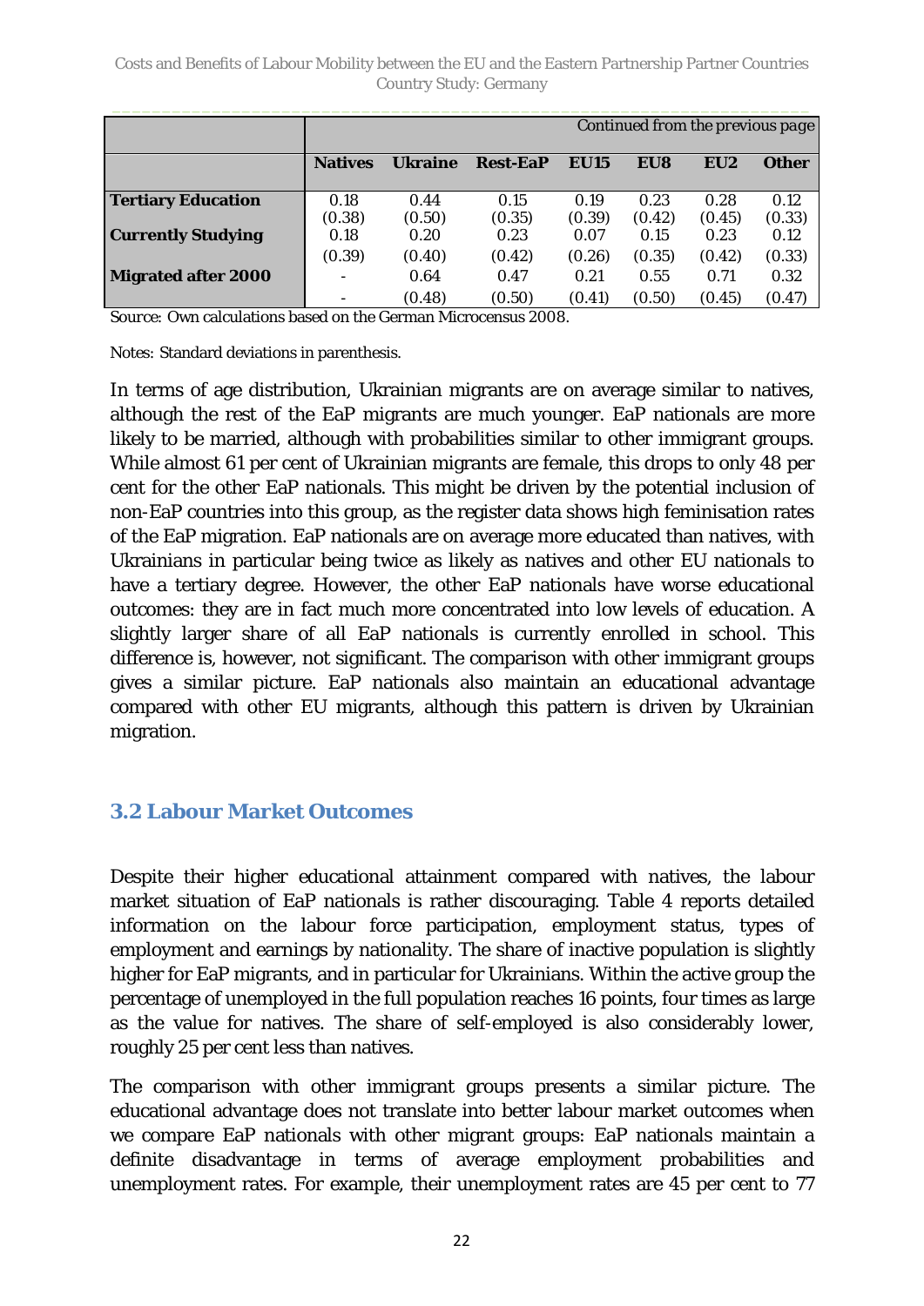| | *Continued from the previous page* | | | | | | |
|---|---|---|---|---|---|---|---|
| | **Natives** | **Ukraine** | **Rest-EaP** | **EU15** | **EU8** | **EU2** | **Other** |
| **Tertiary Education** | 0.18 | 0.44 | 0.15 | 0.19 | 0.23 | 0.28 | 0.12 |
| | (0.38) | (0.50) | (0.35) | (0.39) | (0.42) | (0.45) | (0.33) |
| **Currently Studying** | 0.18 | 0.20 | 0.23 | 0.07 | 0.15 | 0.23 | 0.12 |
| | (0.39) | (0.40) | (0.42) | (0.26) | (0.35) | (0.42) | (0.33) |
| **Migrated after 2000** | - | 0.64 | 0.47 | 0.21 | 0.55 | 0.71 | 0.32 |
| | - | (0.48) | (0.50) | (0.41) | (0.50) | (0.45) | (0.47) |

Source: Own calculations based on the German Microcensus 2008.

Notes: Standard deviations in parenthesis.

In terms of age distribution, Ukrainian migrants are on average similar to natives, although the rest of the EaP migrants are much younger. EaP nationals are more likely to be married, although with probabilities similar to other immigrant groups. While almost 61 per cent of Ukrainian migrants are female, this drops to only 48 per cent for the other EaP nationals. This might be driven by the potential inclusion of non-EaP countries into this group, as the register data shows high feminisation rates of the EaP migration. EaP nationals are on average more educated than natives, with Ukrainians in particular being twice as likely as natives and other EU nationals to have a tertiary degree. However, the other EaP nationals have worse educational outcomes: they are in fact much more concentrated into low levels of education. A slightly larger share of all EaP nationals is currently enrolled in school. This difference is, however, not significant. The comparison with other immigrant groups gives a similar picture. EaP nationals also maintain an educational advantage compared with other EU migrants, although this pattern is driven by Ukrainian migration.

## 3.2 Labour Market Outcomes

Despite their higher educational attainment compared with natives, the labour market situation of EaP nationals is rather discouraging. Table 4 reports detailed information on the labour force participation, employment status, types of employment and earnings by nationality. The share of inactive population is slightly higher for EaP migrants, and in particular for Ukrainians. Within the active group the percentage of unemployed in the full population reaches 16 points, four times as large as the value for natives. The share of self-employed is also considerably lower, roughly 25 per cent less than natives.

The comparison with other immigrant groups presents a similar picture. The educational advantage does not translate into better labour market outcomes when we compare EaP nationals with other migrant groups: EaP nationals maintain a definite disadvantage in terms of average employment probabilities and unemployment rates. For example, their unemployment rates are 45 per cent to 77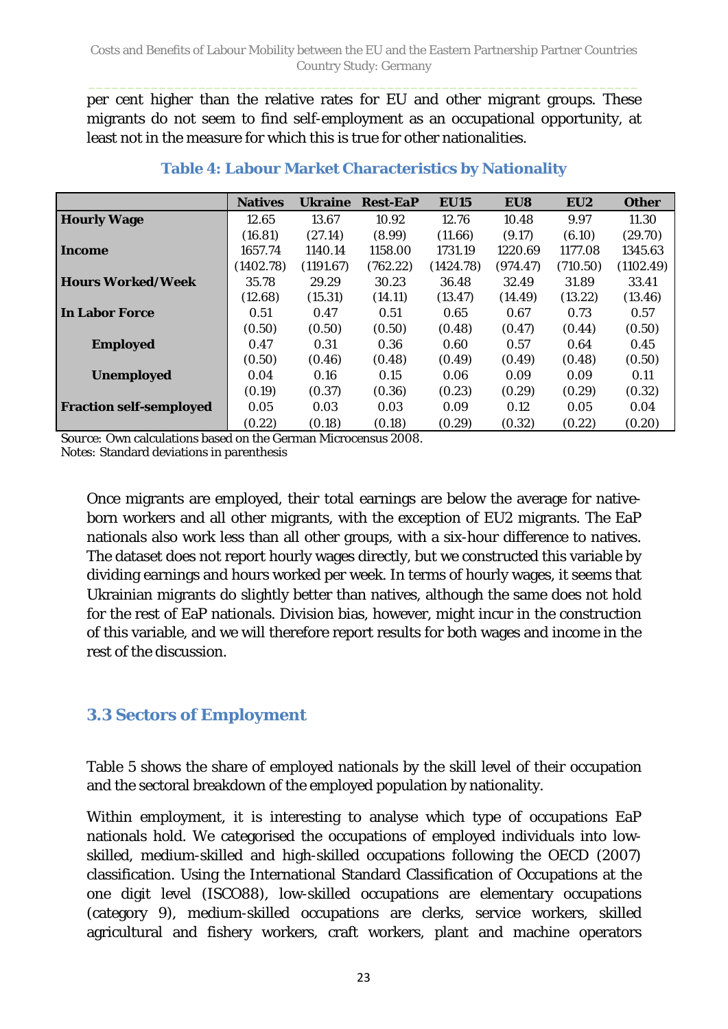per cent higher than the relative rates for EU and other migrant groups. These migrants do not seem to find self-employment as an occupational opportunity, at least not in the measure for which this is true for other nationalities.

### Table 4: Labour Market Characteristics by Nationality

| | Natives | Ukraine | Rest-EaP | EU15 | EU8 | EU2 | Other |
|---|---|---|---|---|---|---|---|
| **Hourly Wage** | 12.65 | 13.67 | 10.92 | 12.76 | 10.48 | 9.97 | 11.30 |
| | (16.81) | (27.14) | (8.99) | (11.66) | (9.17) | (6.10) | (29.70) |
| **Income** | 1657.74 | 1140.14 | 1158.00 | 1731.19 | 1220.69 | 1177.08 | 1345.63 |
| | (1402.78) | (1191.67) | (762.22) | (1424.78) | (974.47) | (710.50) | (1102.49) |
| **Hours Worked/Week** | 35.78 | 29.29 | 30.23 | 36.48 | 32.49 | 31.89 | 33.41 |
| | (12.68) | (15.31) | (14.11) | (13.47) | (14.49) | (13.22) | (13.46) |
| **In Labor Force** | 0.51 | 0.47 | 0.51 | 0.65 | 0.67 | 0.73 | 0.57 |
| | (0.50) | (0.50) | (0.50) | (0.48) | (0.47) | (0.44) | (0.50) |
| **Employed** | 0.47 | 0.31 | 0.36 | 0.60 | 0.57 | 0.64 | 0.45 |
| | (0.50) | (0.46) | (0.48) | (0.49) | (0.49) | (0.48) | (0.50) |
| **Unemployed** | 0.04 | 0.16 | 0.15 | 0.06 | 0.09 | 0.09 | 0.11 |
| | (0.19) | (0.37) | (0.36) | (0.23) | (0.29) | (0.29) | (0.32) |
| **Fraction self-semployed** | 0.05 | 0.03 | 0.03 | 0.09 | 0.12 | 0.05 | 0.04 |
| | (0.22) | (0.18) | (0.18) | (0.29) | (0.32) | (0.22) | (0.20) |

Source: Own calculations based on the German Microcensus 2008.
Notes: Standard deviations in parenthesis

Once migrants are employed, their total earnings are below the average for native-born workers and all other migrants, with the exception of EU2 migrants. The EaP nationals also work less than all other groups, with a six-hour difference to natives. The dataset does not report hourly wages directly, but we constructed this variable by dividing earnings and hours worked per week. In terms of hourly wages, it seems that Ukrainian migrants do slightly better than natives, although the same does not hold for the rest of EaP nationals. Division bias, however, might incur in the construction of this variable, and we will therefore report results for both wages and income in the rest of the discussion.

## 3.3 Sectors of Employment

Table 5 shows the share of employed nationals by the skill level of their occupation and the sectoral breakdown of the employed population by nationality.

Within employment, it is interesting to analyse which type of occupations EaP nationals hold. We categorised the occupations of employed individuals into low-skilled, medium-skilled and high-skilled occupations following the OECD (2007) classification. Using the International Standard Classification of Occupations at the one digit level (ISCO88), low-skilled occupations are elementary occupations (category 9), medium-skilled occupations are clerks, service workers, skilled agricultural and fishery workers, craft workers, plant and machine operators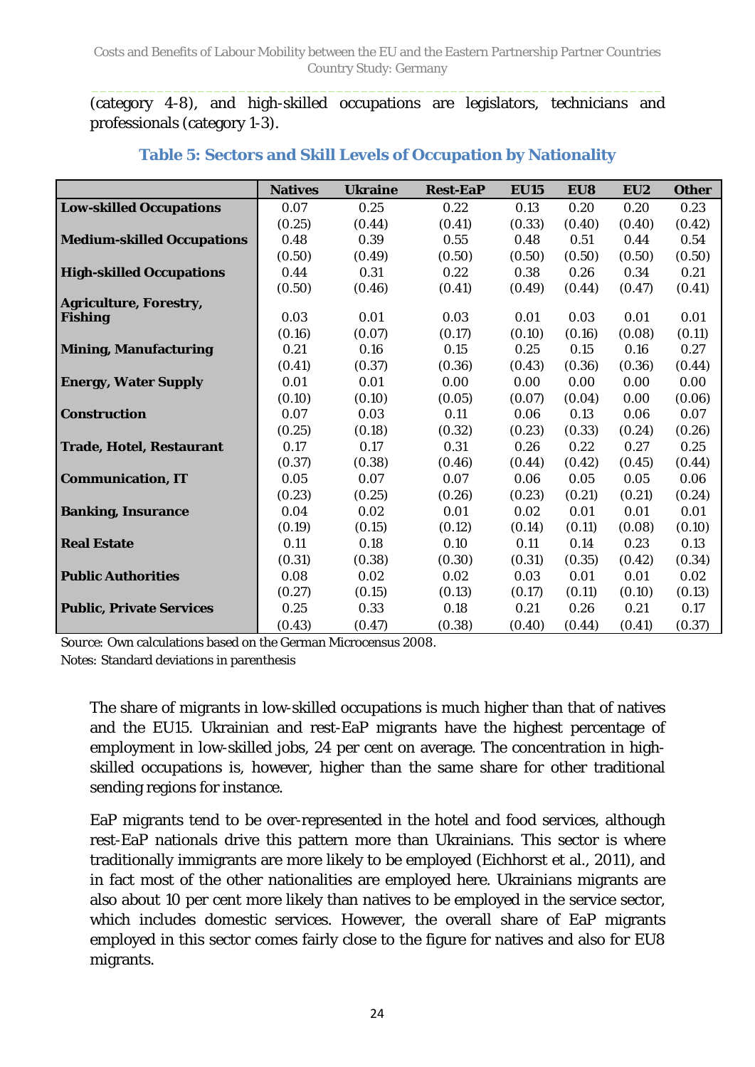(category 4-8), and high-skilled occupations are legislators, technicians and professionals (category 1-3).

**Table 5: Sectors and Skill Levels of Occupation by Nationality**

| | Natives | Ukraine | Rest-EaP | EU15 | EU8 | EU2 | Other |
|---|---|---|---|---|---|---|---|
| **Low-skilled Occupations** | 0.07 | 0.25 | 0.22 | 0.13 | 0.20 | 0.20 | 0.23 |
| | (0.25) | (0.44) | (0.41) | (0.33) | (0.40) | (0.40) | (0.42) |
| **Medium-skilled Occupations** | 0.48 | 0.39 | 0.55 | 0.48 | 0.51 | 0.44 | 0.54 |
| | (0.50) | (0.49) | (0.50) | (0.50) | (0.50) | (0.50) | (0.50) |
| **High-skilled Occupations** | 0.44 | 0.31 | 0.22 | 0.38 | 0.26 | 0.34 | 0.21 |
| | (0.50) | (0.46) | (0.41) | (0.49) | (0.44) | (0.47) | (0.41) |
| **Agriculture, Forestry, Fishing** | 0.03 | 0.01 | 0.03 | 0.01 | 0.03 | 0.01 | 0.01 |
| | (0.16) | (0.07) | (0.17) | (0.10) | (0.16) | (0.08) | (0.11) |
| **Mining, Manufacturing** | 0.21 | 0.16 | 0.15 | 0.25 | 0.15 | 0.16 | 0.27 |
| | (0.41) | (0.37) | (0.36) | (0.43) | (0.36) | (0.36) | (0.44) |
| **Energy, Water Supply** | 0.01 | 0.01 | 0.00 | 0.00 | 0.00 | 0.00 | 0.00 |
| | (0.10) | (0.10) | (0.05) | (0.07) | (0.04) | 0.00 | (0.06) |
| **Construction** | 0.07 | 0.03 | 0.11 | 0.06 | 0.13 | 0.06 | 0.07 |
| | (0.25) | (0.18) | (0.32) | (0.23) | (0.33) | (0.24) | (0.26) |
| **Trade, Hotel, Restaurant** | 0.17 | 0.17 | 0.31 | 0.26 | 0.22 | 0.27 | 0.25 |
| | (0.37) | (0.38) | (0.46) | (0.44) | (0.42) | (0.45) | (0.44) |
| **Communication, IT** | 0.05 | 0.07 | 0.07 | 0.06 | 0.05 | 0.05 | 0.06 |
| | (0.23) | (0.25) | (0.26) | (0.23) | (0.21) | (0.21) | (0.24) |
| **Banking, Insurance** | 0.04 | 0.02 | 0.01 | 0.02 | 0.01 | 0.01 | 0.01 |
| | (0.19) | (0.15) | (0.12) | (0.14) | (0.11) | (0.08) | (0.10) |
| **Real Estate** | 0.11 | 0.18 | 0.10 | 0.11 | 0.14 | 0.23 | 0.13 |
| | (0.31) | (0.38) | (0.30) | (0.31) | (0.35) | (0.42) | (0.34) |
| **Public Authorities** | 0.08 | 0.02 | 0.02 | 0.03 | 0.01 | 0.01 | 0.02 |
| | (0.27) | (0.15) | (0.13) | (0.17) | (0.11) | (0.10) | (0.13) |
| **Public, Private Services** | 0.25 | 0.33 | 0.18 | 0.21 | 0.26 | 0.21 | 0.17 |
| | (0.43) | (0.47) | (0.38) | (0.40) | (0.44) | (0.41) | (0.37) |

Source: Own calculations based on the German Microcensus 2008.

Notes: Standard deviations in parenthesis

The share of migrants in low-skilled occupations is much higher than that of natives and the EU15. Ukrainian and rest-EaP migrants have the highest percentage of employment in low-skilled jobs, 24 per cent on average. The concentration in high-skilled occupations is, however, higher than the same share for other traditional sending regions for instance.

EaP migrants tend to be over-represented in the hotel and food services, although rest-EaP nationals drive this pattern more than Ukrainians. This sector is where traditionally immigrants are more likely to be employed (Eichhorst et al., 2011), and in fact most of the other nationalities are employed here. Ukrainians migrants are also about 10 per cent more likely than natives to be employed in the service sector, which includes domestic services. However, the overall share of EaP migrants employed in this sector comes fairly close to the figure for natives and also for EU8 migrants.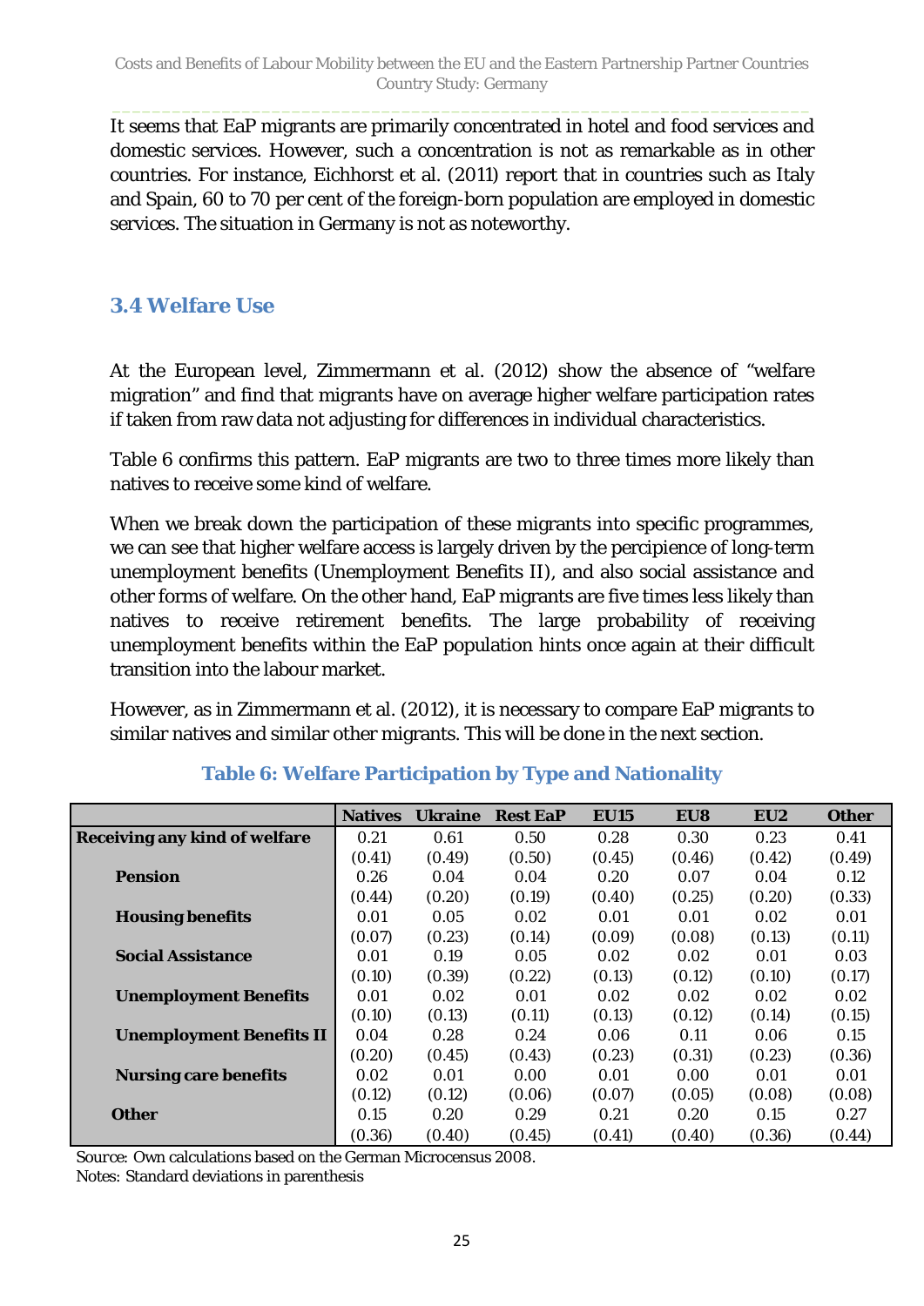It seems that EaP migrants are primarily concentrated in hotel and food services and domestic services. However, such a concentration is not as remarkable as in other countries. For instance, Eichhorst et al. (2011) report that in countries such as Italy and Spain, 60 to 70 per cent of the foreign-born population are employed in domestic services. The situation in Germany is not as noteworthy.

### 3.4 Welfare Use

At the European level, Zimmermann et al. (2012) show the absence of "welfare migration" and find that migrants have on average higher welfare participation rates if taken from raw data not adjusting for differences in individual characteristics.

Table 6 confirms this pattern. EaP migrants are two to three times more likely than natives to receive some kind of welfare.

When we break down the participation of these migrants into specific programmes, we can see that higher welfare access is largely driven by the percipience of long-term unemployment benefits (Unemployment Benefits II), and also social assistance and other forms of welfare. On the other hand, EaP migrants are five times less likely than natives to receive retirement benefits. The large probability of receiving unemployment benefits within the EaP population hints once again at their difficult transition into the labour market.

However, as in Zimmermann et al. (2012), it is necessary to compare EaP migrants to similar natives and similar other migrants. This will be done in the next section.

**Table 6: Welfare Participation by Type and Nationality**

| | Natives | Ukraine | Rest EaP | EU15 | EU8 | EU2 | Other |
|---|---|---|---|---|---|---|---|
| **Receiving any kind of welfare** | 0.21 | 0.61 | 0.50 | 0.28 | 0.30 | 0.23 | 0.41 |
| | (0.41) | (0.49) | (0.50) | (0.45) | (0.46) | (0.42) | (0.49) |
| **Pension** | 0.26 | 0.04 | 0.04 | 0.20 | 0.07 | 0.04 | 0.12 |
| | (0.44) | (0.20) | (0.19) | (0.40) | (0.25) | (0.20) | (0.33) |
| **Housing benefits** | 0.01 | 0.05 | 0.02 | 0.01 | 0.01 | 0.02 | 0.01 |
| | (0.07) | (0.23) | (0.14) | (0.09) | (0.08) | (0.13) | (0.11) |
| **Social Assistance** | 0.01 | 0.19 | 0.05 | 0.02 | 0.02 | 0.01 | 0.03 |
| | (0.10) | (0.39) | (0.22) | (0.13) | (0.12) | (0.10) | (0.17) |
| **Unemployment Benefits** | 0.01 | 0.02 | 0.01 | 0.02 | 0.02 | 0.02 | 0.02 |
| | (0.10) | (0.13) | (0.11) | (0.13) | (0.12) | (0.14) | (0.15) |
| **Unemployment Benefits II** | 0.04 | 0.28 | 0.24 | 0.06 | 0.11 | 0.06 | 0.15 |
| | (0.20) | (0.45) | (0.43) | (0.23) | (0.31) | (0.23) | (0.36) |
| **Nursing care benefits** | 0.02 | 0.01 | 0.00 | 0.01 | 0.00 | 0.01 | 0.01 |
| | (0.12) | (0.12) | (0.06) | (0.07) | (0.05) | (0.08) | (0.08) |
| **Other** | 0.15 | 0.20 | 0.29 | 0.21 | 0.20 | 0.15 | 0.27 |
| | (0.36) | (0.40) | (0.45) | (0.41) | (0.40) | (0.36) | (0.44) |

*Source:* Own calculations based on the German Microcensus 2008.
Notes: Standard deviations in parenthesis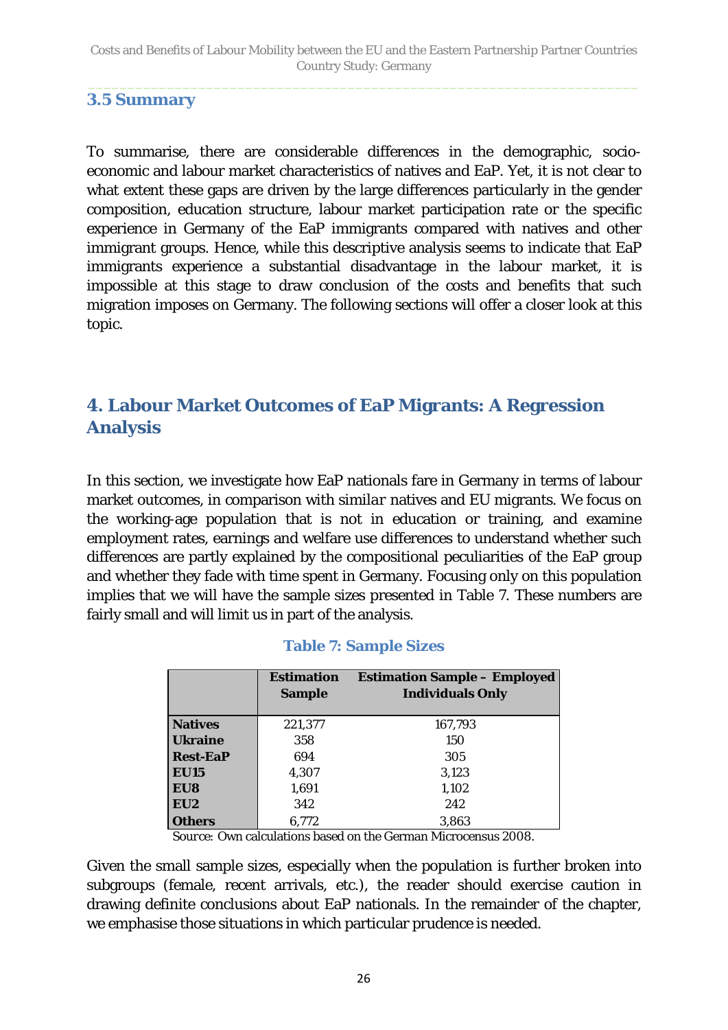### 3.5 Summary

To summarise, there are considerable differences in the demographic, socio-economic and labour market characteristics of natives and EaP. Yet, it is not clear to what extent these gaps are driven by the large differences particularly in the gender composition, education structure, labour market participation rate or the specific experience in Germany of the EaP immigrants compared with natives and other immigrant groups. Hence, while this descriptive analysis seems to indicate that EaP immigrants experience a substantial disadvantage in the labour market, it is impossible at this stage to draw conclusion of the costs and benefits that such migration imposes on Germany. The following sections will offer a closer look at this topic.

## 4. Labour Market Outcomes of EaP Migrants: A Regression Analysis

In this section, we investigate how EaP nationals fare in Germany in terms of labour market outcomes, in comparison with *similar* natives and EU migrants. We focus on the working-age population that is not in education or training, and examine employment rates, earnings and welfare use differences to understand whether such differences are partly explained by the compositional peculiarities of the EaP group and whether they fade with time spent in Germany. Focusing only on this population implies that we will have the sample sizes presented in Table 7. These numbers are fairly small and will limit us in part of the analysis.

**Table 7: Sample Sizes**

| | Estimation Sample | Estimation Sample – Employed Individuals Only |
|---|---|---|
| **Natives** | 221,377 | 167,793 |
| **Ukraine** | 358 | 150 |
| **Rest-EaP** | 694 | 305 |
| **EU15** | 4,307 | 3,123 |
| **EU8** | 1,691 | 1,102 |
| **EU2** | 342 | 242 |
| **Others** | 6,772 | 3,863 |

*Source:* Own calculations based on the German Microcensus 2008.

Given the small sample sizes, especially when the population is further broken into subgroups (female, recent arrivals, etc.), the reader should exercise caution in drawing definite conclusions about EaP nationals. In the remainder of the chapter, we emphasise those situations in which particular prudence is needed.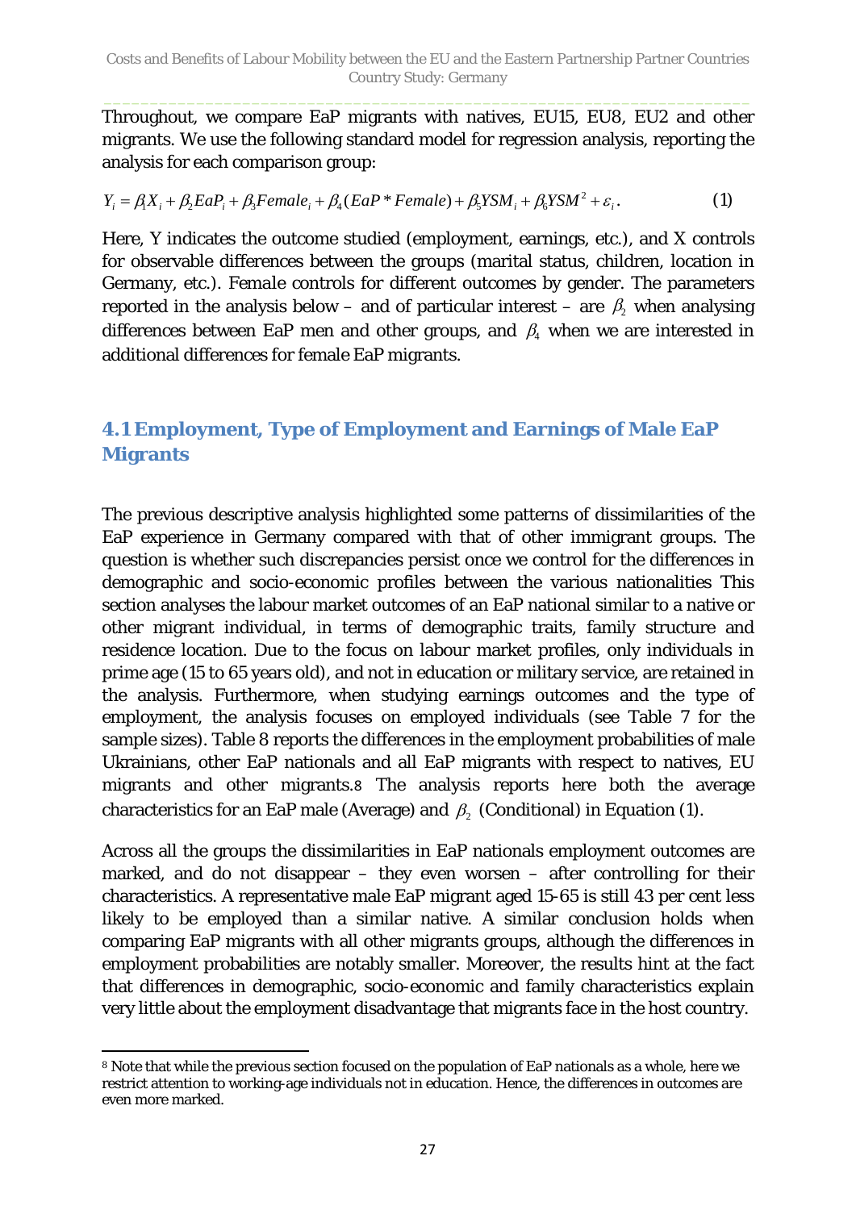Throughout, we compare EaP migrants with natives, EU15, EU8, EU2 and other migrants. We use the following standard model for regression analysis, reporting the analysis for each comparison group:

$$Y_i = \beta_1 X_i + \beta_2 EaP_i + \beta_3 Female_i + \beta_4 (EaP * Female) + \beta_5 YSM_i + \beta_6 YSM^2 + \varepsilon_i . \quad (1)$$

Here, Y indicates the outcome studied (employment, earnings, etc.), and X controls for observable differences between the groups (marital status, children, location in Germany, etc.). Female controls for different outcomes by gender. The parameters reported in the analysis below – and of particular interest – are $\beta_2$ when analysing differences between EaP men and other groups, and $\beta_4$ when we are interested in additional differences for female EaP migrants.

## 4.1 Employment, Type of Employment and Earnings of Male EaP Migrants

The previous descriptive analysis highlighted some patterns of dissimilarities of the EaP experience in Germany compared with that of other immigrant groups. The question is whether such discrepancies persist once we control for the differences in demographic and socio-economic profiles between the various nationalities This section analyses the labour market outcomes of an EaP national similar to a native or other migrant individual, in terms of demographic traits, family structure and residence location. Due to the focus on labour market profiles, only individuals in prime age (15 to 65 years old), and not in education or military service, are retained in the analysis. Furthermore, when studying earnings outcomes and the type of employment, the analysis focuses on employed individuals (see Table 7 for the sample sizes). Table 8 reports the differences in the employment probabilities of male Ukrainians, other EaP nationals and all EaP migrants with respect to natives, EU migrants and other migrants.[8] The analysis reports here both the average characteristics for an EaP male (Average) and $\beta_2$ (Conditional) in Equation (1).

Across all the groups the dissimilarities in EaP nationals employment outcomes are marked, and do not disappear – they even worsen – after controlling for their characteristics. A representative male EaP migrant aged 15-65 is still 43 per cent less likely to be employed than a similar native. A similar conclusion holds when comparing EaP migrants with all other migrants groups, although the differences in employment probabilities are notably smaller. Moreover, the results hint at the fact that differences in demographic, socio-economic and family characteristics explain very little about the employment disadvantage that migrants face in the host country.

[8] Note that while the previous section focused on the population of EaP nationals as a whole, here we restrict attention to working-age individuals not in education. Hence, the differences in outcomes are even more marked.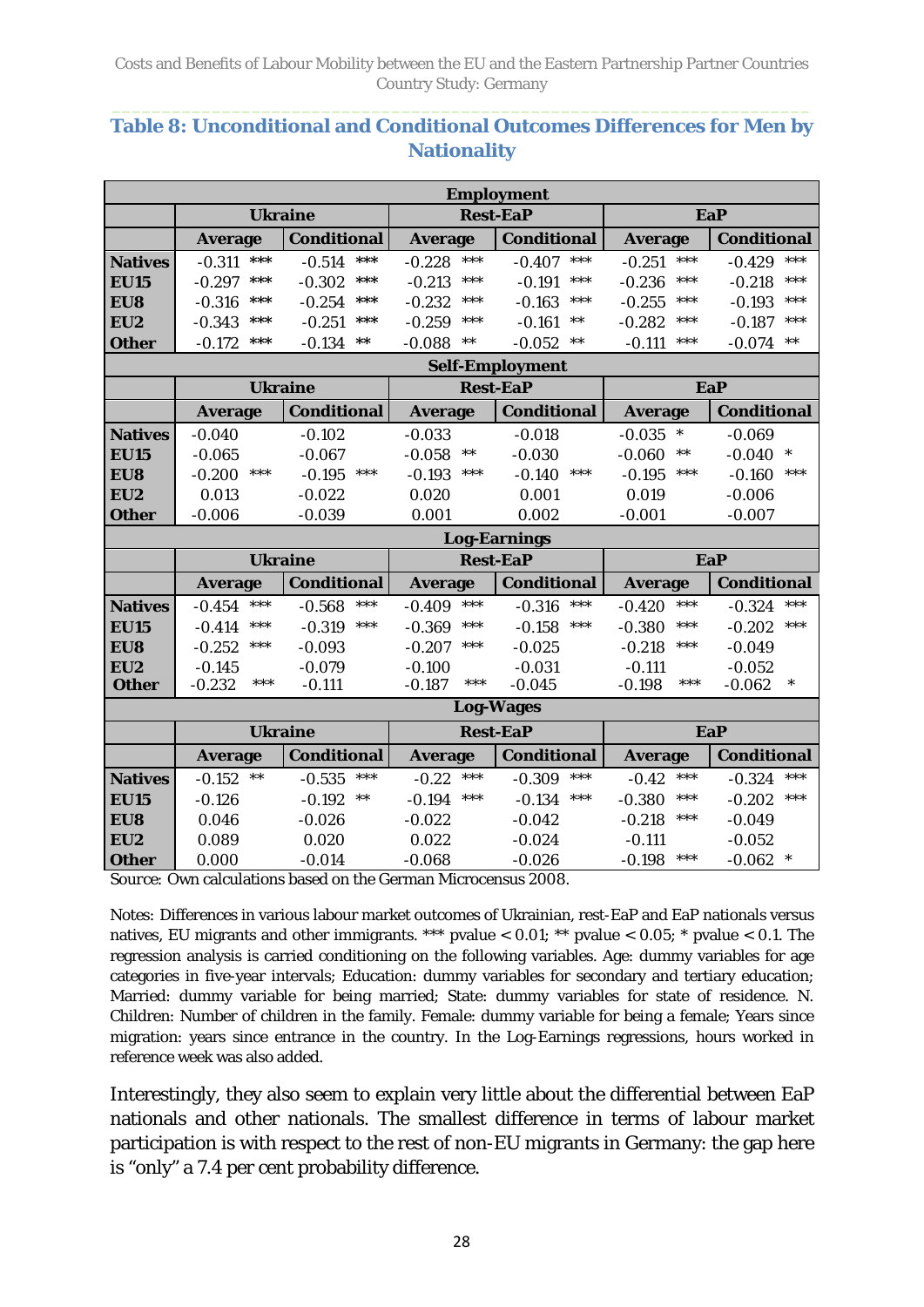## Table 8: Unconditional and Conditional Outcomes Differences for Men by Nationality

| | Employment | | | | | |
|---|---|---|---|---|---|---|
| | Ukraine | | Rest-EaP | | EaP | |
| | Average | Conditional | Average | Conditional | Average | Conditional |
| Natives | -0.311 *** | -0.514 *** | -0.228 *** | -0.407 *** | -0.251 *** | -0.429 *** |
| EU15 | -0.297 *** | -0.302 *** | -0.213 *** | -0.191 *** | -0.236 *** | -0.218 *** |
| EU8 | -0.316 *** | -0.254 *** | -0.232 *** | -0.163 *** | -0.255 *** | -0.193 *** |
| EU2 | -0.343 *** | -0.251 *** | -0.259 *** | -0.161 ** | -0.282 *** | -0.187 *** |
| Other | -0.172 *** | -0.134 ** | -0.088 ** | -0.052 ** | -0.111 *** | -0.074 ** |
| | **Self-Employment** | | | | | |
| | Ukraine | | Rest-EaP | | EaP | |
| | Average | Conditional | Average | Conditional | Average | Conditional |
| Natives | -0.040 | -0.102 | -0.033 | -0.018 | -0.035 * | -0.069 |
| EU15 | -0.065 | -0.067 | -0.058 ** | -0.030 | -0.060 ** | -0.040 * |
| EU8 | -0.200 *** | -0.195 *** | -0.193 *** | -0.140 *** | -0.195 *** | -0.160 *** |
| EU2 | 0.013 | -0.022 | 0.020 | 0.001 | 0.019 | -0.006 |
| Other | -0.006 | -0.039 | 0.001 | 0.002 | -0.001 | -0.007 |
| | **Log-Earnings** | | | | | |
| | Ukraine | | Rest-EaP | | EaP | |
| | Average | Conditional | Average | Conditional | Average | Conditional |
| Natives | -0.454 *** | -0.568 *** | -0.409 *** | -0.316 *** | -0.420 *** | -0.324 *** |
| EU15 | -0.414 *** | -0.319 *** | -0.369 *** | -0.158 *** | -0.380 *** | -0.202 *** |
| EU8 | -0.252 *** | -0.093 | -0.207 *** | -0.025 | -0.218 *** | -0.049 |
| EU2 | -0.145 | -0.079 | -0.100 | -0.031 | -0.111 | -0.052 |
| Other | -0.232 *** | -0.111 | -0.187 *** | -0.045 | -0.198 *** | -0.062 * |
| | **Log-Wages** | | | | | |
| | Ukraine | | Rest-EaP | | EaP | |
| | Average | Conditional | Average | Conditional | Average | Conditional |
| Natives | -0.152 ** | -0.535 *** | -0.22 *** | -0.309 *** | -0.42 *** | -0.324 *** |
| EU15 | -0.126 | -0.192 ** | -0.194 *** | -0.134 *** | -0.380 *** | -0.202 *** |
| EU8 | 0.046 | -0.026 | -0.022 | -0.042 | -0.218 *** | -0.049 |
| EU2 | 0.089 | 0.020 | 0.022 | -0.024 | -0.111 | -0.052 |
| Other | 0.000 | -0.014 | -0.068 | -0.026 | -0.198 *** | -0.062 * |

Source: Own calculations based on the German Microcensus 2008.

Notes: Differences in various labour market outcomes of Ukrainian, rest-EaP and EaP nationals versus natives, EU migrants and other immigrants. *** pvalue < 0.01; ** pvalue < 0.05; * pvalue < 0.1. The regression analysis is carried conditioning on the following variables. Age: dummy variables for age categories in five-year intervals; Education: dummy variables for secondary and tertiary education; Married: dummy variable for being married; State: dummy variables for state of residence. N. Children: Number of children in the family. Female: dummy variable for being a female; Years since migration: years since entrance in the country. In the Log-Earnings regressions, hours worked in reference week was also added.

Interestingly, they also seem to explain very little about the differential between EaP nationals and other nationals. The smallest difference in terms of labour market participation is with respect to the rest of non-EU migrants in Germany: the gap here is "only" a 7.4 per cent probability difference.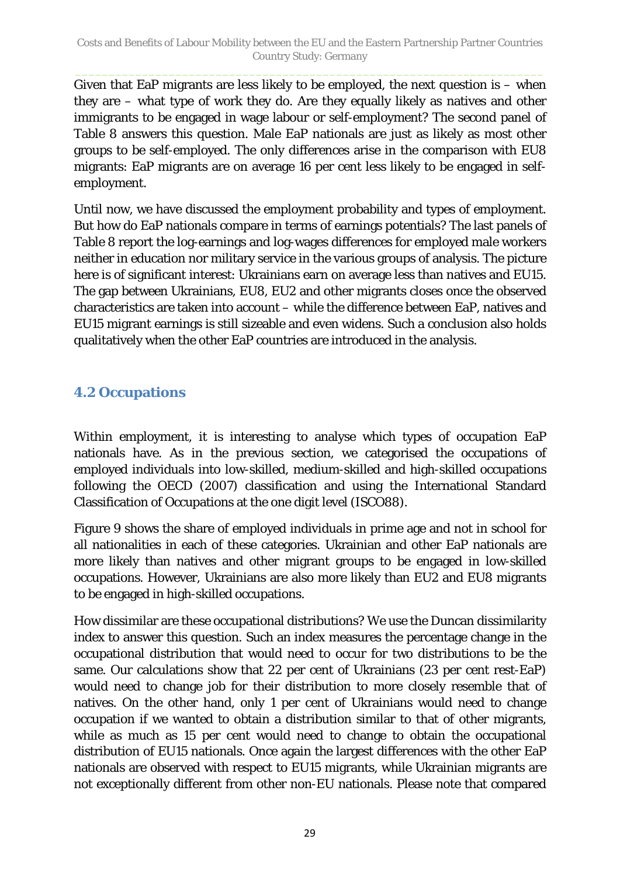Given that EaP migrants are less likely to be employed, the next question is – when they are – what type of work they do. Are they equally likely as natives and other immigrants to be engaged in wage labour or self-employment? The second panel of Table 8 answers this question. Male EaP nationals are just as likely as most other groups to be self-employed. The only differences arise in the comparison with EU8 migrants: EaP migrants are on average 16 per cent less likely to be engaged in self-employment.

Until now, we have discussed the employment probability and types of employment. But how do EaP nationals compare in terms of earnings potentials? The last panels of Table 8 report the log-earnings and log-wages differences for employed male workers neither in education nor military service in the various groups of analysis. The picture here is of significant interest: Ukrainians earn on average less than natives and EU15. The gap between Ukrainians, EU8, EU2 and other migrants closes once the observed characteristics are taken into account – while the difference between EaP, natives and EU15 migrant earnings is still sizeable and even widens. Such a conclusion also holds qualitatively when the other EaP countries are introduced in the analysis.

## 4.2 Occupations

Within employment, it is interesting to analyse which types of occupation EaP nationals have. As in the previous section, we categorised the occupations of employed individuals into low-skilled, medium-skilled and high-skilled occupations following the OECD (2007) classification and using the International Standard Classification of Occupations at the one digit level (ISCO88).

Figure 9 shows the share of employed individuals in prime age and not in school for all nationalities in each of these categories. Ukrainian and other EaP nationals are more likely than natives and other migrant groups to be engaged in low-skilled occupations. However, Ukrainians are also more likely than EU2 and EU8 migrants to be engaged in high-skilled occupations.

How dissimilar are these occupational distributions? We use the Duncan dissimilarity index to answer this question. Such an index measures the percentage change in the occupational distribution that would need to occur for two distributions to be the same. Our calculations show that 22 per cent of Ukrainians (23 per cent rest-EaP) would need to change job for their distribution to more closely resemble that of natives. On the other hand, only 1 per cent of Ukrainians would need to change occupation if we wanted to obtain a distribution similar to that of other migrants, while as much as 15 per cent would need to change to obtain the occupational distribution of EU15 nationals. Once again the largest differences with the other EaP nationals are observed with respect to EU15 migrants, while Ukrainian migrants are not exceptionally different from other non-EU nationals. Please note that compared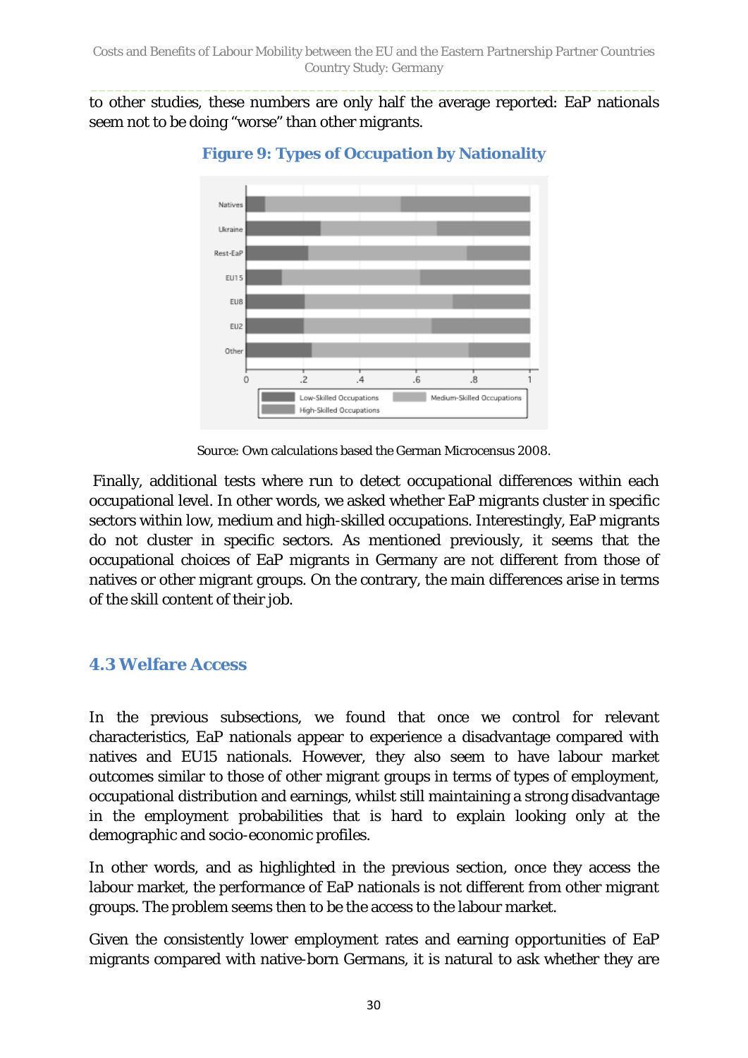to other studies, these numbers are only half the average reported: EaP nationals seem not to be doing "worse" than other migrants.

**Figure 9: Types of Occupation by Nationality**

Source: Own calculations based the German Microcensus 2008.

Finally, additional tests where run to detect occupational differences within each occupational level. In other words, we asked whether EaP migrants cluster in specific sectors within low, medium and high-skilled occupations. Interestingly, EaP migrants do not cluster in specific sectors. As mentioned previously, it seems that the occupational choices of EaP migrants in Germany are not different from those of natives or other migrant groups. On the contrary, the main differences arise in terms of the skill content of their job.

## 4.3 Welfare Access

In the previous subsections, we found that once we control for relevant characteristics, EaP nationals appear to experience a disadvantage compared with natives and EU15 nationals. However, they also seem to have labour market outcomes similar to those of other migrant groups in terms of types of employment, occupational distribution and earnings, whilst still maintaining a strong disadvantage in the employment probabilities that is hard to explain looking only at the demographic and socio-economic profiles.

In other words, and as highlighted in the previous section, once they access the labour market, the performance of EaP nationals is not different from other migrant groups. The problem seems then to be the access to the labour market.

Given the consistently lower employment rates and earning opportunities of EaP migrants compared with native-born Germans, it is natural to ask whether they are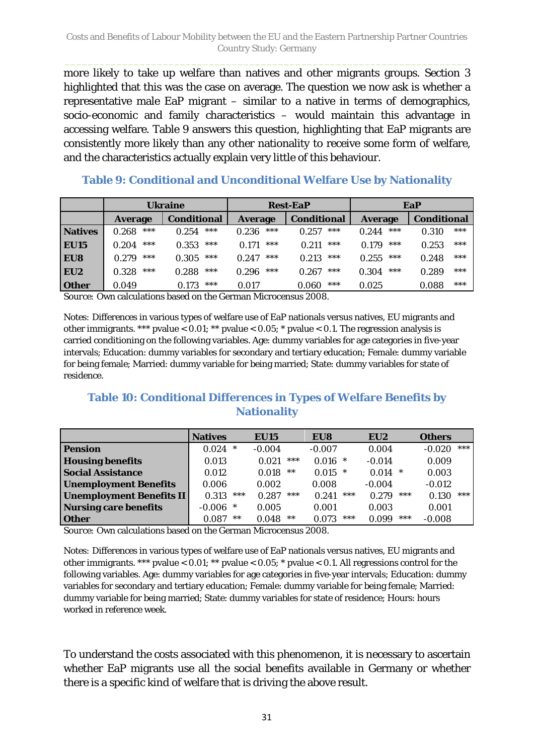more likely to take up welfare than natives and other migrants groups. Section 3 highlighted that this was the case on average. The question we now ask is whether a representative male EaP migrant – similar to a native in terms of demographics, socio-economic and family characteristics – would maintain this advantage in accessing welfare. Table 9 answers this question, highlighting that EaP migrants are consistently more likely than any other nationality to receive some form of welfare, and the characteristics actually explain very little of this behaviour.

### Table 9: Conditional and Unconditional Welfare Use by Nationality

| | Ukraine | | Rest-EaP | | EaP | |
|---|---|---|---|---|---|---|
| | **Average** | **Conditional** | **Average** | **Conditional** | **Average** | **Conditional** |
| **Natives** | 0.268 *** | 0.254 *** | 0.236 *** | 0.257 *** | 0.244 *** | 0.310 *** |
| **EU15** | 0.204 *** | 0.353 *** | 0.171 *** | 0.211 *** | 0.179 *** | 0.253 *** |
| **EU8** | 0.279 *** | 0.305 *** | 0.247 *** | 0.213 *** | 0.255 *** | 0.248 *** |
| **EU2** | 0.328 *** | 0.288 *** | 0.296 *** | 0.267 *** | 0.304 *** | 0.289 *** |
| **Other** | 0.049 | 0.173 *** | 0.017 | 0.060 *** | 0.025 | 0.088 *** |

Source: Own calculations based on the German Microcensus 2008.

Notes: Differences in various types of welfare use of EaP nationals versus natives, EU migrants and other immigrants. *** pvalue < 0.01; ** pvalue < 0.05; * pvalue < 0.1. The regression analysis is carried conditioning on the following variables. Age: dummy variables for age categories in five-year intervals; Education: dummy variables for secondary and tertiary education; Female: dummy variable for being female; Married: dummy variable for being married; State: dummy variables for state of residence.

### Table 10: Conditional Differences in Types of Welfare Benefits by Nationality

| | Natives | EU15 | EU8 | EU2 | Others |
|---|---|---|---|---|---|
| **Pension** | 0.024 * | -0.004 | -0.007 | 0.004 | -0.020 *** |
| **Housing benefits** | 0.013 | 0.021 *** | 0.016 * | -0.014 | 0.009 |
| **Social Assistance** | 0.012 | 0.018 ** | 0.015 * | 0.014 * | 0.003 |
| **Unemployment Benefits** | 0.006 | 0.002 | 0.008 | -0.004 | -0.012 |
| **Unemployment Benefits II** | 0.313 *** | 0.287 *** | 0.241 *** | 0.279 *** | 0.130 *** |
| **Nursing care benefits** | -0.006 * | 0.005 | 0.001 | 0.003 | 0.001 |
| **Other** | 0.087 ** | 0.048 ** | 0.073 *** | 0.099 *** | -0.008 |

Source: Own calculations based on the German Microcensus 2008.

Notes: Differences in various types of welfare use of EaP nationals versus natives, EU migrants and other immigrants. *** pvalue < 0.01; ** pvalue < 0.05; * pvalue < 0.1. All regressions control for the following variables. Age: dummy variables for age categories in five-year intervals; Education: dummy variables for secondary and tertiary education; Female: dummy variable for being female; Married: dummy variable for being married; State: dummy variables for state of residence; Hours: hours worked in reference week.

To understand the costs associated with this phenomenon, it is necessary to ascertain whether EaP migrants use all the social benefits available in Germany or whether there is a specific kind of welfare that is driving the above result.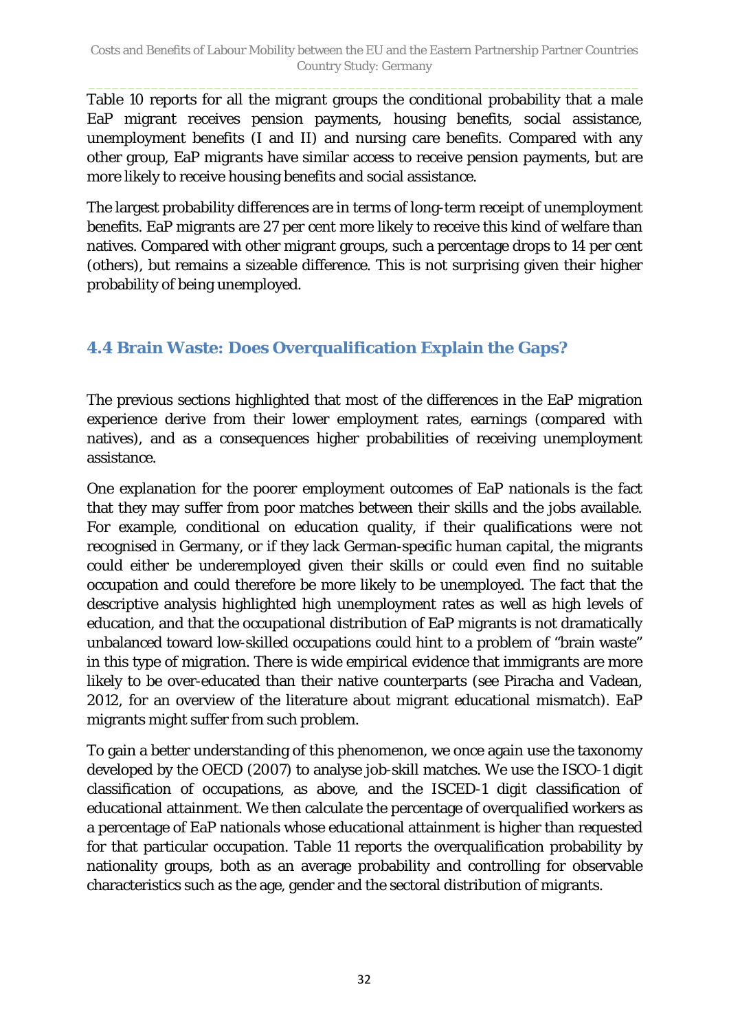Table 10 reports for all the migrant groups the conditional probability that a male EaP migrant receives pension payments, housing benefits, social assistance, unemployment benefits (I and II) and nursing care benefits. Compared with any other group, EaP migrants have similar access to receive pension payments, but are more likely to receive housing benefits and social assistance.

The largest probability differences are in terms of long-term receipt of unemployment benefits. EaP migrants are 27 per cent more likely to receive this kind of welfare than natives. Compared with other migrant groups, such a percentage drops to 14 per cent (others), but remains a sizeable difference. This is not surprising given their higher probability of being unemployed.

## 4.4 Brain Waste: Does Overqualification Explain the Gaps?

The previous sections highlighted that most of the differences in the EaP migration experience derive from their lower employment rates, earnings (compared with natives), and as a consequences higher probabilities of receiving unemployment assistance.

One explanation for the poorer employment outcomes of EaP nationals is the fact that they may suffer from poor matches between their skills and the jobs available. For example, conditional on education quality, if their qualifications were not recognised in Germany, or if they lack German-specific human capital, the migrants could either be underemployed given their skills or could even find no suitable occupation and could therefore be more likely to be unemployed. The fact that the descriptive analysis highlighted high unemployment rates as well as high levels of education, and that the occupational distribution of EaP migrants is not dramatically unbalanced toward low-skilled occupations could hint to a problem of "brain waste" in this type of migration. There is wide empirical evidence that immigrants are more likely to be over-educated than their native counterparts (see Piracha and Vadean, 2012, for an overview of the literature about migrant educational mismatch). EaP migrants might suffer from such problem.

To gain a better understanding of this phenomenon, we once again use the taxonomy developed by the OECD (2007) to analyse job-skill matches. We use the ISCO-1 digit classification of occupations, as above, and the ISCED-1 digit classification of educational attainment. We then calculate the percentage of overqualified workers as a percentage of EaP nationals whose educational attainment is higher than requested for that particular occupation. Table 11 reports the overqualification probability by nationality groups, both as an average probability and controlling for observable characteristics such as the age, gender and the sectoral distribution of migrants.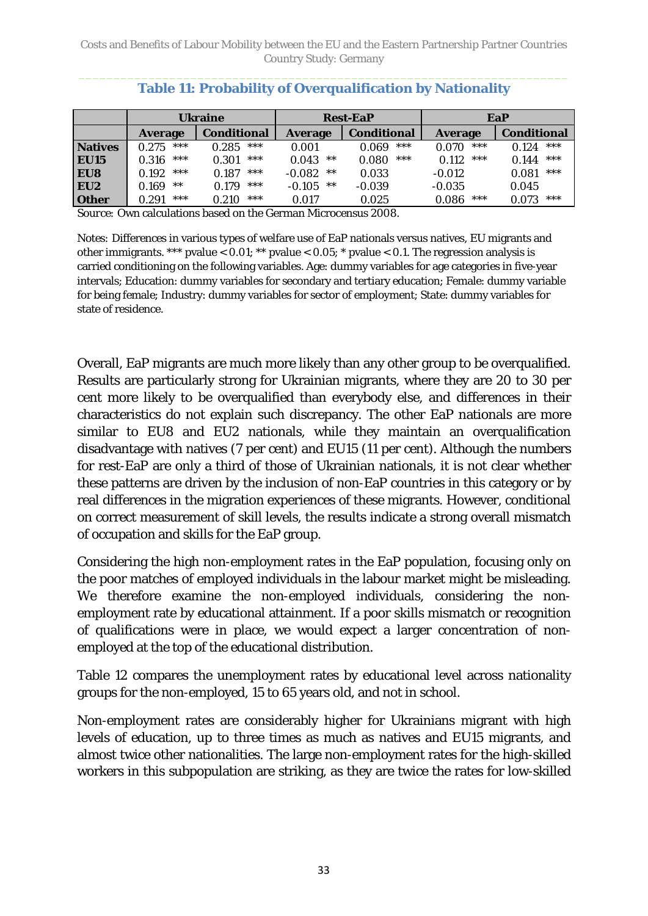### Table 11: Probability of Overqualification by Nationality

| | Ukraine | | Rest-EaP | | EaP | |
|---|---|---|---|---|---|---|
| | Average | Conditional | Average | Conditional | Average | Conditional |
| **Natives** | 0.275 *** | 0.285 *** | 0.001 | 0.069 *** | 0.070 *** | 0.124 *** |
| **EU15** | 0.316 *** | 0.301 *** | 0.043 ** | 0.080 *** | 0.112 *** | 0.144 *** |
| **EU8** | 0.192 *** | 0.187 *** | -0.082 ** | 0.033 | -0.012 | 0.081 *** |
| **EU2** | 0.169 ** | 0.179 *** | -0.105 ** | -0.039 | -0.035 | 0.045 |
| **Other** | 0.291 *** | 0.210 *** | 0.017 | 0.025 | 0.086 *** | 0.073 *** |

Source: Own calculations based on the German Microcensus 2008.

Notes: Differences in various types of welfare use of EaP nationals versus natives, EU migrants and other immigrants. *** pvalue < 0.01; ** pvalue < 0.05; * pvalue < 0.1. The regression analysis is carried conditioning on the following variables. Age: dummy variables for age categories in five-year intervals; Education: dummy variables for secondary and tertiary education; Female: dummy variable for being female; Industry: dummy variables for sector of employment; State: dummy variables for state of residence.

Overall, EaP migrants are much more likely than any other group to be overqualified. Results are particularly strong for Ukrainian migrants, where they are 20 to 30 per cent more likely to be overqualified than everybody else, and differences in their characteristics do not explain such discrepancy. The other EaP nationals are more similar to EU8 and EU2 nationals, while they maintain an overqualification disadvantage with natives (7 per cent) and EU15 (11 per cent). Although the numbers for rest-EaP are only a third of those of Ukrainian nationals, it is not clear whether these patterns are driven by the inclusion of non-EaP countries in this category or by real differences in the migration experiences of these migrants. However, conditional on correct measurement of skill levels, the results indicate a strong overall mismatch of occupation and skills for the EaP group.

Considering the high non-employment rates in the EaP population, focusing only on the poor matches of employed individuals in the labour market might be misleading. We therefore examine the non-employed individuals, considering the non-employment rate by educational attainment. If a poor skills mismatch or recognition of qualifications were in place, we would expect a larger concentration of non-employed at the top of the educational distribution.

Table 12 compares the unemployment rates by educational level across nationality groups for the non-employed, 15 to 65 years old, and not in school.

Non-employment rates are considerably higher for Ukrainians migrant with high levels of education, up to three times as much as natives and EU15 migrants, and almost twice other nationalities. The large non-employment rates for the high-skilled workers in this subpopulation are striking, as they are twice the rates for low-skilled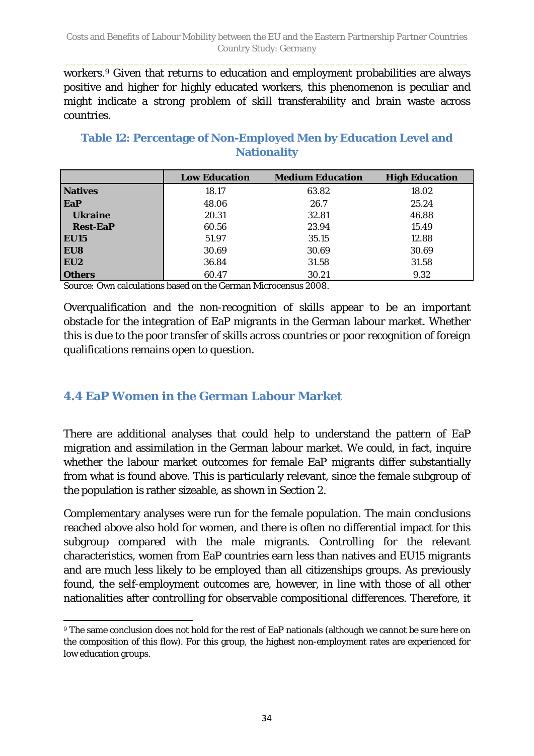workers.[9] Given that returns to education and employment probabilities are always positive and higher for highly educated workers, this phenomenon is peculiar and might indicate a strong problem of skill transferability and brain waste across countries.

**Table 12: Percentage of Non-Employed Men by Education Level and Nationality**

| | Low Education | Medium Education | High Education |
|---|---|---|---|
| **Natives** | 18.17 | 63.82 | 18.02 |
| **EaP** | 48.06 | 26.7 | 25.24 |
| **Ukraine** | 20.31 | 32.81 | 46.88 |
| **Rest-EaP** | 60.56 | 23.94 | 15.49 |
| **EU15** | 51.97 | 35.15 | 12.88 |
| **EU8** | 30.69 | 30.69 | 30.69 |
| **EU2** | 36.84 | 31.58 | 31.58 |
| **Others** | 60.47 | 30.21 | 9.32 |

Source: Own calculations based on the German Microcensus 2008.

Overqualification and the non-recognition of skills appear to be an important obstacle for the integration of EaP migrants in the German labour market. Whether this is due to the poor transfer of skills across countries or poor recognition of foreign qualifications remains open to question.

## 4.4 EaP Women in the German Labour Market

There are additional analyses that could help to understand the pattern of EaP migration and assimilation in the German labour market. We could, in fact, inquire whether the labour market outcomes for female EaP migrants differ substantially from what is found above. This is particularly relevant, since the female subgroup of the population is rather sizeable, as shown in Section 2.

Complementary analyses were run for the female population. The main conclusions reached above also hold for women, and there is often no differential impact for this subgroup compared with the male migrants. Controlling for the relevant characteristics, women from EaP countries earn less than natives and EU15 migrants and are much less likely to be employed than all citizenships groups. As previously found, the self-employment outcomes are, however, in line with those of all other nationalities after controlling for observable compositional differences. Therefore, it

[9] The same conclusion does not hold for the rest of EaP nationals (although we cannot be sure here on the composition of this flow). For this group, the highest non-employment rates are experienced for low education groups.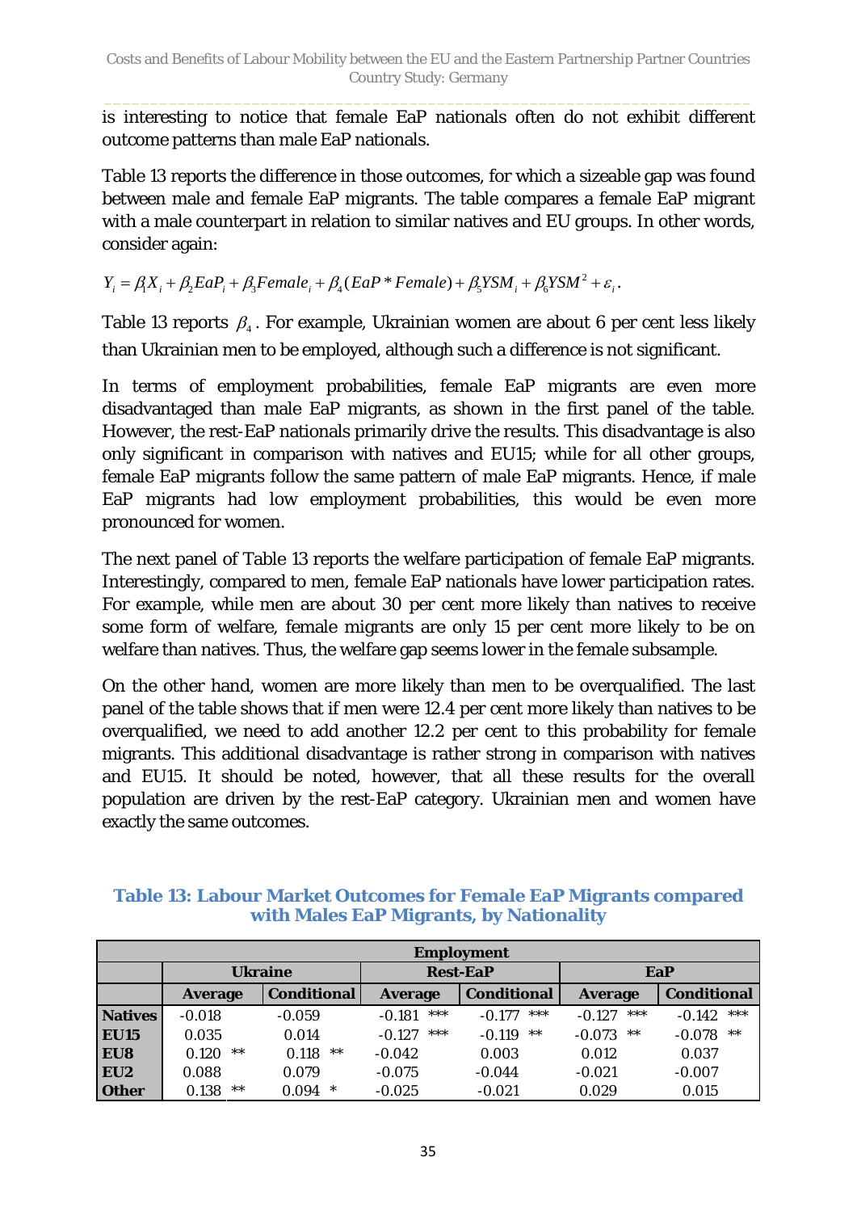is interesting to notice that female EaP nationals often do not exhibit different outcome patterns than male EaP nationals.

Table 13 reports the difference in those outcomes, for which a sizeable gap was found between male and female EaP migrants. The table compares a female EaP migrant with a male counterpart in relation to similar natives and EU groups. In other words, consider again:

$$Y_i = \beta_1 X_i + \beta_2 EaP_i + \beta_3 Female_i + \beta_4 (EaP * Female) + \beta_5 YSM_i + \beta_6 YSM^2 + \varepsilon_i .$$

Table 13 reports $\beta_4$. For example, Ukrainian women are about 6 per cent less likely than Ukrainian men to be employed, although such a difference is not significant.

In terms of employment probabilities, female EaP migrants are even more disadvantaged than male EaP migrants, as shown in the first panel of the table. However, the rest-EaP nationals primarily drive the results. This disadvantage is also only significant in comparison with natives and EU15; while for all other groups, female EaP migrants follow the same pattern of male EaP migrants. Hence, if male EaP migrants had low employment probabilities, this would be even more pronounced for women.

The next panel of Table 13 reports the welfare participation of female EaP migrants. Interestingly, compared to men, female EaP nationals have lower participation rates. For example, while men are about 30 per cent more likely than natives to receive some form of welfare, female migrants are only 15 per cent more likely to be on welfare than natives. Thus, the welfare gap seems lower in the female subsample.

On the other hand, women are more likely than men to be overqualified. The last panel of the table shows that if men were 12.4 per cent more likely than natives to be overqualified, we need to add another 12.2 per cent to this probability for female migrants. This additional disadvantage is rather strong in comparison with natives and EU15. It should be noted, however, that all these results for the overall population are driven by the rest-EaP category. Ukrainian men and women have exactly the same outcomes.

**Table 13: Labour Market Outcomes for Female EaP Migrants compared with Males EaP Migrants, by Nationality**

| | Employment | | | | | |
|---|---|---|---|---|---|---|
| | Ukraine | | Rest-EaP | | EaP | |
| | Average | Conditional | Average | Conditional | Average | Conditional |
| **Natives** | -0.018 | -0.059 | -0.181 *** | -0.177 *** | -0.127 *** | -0.142 *** |
| **EU15** | 0.035 | 0.014 | -0.127 *** | -0.119 ** | -0.073 ** | -0.078 ** |
| **EU8** | 0.120 ** | 0.118 ** | -0.042 | 0.003 | 0.012 | 0.037 |
| **EU2** | 0.088 | 0.079 | -0.075 | -0.044 | -0.021 | -0.007 |
| **Other** | 0.138 ** | 0.094 * | -0.025 | -0.021 | 0.029 | 0.015 |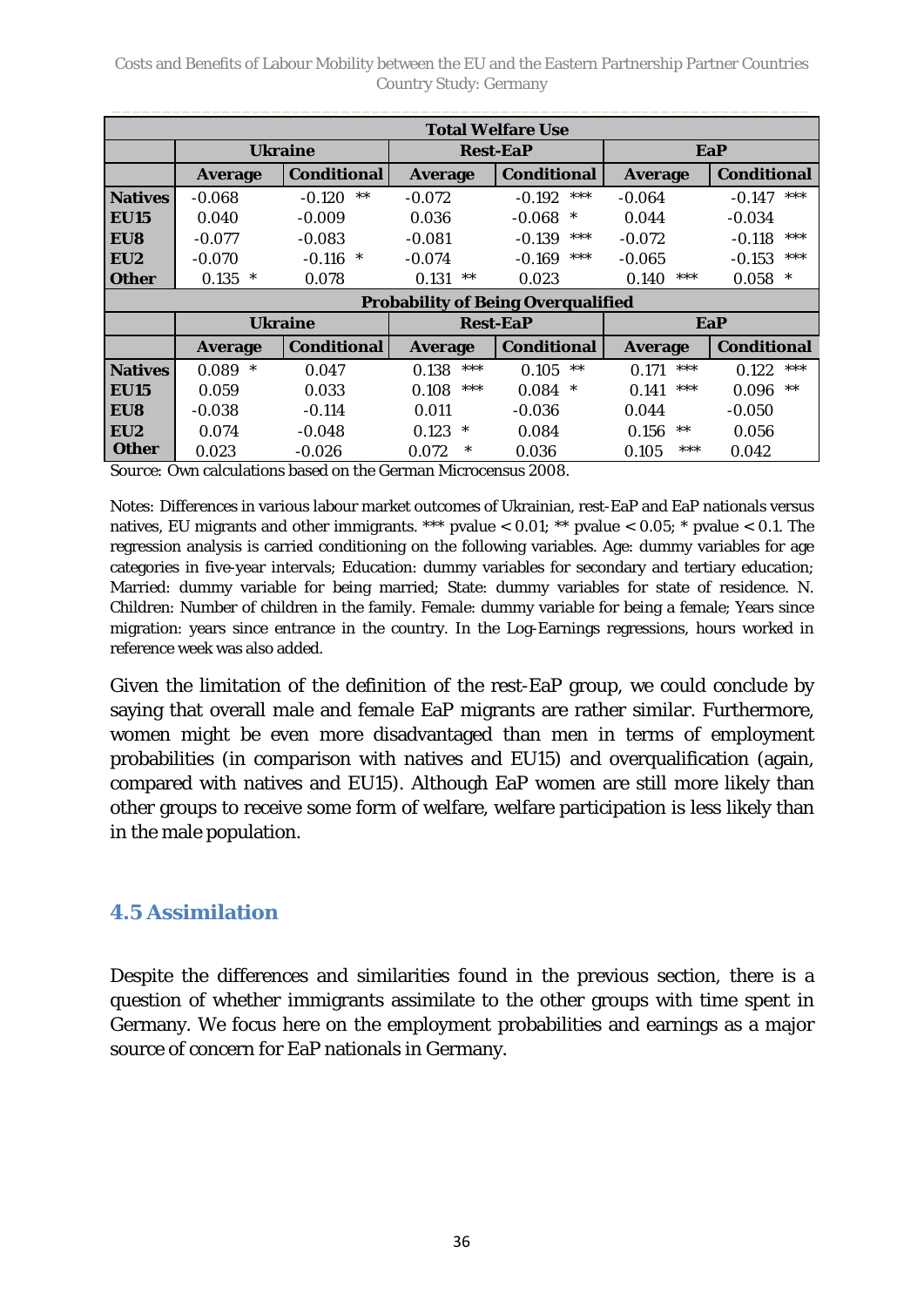| Total Welfare Use | | | | | | |
|---|---|---|---|---|---|---|
| | Ukraine | | Rest-EaP | | EaP | |
| | Average | Conditional | Average | Conditional | Average | Conditional |
| **Natives** | -0.068 | -0.120 ** | -0.072 | -0.192 *** | -0.064 | -0.147 *** |
| **EU15** | 0.040 | -0.009 | 0.036 | -0.068 * | 0.044 | -0.034 |
| **EU8** | -0.077 | -0.083 | -0.081 | -0.139 *** | -0.072 | -0.118 *** |
| **EU2** | -0.070 | -0.116 * | -0.074 | -0.169 *** | -0.065 | -0.153 *** |
| **Other** | 0.135 * | 0.078 | 0.131 ** | 0.023 | 0.140 *** | 0.058 * |
| **Probability of Being Overqualified** | | | | | | |
| | Ukraine | | Rest-EaP | | EaP | |
| | Average | Conditional | Average | Conditional | Average | Conditional |
| **Natives** | 0.089 * | 0.047 | 0.138 *** | 0.105 ** | 0.171 *** | 0.122 *** |
| **EU15** | 0.059 | 0.033 | 0.108 *** | 0.084 * | 0.141 *** | 0.096 ** |
| **EU8** | -0.038 | -0.114 | 0.011 | -0.036 | 0.044 | -0.050 |
| **EU2** | 0.074 | -0.048 | 0.123 * | 0.084 | 0.156 ** | 0.056 |
| **Other** | 0.023 | -0.026 | 0.072 * | 0.036 | 0.105 *** | 0.042 |

Source: Own calculations based on the German Microcensus 2008.

Notes: Differences in various labour market outcomes of Ukrainian, rest-EaP and EaP nationals versus natives, EU migrants and other immigrants. *** pvalue < 0.01; ** pvalue < 0.05; * pvalue < 0.1. The regression analysis is carried conditioning on the following variables. Age: dummy variables for age categories in five-year intervals; Education: dummy variables for secondary and tertiary education; Married: dummy variable for being married; State: dummy variables for state of residence. N. Children: Number of children in the family. Female: dummy variable for being a female; Years since migration: years since entrance in the country. In the Log-Earnings regressions, hours worked in reference week was also added.

Given the limitation of the definition of the rest-EaP group, we could conclude by saying that overall male and female EaP migrants are rather similar. Furthermore, women might be even more disadvantaged than men in terms of employment probabilities (in comparison with natives and EU15) and overqualification (again, compared with natives and EU15). Although EaP women are still more likely than other groups to receive some form of welfare, welfare participation is less likely than in the male population.

## 4.5 Assimilation

Despite the differences and similarities found in the previous section, there is a question of whether immigrants assimilate to the other groups with time spent in Germany. We focus here on the employment probabilities and earnings as a major source of concern for EaP nationals in Germany.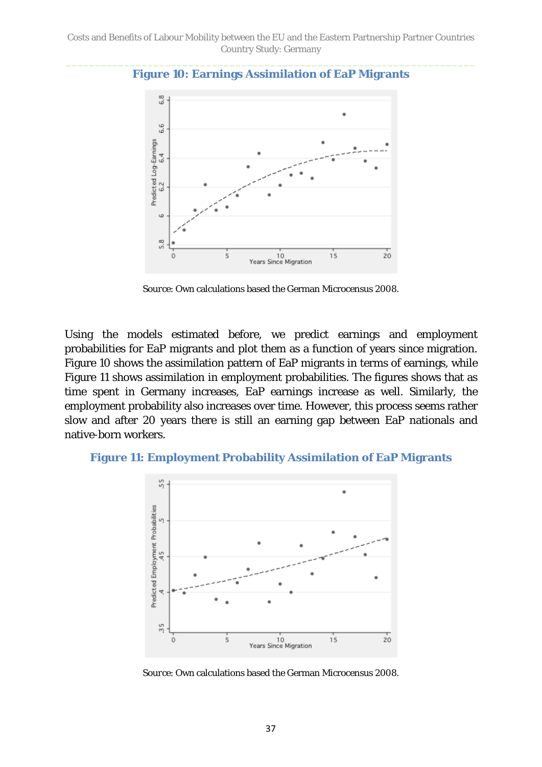**Figure 10: Earnings Assimilation of EaP Migrants**

Source: Own calculations based the German Microcensus 2008.

Using the models estimated before, we predict earnings and employment probabilities for EaP migrants and plot them as a function of years since migration. Figure 10 shows the assimilation pattern of EaP migrants in terms of earnings, while Figure 11 shows assimilation in employment probabilities. The figures shows that as time spent in Germany increases, EaP earnings increase as well. Similarly, the employment probability also increases over time. However, this process seems rather slow and after 20 years there is still an earning gap between EaP nationals and native-born workers.

**Figure 11: Employment Probability Assimilation of EaP Migrants**

Source: Own calculations based the German Microcensus 2008.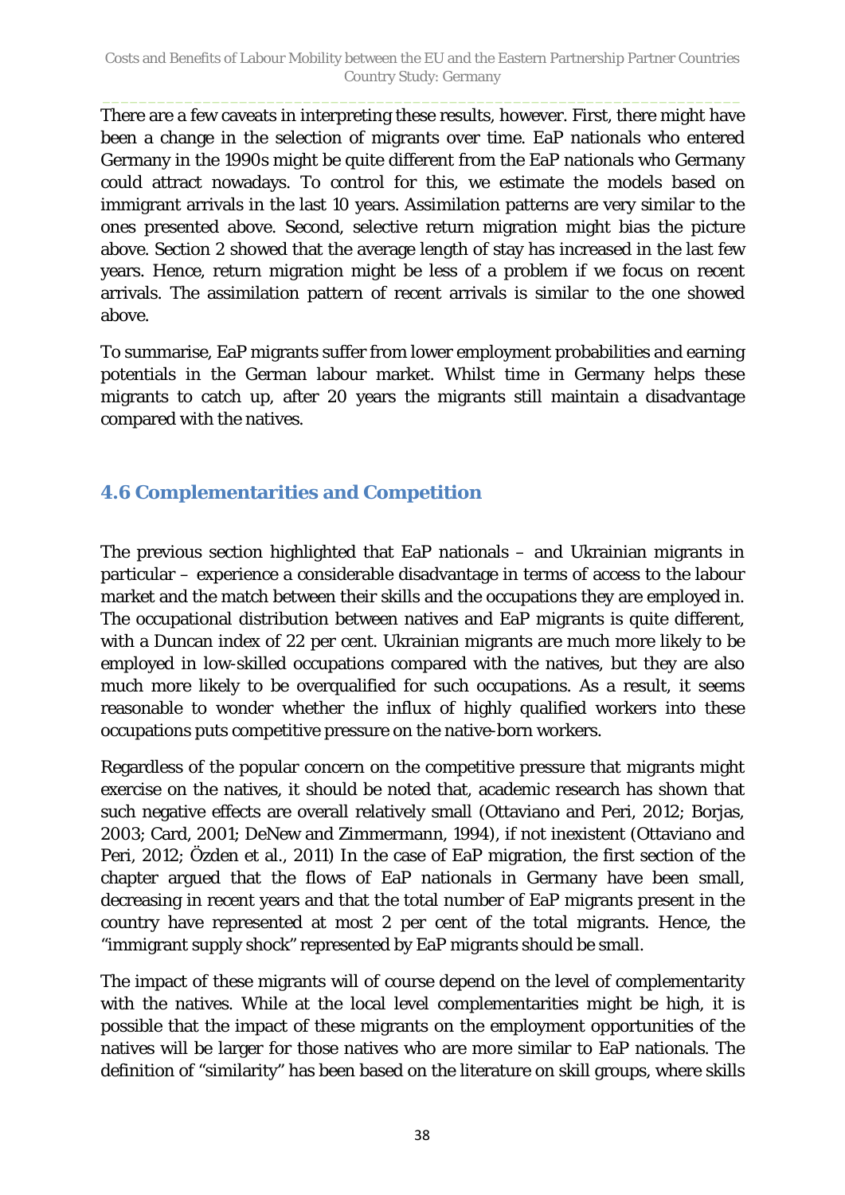There are a few caveats in interpreting these results, however. First, there might have been a change in the selection of migrants over time. EaP nationals who entered Germany in the 1990s might be quite different from the EaP nationals who Germany could attract nowadays. To control for this, we estimate the models based on immigrant arrivals in the last 10 years. Assimilation patterns are very similar to the ones presented above. Second, selective return migration might bias the picture above. Section 2 showed that the average length of stay has increased in the last few years. Hence, return migration might be less of a problem if we focus on recent arrivals. The assimilation pattern of recent arrivals is similar to the one showed above.

To summarise, EaP migrants suffer from lower employment probabilities and earning potentials in the German labour market. Whilst time in Germany helps these migrants to catch up, after 20 years the migrants still maintain a disadvantage compared with the natives.

### 4.6 Complementarities and Competition

The previous section highlighted that EaP nationals – and Ukrainian migrants in particular – experience a considerable disadvantage in terms of access to the labour market and the match between their skills and the occupations they are employed in. The occupational distribution between natives and EaP migrants is quite different, with a Duncan index of 22 per cent. Ukrainian migrants are much more likely to be employed in low-skilled occupations compared with the natives, but they are also much more likely to be overqualified for such occupations. As a result, it seems reasonable to wonder whether the influx of highly qualified workers into these occupations puts competitive pressure on the native-born workers.

Regardless of the popular concern on the competitive pressure that migrants might exercise on the natives, it should be noted that, academic research has shown that such negative effects are overall relatively small (Ottaviano and Peri, 2012; Borjas, 2003; Card, 2001; DeNew and Zimmermann, 1994), if not inexistent (Ottaviano and Peri, 2012; Özden et al., 2011) In the case of EaP migration, the first section of the chapter argued that the flows of EaP nationals in Germany have been small, decreasing in recent years and that the total number of EaP migrants present in the country have represented at most 2 per cent of the total migrants. Hence, the "immigrant supply shock" represented by EaP migrants should be small.

The impact of these migrants will of course depend on the level of complementarity with the natives. While at the local level complementarities might be high, it is possible that the impact of these migrants on the employment opportunities of the natives will be larger for those natives who are more similar to EaP nationals. The definition of "similarity" has been based on the literature on skill groups, where skills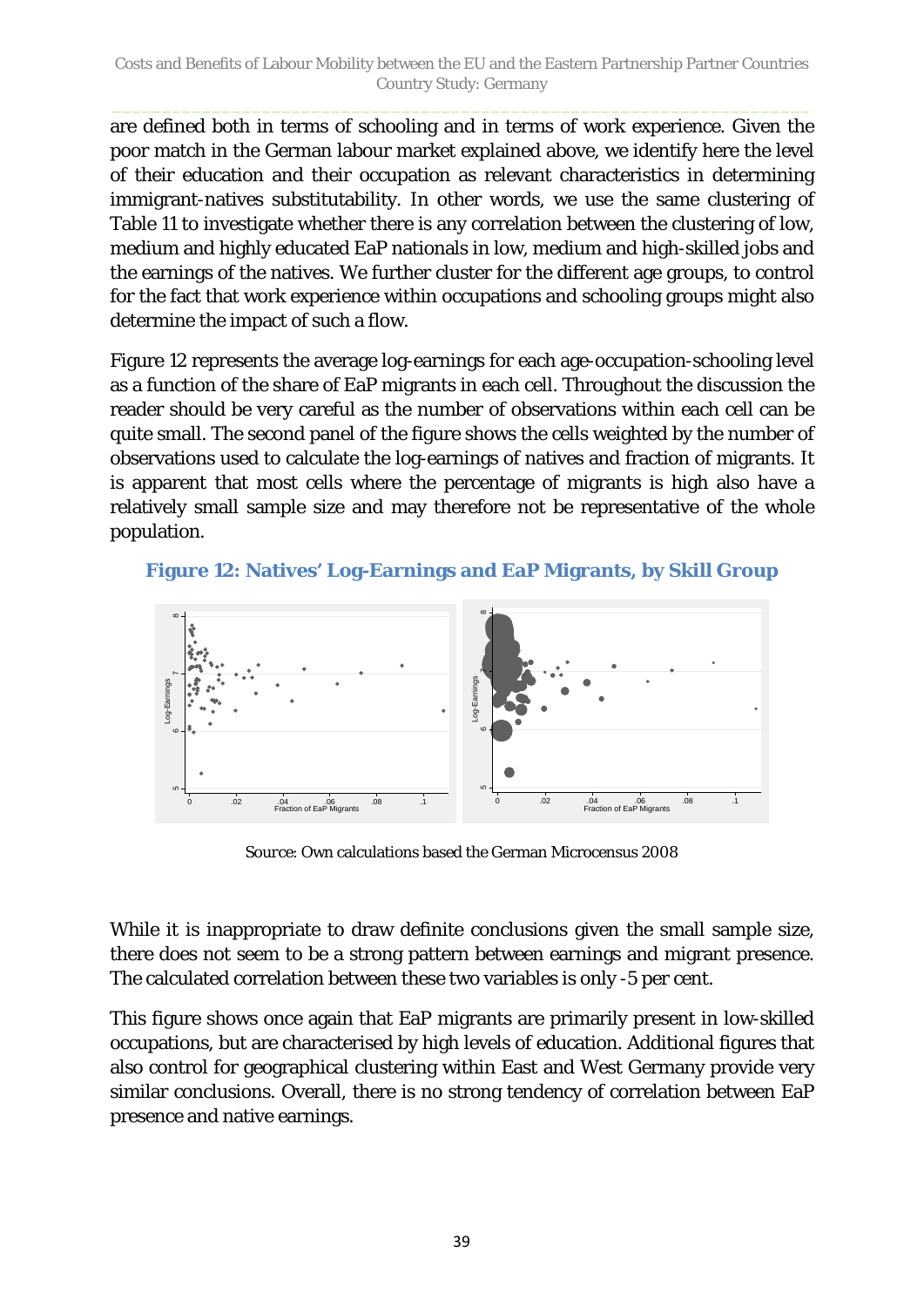are defined both in terms of schooling and in terms of work experience. Given the poor match in the German labour market explained above, we identify here the level of their education and their occupation as relevant characteristics in determining immigrant-natives substitutability. In other words, we use the same clustering of Table 11 to investigate whether there is any correlation between the clustering of low, medium and highly educated EaP nationals in low, medium and high-skilled jobs and the earnings of the natives. We further cluster for the different age groups, to control for the fact that work experience within occupations and schooling groups might also determine the impact of such a flow.

Figure 12 represents the average log-earnings for each age-occupation-schooling level as a function of the share of EaP migrants in each cell. Throughout the discussion the reader should be very careful as the number of observations within each cell can be quite small. The second panel of the figure shows the cells weighted by the number of observations used to calculate the log-earnings of natives and fraction of migrants. It is apparent that most cells where the percentage of migrants is high also have a relatively small sample size and may therefore not be representative of the whole population.

### Figure 12: Natives' Log-Earnings and EaP Migrants, by Skill Group

Source: Own calculations based the German Microcensus 2008

While it is inappropriate to draw definite conclusions given the small sample size, there does not seem to be a strong pattern between earnings and migrant presence. The calculated correlation between these two variables is only -5 per cent.

This figure shows once again that EaP migrants are primarily present in low-skilled occupations, but are characterised by high levels of education. Additional figures that also control for geographical clustering within East and West Germany provide very similar conclusions. Overall, there is no strong tendency of correlation between EaP presence and native earnings.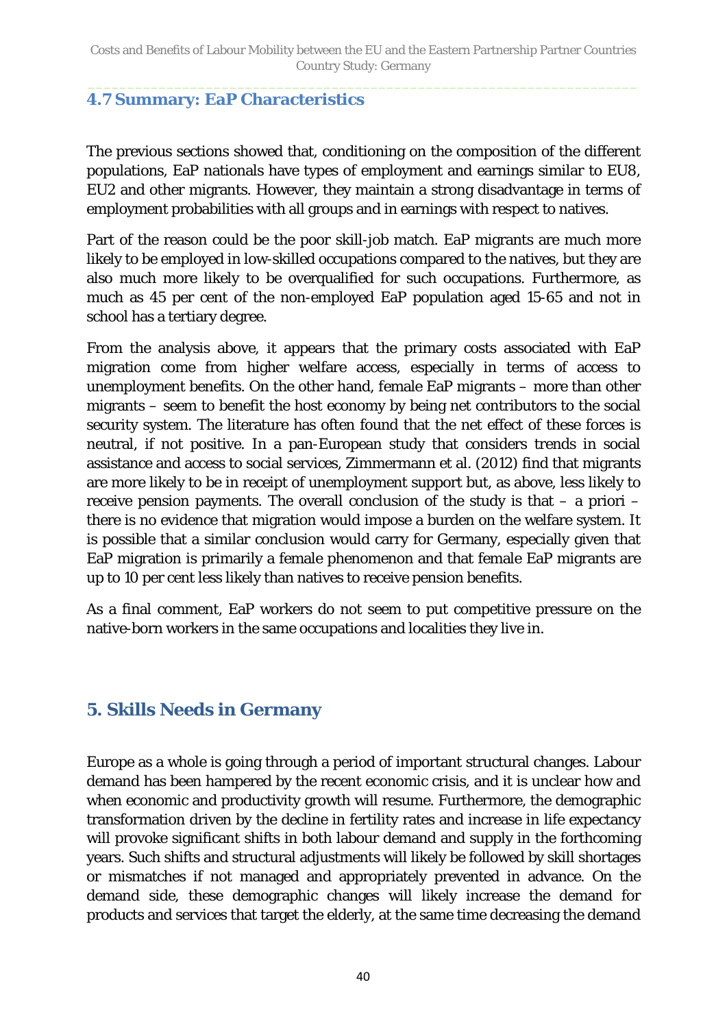### 4.7 Summary: EaP Characteristics

The previous sections showed that, conditioning on the composition of the different populations, EaP nationals have types of employment and earnings similar to EU8, EU2 and other migrants. However, they maintain a strong disadvantage in terms of employment probabilities with all groups and in earnings with respect to natives.

Part of the reason could be the poor skill-job match. EaP migrants are much more likely to be employed in low-skilled occupations compared to the natives, but they are also much more likely to be overqualified for such occupations. Furthermore, as much as 45 per cent of the non-employed EaP population aged 15-65 and not in school has a tertiary degree.

From the analysis above, it appears that the primary costs associated with EaP migration come from higher welfare access, especially in terms of access to unemployment benefits. On the other hand, female EaP migrants – more than other migrants – seem to benefit the host economy by being net contributors to the social security system. The literature has often found that the net effect of these forces is neutral, if not positive. In a pan-European study that considers trends in social assistance and access to social services, Zimmermann et al. (2012) find that migrants are more likely to be in receipt of unemployment support but, as above, less likely to receive pension payments. The overall conclusion of the study is that – a priori – there is no evidence that migration would impose a burden on the welfare system. It is possible that a similar conclusion would carry for Germany, especially given that EaP migration is primarily a female phenomenon and that female EaP migrants are up to 10 per cent less likely than natives to receive pension benefits.

As a final comment, EaP workers do not seem to put competitive pressure on the native-born workers in the same occupations and localities they live in.

## 5. Skills Needs in Germany

Europe as a whole is going through a period of important structural changes. Labour demand has been hampered by the recent economic crisis, and it is unclear how and when economic and productivity growth will resume. Furthermore, the demographic transformation driven by the decline in fertility rates and increase in life expectancy will provoke significant shifts in both labour demand and supply in the forthcoming years. Such shifts and structural adjustments will likely be followed by skill shortages or mismatches if not managed and appropriately prevented in advance. On the demand side, these demographic changes will likely increase the demand for products and services that target the elderly, at the same time decreasing the demand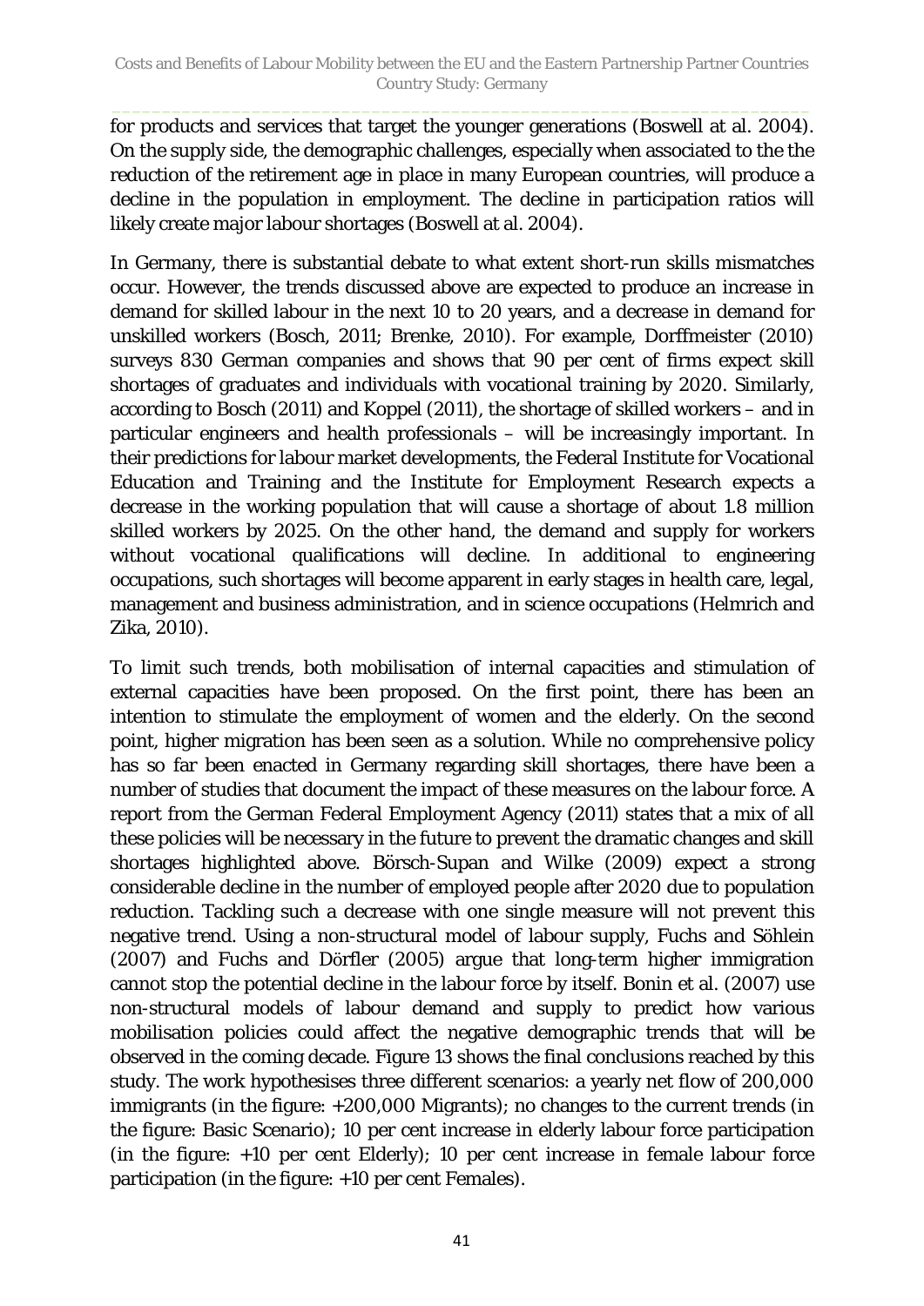for products and services that target the younger generations (Boswell at al. 2004). On the supply side, the demographic challenges, especially when associated to the the reduction of the retirement age in place in many European countries, will produce a decline in the population in employment. The decline in participation ratios will likely create major labour shortages (Boswell at al. 2004).

In Germany, there is substantial debate to what extent short-run skills mismatches occur. However, the trends discussed above are expected to produce an increase in demand for skilled labour in the next 10 to 20 years, and a decrease in demand for unskilled workers (Bosch, 2011; Brenke, 2010). For example, Dorffmeister (2010) surveys 830 German companies and shows that 90 per cent of firms expect skill shortages of graduates and individuals with vocational training by 2020. Similarly, according to Bosch (2011) and Koppel (2011), the shortage of skilled workers – and in particular engineers and health professionals – will be increasingly important. In their predictions for labour market developments, the Federal Institute for Vocational Education and Training and the Institute for Employment Research expects a decrease in the working population that will cause a shortage of about 1.8 million skilled workers by 2025. On the other hand, the demand and supply for workers without vocational qualifications will decline. In additional to engineering occupations, such shortages will become apparent in early stages in health care, legal, management and business administration, and in science occupations (Helmrich and Zika, 2010).

To limit such trends, both mobilisation of internal capacities and stimulation of external capacities have been proposed. On the first point, there has been an intention to stimulate the employment of women and the elderly. On the second point, higher migration has been seen as a solution. While no comprehensive policy has so far been enacted in Germany regarding skill shortages, there have been a number of studies that document the impact of these measures on the labour force. A report from the German Federal Employment Agency (2011) states that a mix of all these policies will be necessary in the future to prevent the dramatic changes and skill shortages highlighted above. Börsch-Supan and Wilke (2009) expect a strong considerable decline in the number of employed people after 2020 due to population reduction. Tackling such a decrease with one single measure will not prevent this negative trend. Using a non-structural model of labour supply, Fuchs and Söhlein (2007) and Fuchs and Dörfler (2005) argue that long-term higher immigration cannot stop the potential decline in the labour force by itself. Bonin et al. (2007) use non-structural models of labour demand and supply to predict how various mobilisation policies could affect the negative demographic trends that will be observed in the coming decade. Figure 13 shows the final conclusions reached by this study. The work hypothesises three different scenarios: a yearly net flow of 200,000 immigrants (in the figure: +200,000 Migrants); no changes to the current trends (in the figure: Basic Scenario); 10 per cent increase in elderly labour force participation (in the figure: +10 per cent Elderly); 10 per cent increase in female labour force participation (in the figure: +10 per cent Females).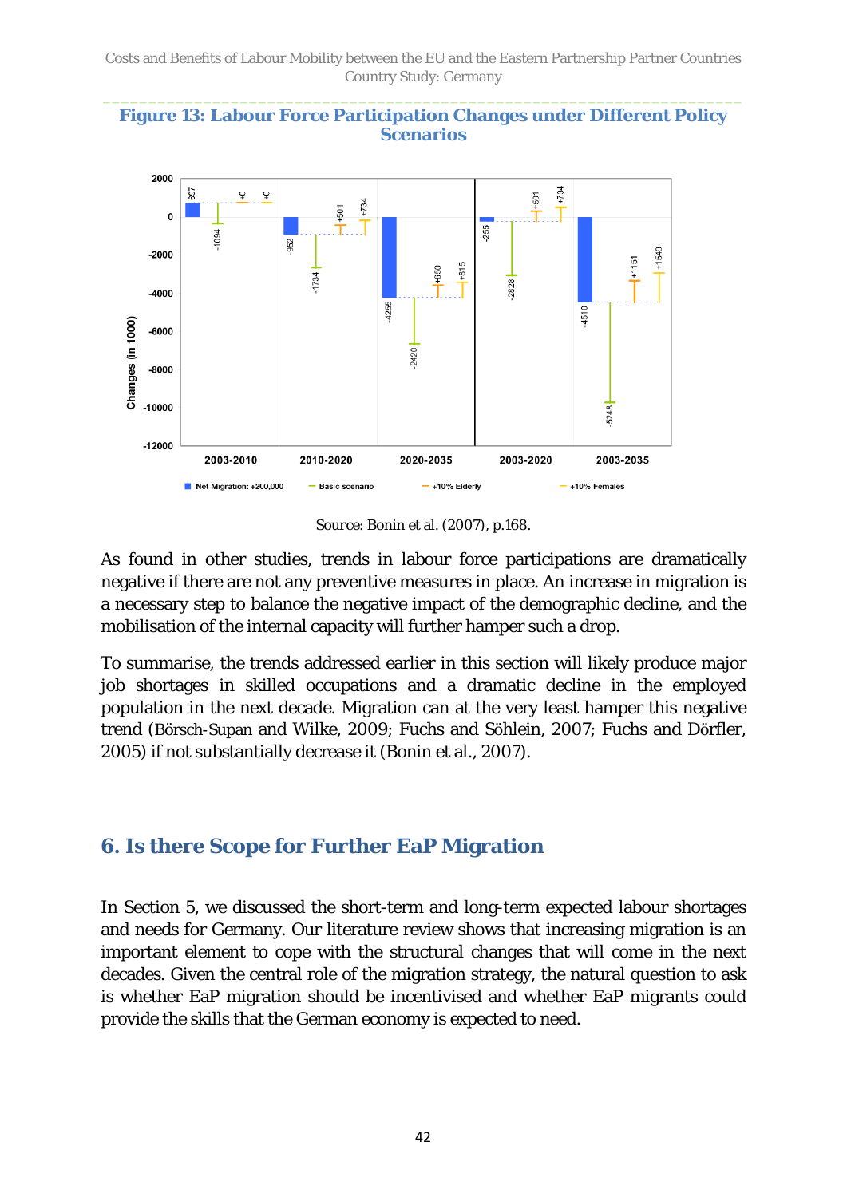**Figure 13: Labour Force Participation Changes under Different Policy Scenarios**

Source: Bonin et al. (2007), p.168.

As found in other studies, trends in labour force participations are dramatically negative if there are not any preventive measures in place. An increase in migration is a necessary step to balance the negative impact of the demographic decline, and the mobilisation of the internal capacity will further hamper such a drop.

To summarise, the trends addressed earlier in this section will likely produce major job shortages in skilled occupations and a dramatic decline in the employed population in the next decade. Migration can at the very least hamper this negative trend (Börsch-Supan and Wilke, 2009; Fuchs and Söhlein, 2007; Fuchs and Dörfler, 2005) if not substantially decrease it (Bonin et al., 2007).

## 6. Is there Scope for Further EaP Migration

In Section 5, we discussed the short-term and long-term expected labour shortages and needs for Germany. Our literature review shows that increasing migration is an important element to cope with the structural changes that will come in the next decades. Given the central role of the migration strategy, the natural question to ask is whether EaP migration should be incentivised and whether EaP migrants could provide the skills that the German economy is expected to need.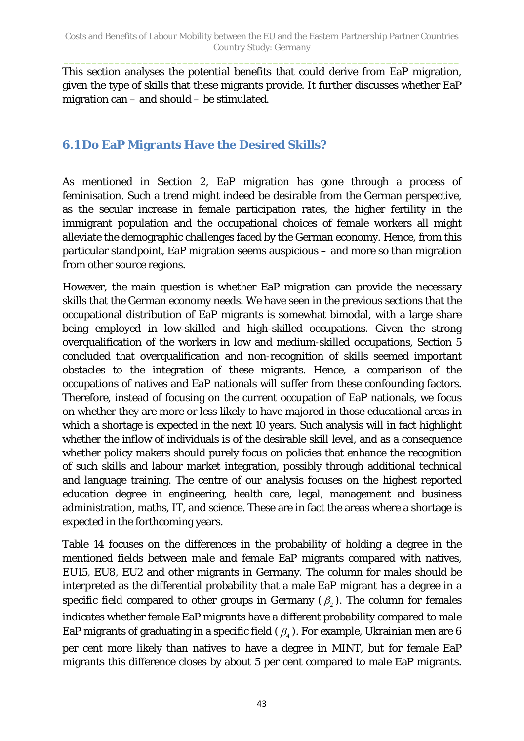This section analyses the potential benefits that could derive from EaP migration, given the type of skills that these migrants provide. It further discusses whether EaP migration can – and should – be stimulated.

## 6.1 Do EaP Migrants Have the Desired Skills?

As mentioned in Section 2, EaP migration has gone through a process of feminisation. Such a trend might indeed be desirable from the German perspective, as the secular increase in female participation rates, the higher fertility in the immigrant population and the occupational choices of female workers all might alleviate the demographic challenges faced by the German economy. Hence, from this particular standpoint, EaP migration seems auspicious – and more so than migration from other source regions.

However, the main question is whether EaP migration can provide the necessary skills that the German economy needs. We have seen in the previous sections that the occupational distribution of EaP migrants is somewhat bimodal, with a large share being employed in low-skilled and high-skilled occupations. Given the strong overqualification of the workers in low and medium-skilled occupations, Section 5 concluded that overqualification and non-recognition of skills seemed important obstacles to the integration of these migrants. Hence, a comparison of the occupations of natives and EaP nationals will suffer from these confounding factors. Therefore, instead of focusing on the current occupation of EaP nationals, we focus on whether they are more or less likely to have majored in those educational areas in which a shortage is expected in the next 10 years. Such analysis will in fact highlight whether the inflow of individuals is of the desirable skill level, and as a consequence whether policy makers should purely focus on policies that enhance the recognition of such skills and labour market integration, possibly through additional technical and language training. The centre of our analysis focuses on the highest reported education degree in engineering, health care, legal, management and business administration, maths, IT, and science. These are in fact the areas where a shortage is expected in the forthcoming years.

Table 14 focuses on the differences in the probability of holding a degree in the mentioned fields between male and female EaP migrants compared with natives, EU15, EU8, EU2 and other migrants in Germany. The column for males should be interpreted as the differential probability that a male EaP migrant has a degree in a specific field compared to other groups in Germany ($\beta_2$). The column for females indicates whether female EaP migrants have a different probability compared to male EaP migrants of graduating in a specific field ($\beta_4$). For example, Ukrainian men are 6 per cent more likely than natives to have a degree in MINT, but for female EaP migrants this difference closes by about 5 per cent compared to male EaP migrants.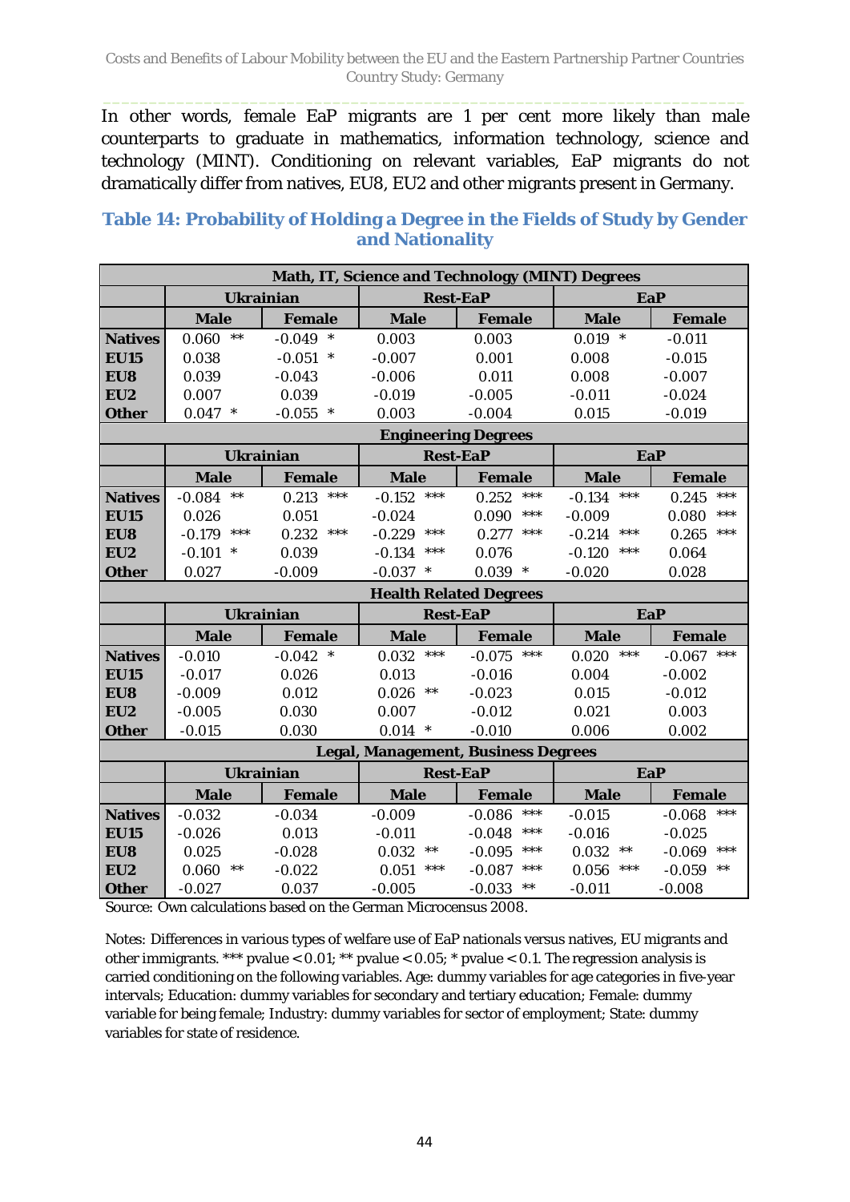In other words, female EaP migrants are 1 per cent more likely than male counterparts to graduate in mathematics, information technology, science and technology (MINT). Conditioning on relevant variables, EaP migrants do not dramatically differ from natives, EU8, EU2 and other migrants present in Germany.

### Table 14: Probability of Holding a Degree in the Fields of Study by Gender and Nationality

| Math, IT, Science and Technology (MINT) Degrees | | | | | | |
|---|---|---|---|---|---|---|
| | Ukrainian | | Rest-EaP | | EaP | |
| | Male | Female | Male | Female | Male | Female |
| **Natives** | 0.060 ** | -0.049 * | 0.003 | 0.003 | 0.019 * | -0.011 |
| **EU15** | 0.038 | -0.051 * | -0.007 | 0.001 | 0.008 | -0.015 |
| **EU8** | 0.039 | -0.043 | -0.006 | 0.011 | 0.008 | -0.007 |
| **EU2** | 0.007 | 0.039 | -0.019 | -0.005 | -0.011 | -0.024 |
| **Other** | 0.047 * | -0.055 * | 0.003 | -0.004 | 0.015 | -0.019 |
| **Engineering Degrees** | | | | | | |
| | Ukrainian | | Rest-EaP | | EaP | |
| | Male | Female | Male | Female | Male | Female |
| **Natives** | -0.084 ** | 0.213 *** | -0.152 *** | 0.252 *** | -0.134 *** | 0.245 *** |
| **EU15** | 0.026 | 0.051 | -0.024 | 0.090 *** | -0.009 | 0.080 *** |
| **EU8** | -0.179 *** | 0.232 *** | -0.229 *** | 0.277 *** | -0.214 *** | 0.265 *** |
| **EU2** | -0.101 * | 0.039 | -0.134 *** | 0.076 | -0.120 *** | 0.064 |
| **Other** | 0.027 | -0.009 | -0.037 * | 0.039 * | -0.020 | 0.028 |
| **Health Related Degrees** | | | | | | |
| | Ukrainian | | Rest-EaP | | EaP | |
| | Male | Female | Male | Female | Male | Female |
| **Natives** | -0.010 | -0.042 * | 0.032 *** | -0.075 *** | 0.020 *** | -0.067 *** |
| **EU15** | -0.017 | 0.026 | 0.013 | -0.016 | 0.004 | -0.002 |
| **EU8** | -0.009 | 0.012 | 0.026 ** | -0.023 | 0.015 | -0.012 |
| **EU2** | -0.005 | 0.030 | 0.007 | -0.012 | 0.021 | 0.003 |
| **Other** | -0.015 | 0.030 | 0.014 * | -0.010 | 0.006 | 0.002 |
| **Legal, Management, Business Degrees** | | | | | | |
| | Ukrainian | | Rest-EaP | | EaP | |
| | Male | Female | Male | Female | Male | Female |
| **Natives** | -0.032 | -0.034 | -0.009 | -0.086 *** | -0.015 | -0.068 *** |
| **EU15** | -0.026 | 0.013 | -0.011 | -0.048 *** | -0.016 | -0.025 |
| **EU8** | 0.025 | -0.028 | 0.032 ** | -0.095 *** | 0.032 ** | -0.069 *** |
| **EU2** | 0.060 ** | -0.022 | 0.051 *** | -0.087 *** | 0.056 *** | -0.059 ** |
| **Other** | -0.027 | 0.037 | -0.005 | -0.033 ** | -0.011 | -0.008 |

Source: Own calculations based on the German Microcensus 2008.

Notes: Differences in various types of welfare use of EaP nationals versus natives, EU migrants and other immigrants. *** pvalue < 0.01; ** pvalue < 0.05; * pvalue < 0.1. The regression analysis is carried conditioning on the following variables. Age: dummy variables for age categories in five-year intervals; Education: dummy variables for secondary and tertiary education; Female: dummy variable for being female; Industry: dummy variables for sector of employment; State: dummy variables for state of residence.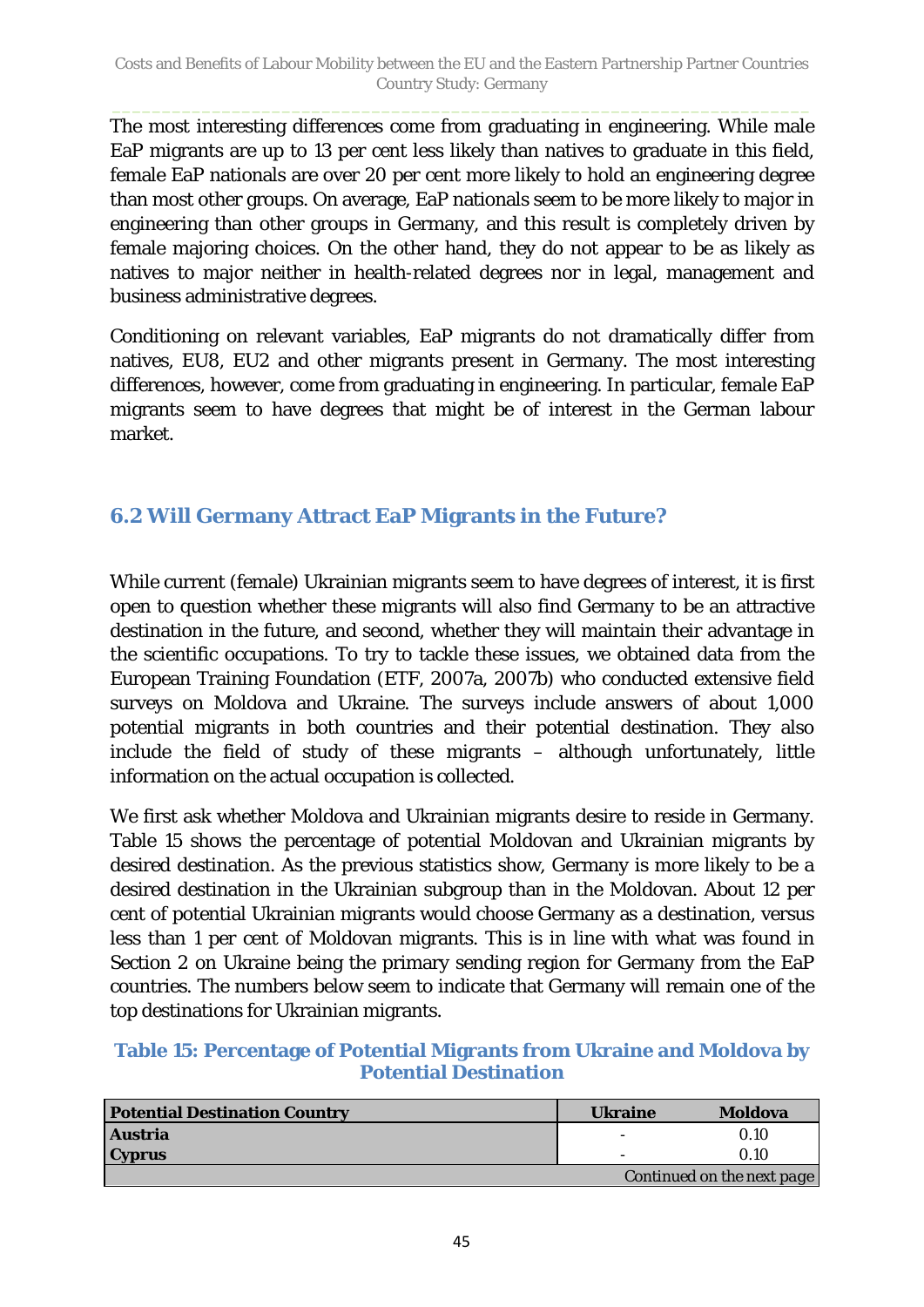The most interesting differences come from graduating in engineering. While male EaP migrants are up to 13 per cent less likely than natives to graduate in this field, female EaP nationals are over 20 per cent more likely to hold an engineering degree than most other groups. On average, EaP nationals seem to be more likely to major in engineering than other groups in Germany, and this result is completely driven by female majoring choices. On the other hand, they do not appear to be as likely as natives to major neither in health-related degrees nor in legal, management and business administrative degrees.

Conditioning on relevant variables, EaP migrants do not dramatically differ from natives, EU8, EU2 and other migrants present in Germany. The most interesting differences, however, come from graduating in engineering. In particular, female EaP migrants seem to have degrees that might be of interest in the German labour market.

## 6.2 Will Germany Attract EaP Migrants in the Future?

While current (female) Ukrainian migrants seem to have degrees of interest, it is first open to question whether these migrants will also find Germany to be an attractive destination in the future, and second, whether they will maintain their advantage in the scientific occupations. To try to tackle these issues, we obtained data from the European Training Foundation (ETF, 2007a, 2007b) who conducted extensive field surveys on Moldova and Ukraine. The surveys include answers of about 1,000 potential migrants in both countries and their potential destination. They also include the field of study of these migrants – although unfortunately, little information on the actual occupation is collected.

We first ask whether Moldova and Ukrainian migrants desire to reside in Germany. Table 15 shows the percentage of potential Moldovan and Ukrainian migrants by desired destination. As the previous statistics show, Germany is more likely to be a desired destination in the Ukrainian subgroup than in the Moldovan. About 12 per cent of potential Ukrainian migrants would choose Germany as a destination, versus less than 1 per cent of Moldovan migrants. This is in line with what was found in Section 2 on Ukraine being the primary sending region for Germany from the EaP countries. The numbers below seem to indicate that Germany will remain one of the top destinations for Ukrainian migrants.

**Table 15: Percentage of Potential Migrants from Ukraine and Moldova by Potential Destination**

| Potential Destination Country | Ukraine | Moldova |
|---|---|---|
| **Austria** | - | 0.10 |
| **Cyprus** | - | 0.10 |
| | | *Continued on the next page* |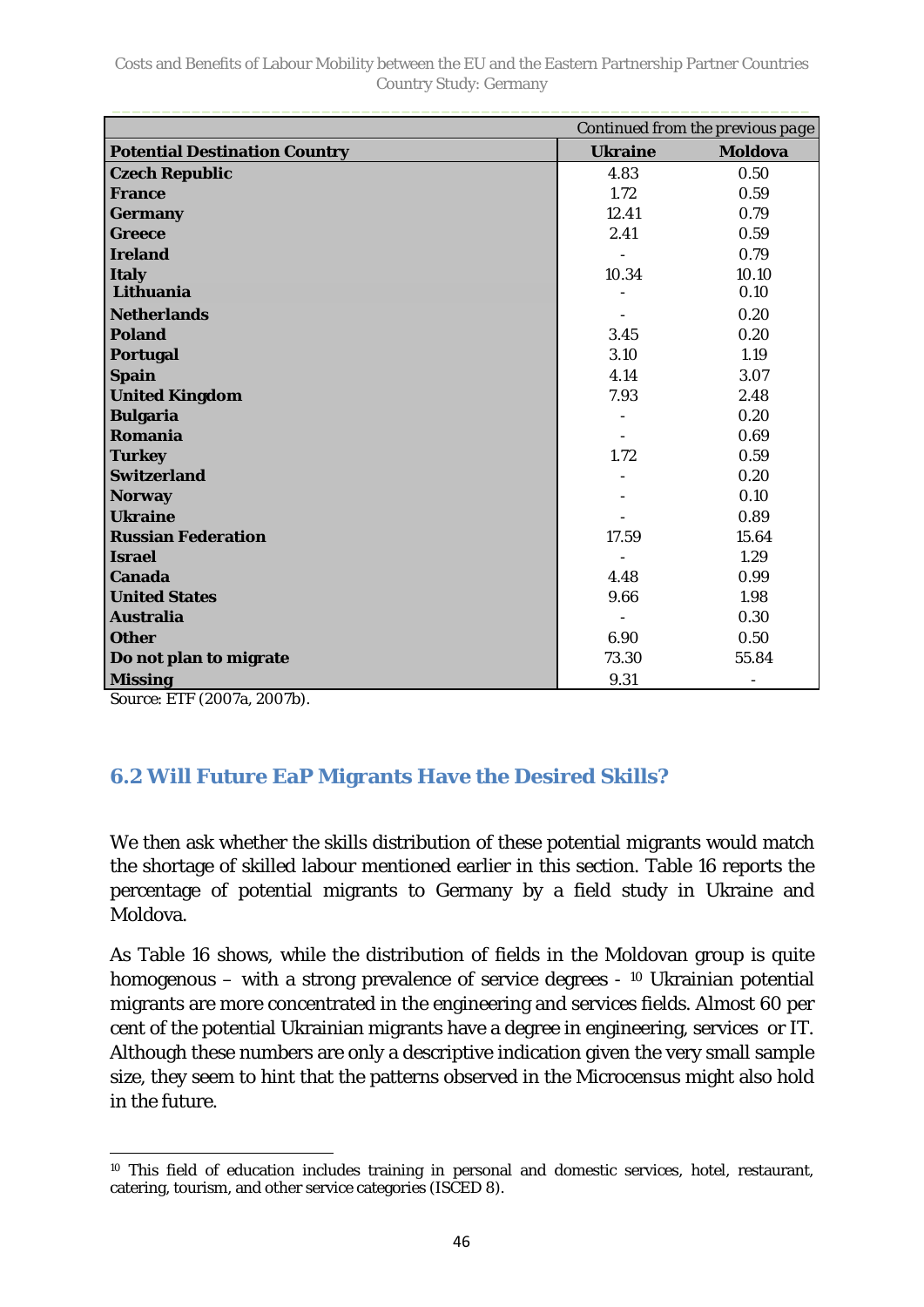| *Continued from the previous page* | | |
|---|---|---|
| **Potential Destination Country** | **Ukraine** | **Moldova** |
| **Czech Republic** | 4.83 | 0.50 |
| **France** | 1.72 | 0.59 |
| **Germany** | 12.41 | 0.79 |
| **Greece** | 2.41 | 0.59 |
| **Ireland** | - | 0.79 |
| **Italy** | 10.34 | 10.10 |
| **Lithuania** | - | 0.10 |
| **Netherlands** | - | 0.20 |
| **Poland** | 3.45 | 0.20 |
| **Portugal** | 3.10 | 1.19 |
| **Spain** | 4.14 | 3.07 |
| **United Kingdom** | 7.93 | 2.48 |
| **Bulgaria** | - | 0.20 |
| **Romania** | - | 0.69 |
| **Turkey** | 1.72 | 0.59 |
| **Switzerland** | - | 0.20 |
| **Norway** | - | 0.10 |
| **Ukraine** | - | 0.89 |
| **Russian Federation** | 17.59 | 15.64 |
| **Israel** | - | 1.29 |
| **Canada** | 4.48 | 0.99 |
| **United States** | 9.66 | 1.98 |
| **Australia** | - | 0.30 |
| **Other** | 6.90 | 0.50 |
| **Do not plan to migrate** | 73.30 | 55.84 |
| **Missing** | 9.31 | - |

Source: ETF (2007a, 2007b).

## 6.2 Will Future EaP Migrants Have the Desired Skills?

We then ask whether the skills distribution of these potential migrants would match the shortage of skilled labour mentioned earlier in this section. Table 16 reports the percentage of potential migrants to Germany by a field study in Ukraine and Moldova.

As Table 16 shows, while the distribution of fields in the Moldovan group is quite homogenous – with a strong prevalence of service degrees - [10] Ukrainian potential migrants are more concentrated in the engineering and services fields. Almost 60 per cent of the potential Ukrainian migrants have a degree in engineering, services or IT. Although these numbers are only a descriptive indication given the very small sample size, they seem to hint that the patterns observed in the Microcensus might also hold in the future.

[10] This field of education includes training in personal and domestic services, hotel, restaurant, catering, tourism, and other service categories (ISCED 8).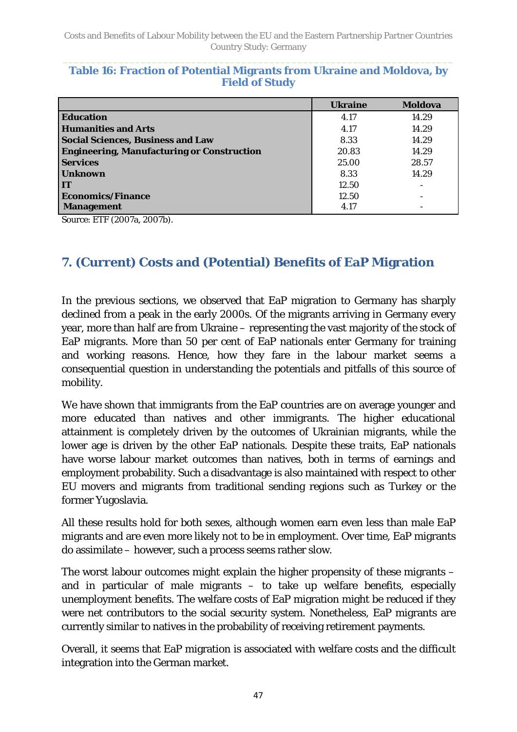**Table 16: Fraction of Potential Migrants from Ukraine and Moldova, by Field of Study**

| | Ukraine | Moldova |
|---|---|---|
| **Education** | 4.17 | 14.29 |
| **Humanities and Arts** | 4.17 | 14.29 |
| **Social Sciences, Business and Law** | 8.33 | 14.29 |
| **Engineering, Manufacturing or Construction** | 20.83 | 14.29 |
| **Services** | 25.00 | 28.57 |
| **Unknown** | 8.33 | 14.29 |
| **IT** | 12.50 | - |
| **Economics/Finance** | 12.50 | - |
| **Management** | 4.17 | - |

Source: ETF (2007a, 2007b).

## 7. (Current) Costs and (Potential) Benefits of EaP Migration

In the previous sections, we observed that EaP migration to Germany has sharply declined from a peak in the early 2000s. Of the migrants arriving in Germany every year, more than half are from Ukraine – representing the vast majority of the stock of EaP migrants. More than 50 per cent of EaP nationals enter Germany for training and working reasons. Hence, how they fare in the labour market seems a consequential question in understanding the potentials and pitfalls of this source of mobility.

We have shown that immigrants from the EaP countries are on average younger and more educated than natives and other immigrants. The higher educational attainment is completely driven by the outcomes of Ukrainian migrants, while the lower age is driven by the other EaP nationals. Despite these traits, EaP nationals have worse labour market outcomes than natives, both in terms of earnings and employment probability. Such a disadvantage is also maintained with respect to other EU movers and migrants from traditional sending regions such as Turkey or the former Yugoslavia.

All these results hold for both sexes, although women earn even less than male EaP migrants and are even more likely not to be in employment. Over time, EaP migrants do assimilate – however, such a process seems rather slow.

The worst labour outcomes might explain the higher propensity of these migrants – and in particular of male migrants – to take up welfare benefits, especially unemployment benefits. The welfare costs of EaP migration might be reduced if they were net contributors to the social security system. Nonetheless, EaP migrants are currently similar to natives in the probability of receiving retirement payments.

Overall, it seems that EaP migration is associated with welfare costs and the difficult integration into the German market.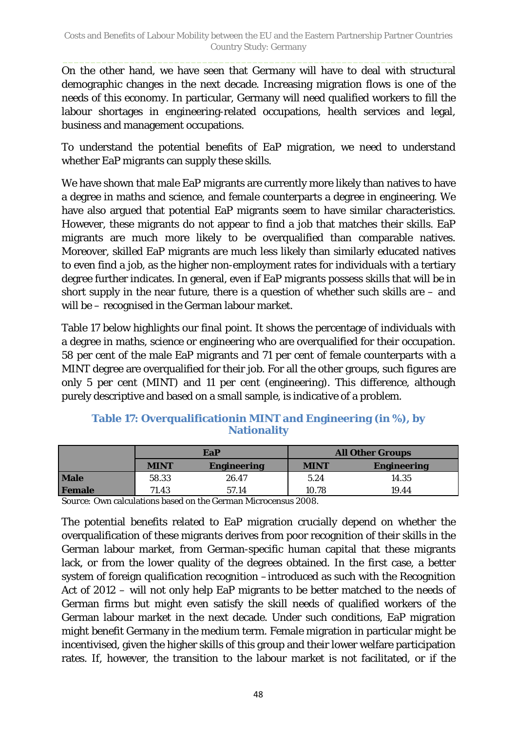On the other hand, we have seen that Germany will have to deal with structural demographic changes in the next decade. Increasing migration flows is one of the needs of this economy. In particular, Germany will need qualified workers to fill the labour shortages in engineering-related occupations, health services and legal, business and management occupations.

To understand the potential benefits of EaP migration, we need to understand whether EaP migrants can supply these skills.

We have shown that male EaP migrants are currently more likely than natives to have a degree in maths and science, and female counterparts a degree in engineering. We have also argued that potential EaP migrants seem to have similar characteristics. However, these migrants do not appear to find a job that matches their skills. EaP migrants are much more likely to be overqualified than comparable natives. Moreover, skilled EaP migrants are much less likely than similarly educated natives to even find a job, as the higher non-employment rates for individuals with a tertiary degree further indicates. In general, even if EaP migrants possess skills that will be in short supply in the near future, there is a question of whether such skills are – and will be – recognised in the German labour market.

Table 17 below highlights our final point. It shows the percentage of individuals with a degree in maths, science or engineering who are overqualified for their occupation. 58 per cent of the male EaP migrants and 71 per cent of female counterparts with a MINT degree are overqualified for their job. For all the other groups, such figures are only 5 per cent (MINT) and 11 per cent (engineering). This difference, although purely descriptive and based on a small sample, is indicative of a problem.

**Table 17: Overqualificationin MINT and Engineering (in %), by Nationality**

| | EaP | | All Other Groups | |
|---|---|---|---|---|
| | **MINT** | **Engineering** | **MINT** | **Engineering** |
| **Male** | 58.33 | 26.47 | 5.24 | 14.35 |
| **Female** | 71.43 | 57.14 | 10.78 | 19.44 |

Source: Own calculations based on the German Microcensus 2008.

The potential benefits related to EaP migration crucially depend on whether the overqualification of these migrants derives from poor recognition of their skills in the German labour market, from German-specific human capital that these migrants lack, or from the lower quality of the degrees obtained. In the first case, a better system of foreign qualification recognition – introduced as such with the Recognition Act of 2012 – will not only help EaP migrants to be better matched to the needs of German firms but might even satisfy the skill needs of qualified workers of the German labour market in the next decade. Under such conditions, EaP migration might benefit Germany in the medium term. Female migration in particular might be incentivised, given the higher skills of this group and their lower welfare participation rates. If, however, the transition to the labour market is not facilitated, or if the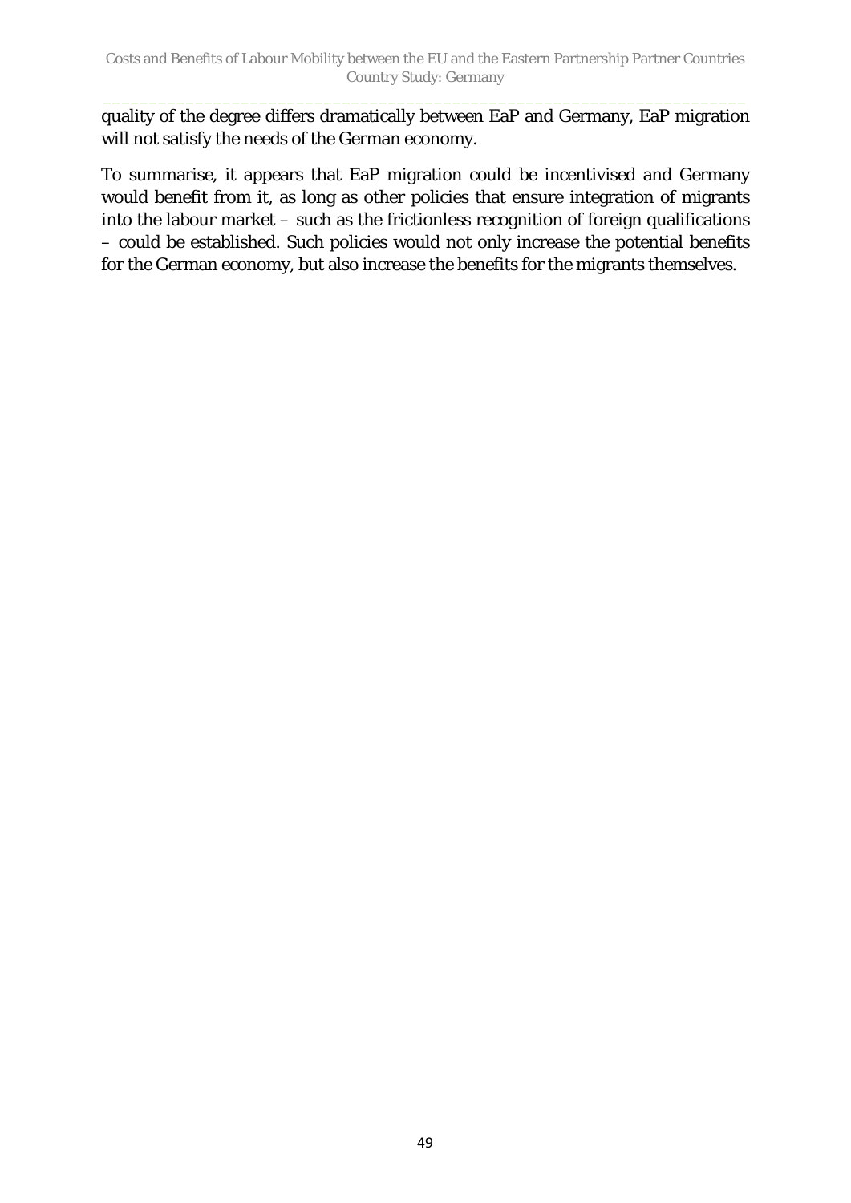quality of the degree differs dramatically between EaP and Germany, EaP migration will not satisfy the needs of the German economy.

To summarise, it appears that EaP migration could be incentivised and Germany would benefit from it, as long as other policies that ensure integration of migrants into the labour market – such as the frictionless recognition of foreign qualifications – could be established. Such policies would not only increase the potential benefits for the German economy, but also increase the benefits for the migrants themselves.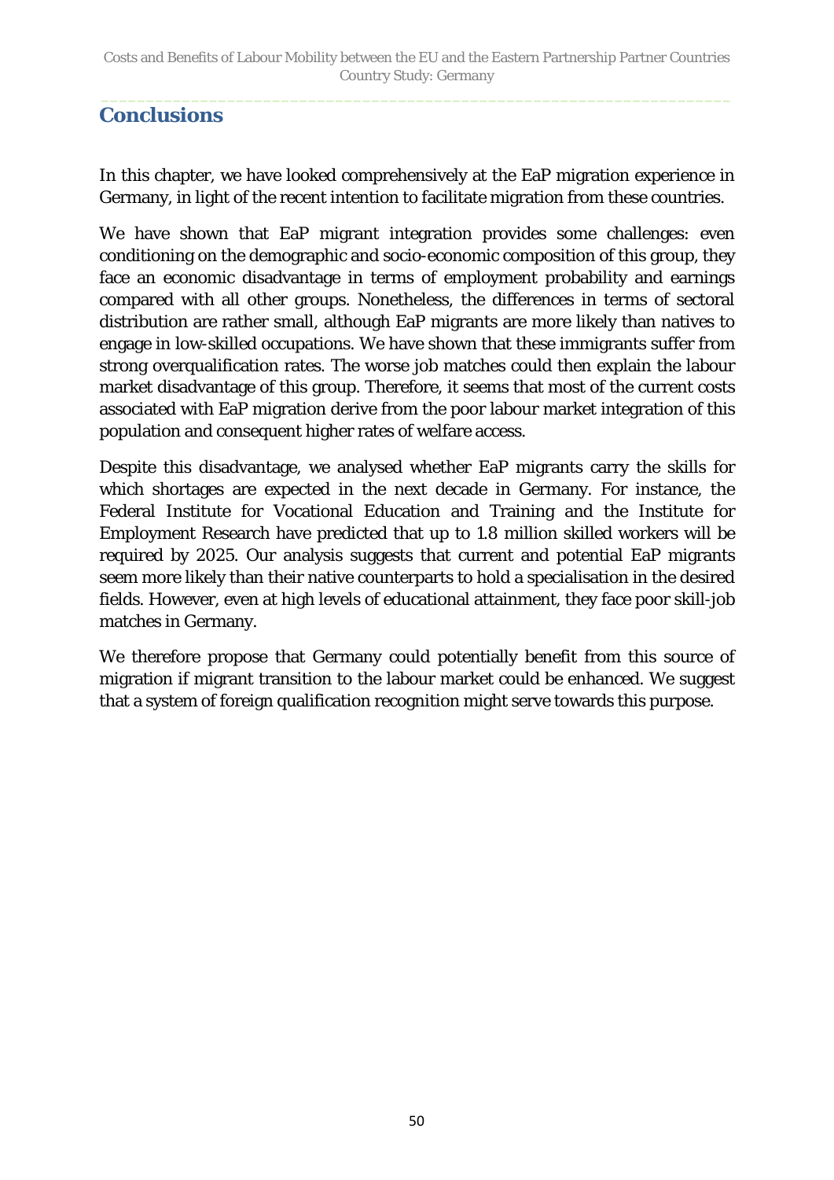## Conclusions

In this chapter, we have looked comprehensively at the EaP migration experience in Germany, in light of the recent intention to facilitate migration from these countries.

We have shown that EaP migrant integration provides some challenges: even conditioning on the demographic and socio-economic composition of this group, they face an economic disadvantage in terms of employment probability and earnings compared with all other groups. Nonetheless, the differences in terms of sectoral distribution are rather small, although EaP migrants are more likely than natives to engage in low-skilled occupations. We have shown that these immigrants suffer from strong overqualification rates. The worse job matches could then explain the labour market disadvantage of this group. Therefore, it seems that most of the current costs associated with EaP migration derive from the poor labour market integration of this population and consequent higher rates of welfare access.

Despite this disadvantage, we analysed whether EaP migrants carry the skills for which shortages are expected in the next decade in Germany. For instance, the Federal Institute for Vocational Education and Training and the Institute for Employment Research have predicted that up to 1.8 million skilled workers will be required by 2025. Our analysis suggests that current and potential EaP migrants seem more likely than their native counterparts to hold a specialisation in the desired fields. However, even at high levels of educational attainment, they face poor skill-job matches in Germany.

We therefore propose that Germany could potentially benefit from this source of migration if migrant transition to the labour market could be enhanced. We suggest that a system of foreign qualification recognition might serve towards this purpose.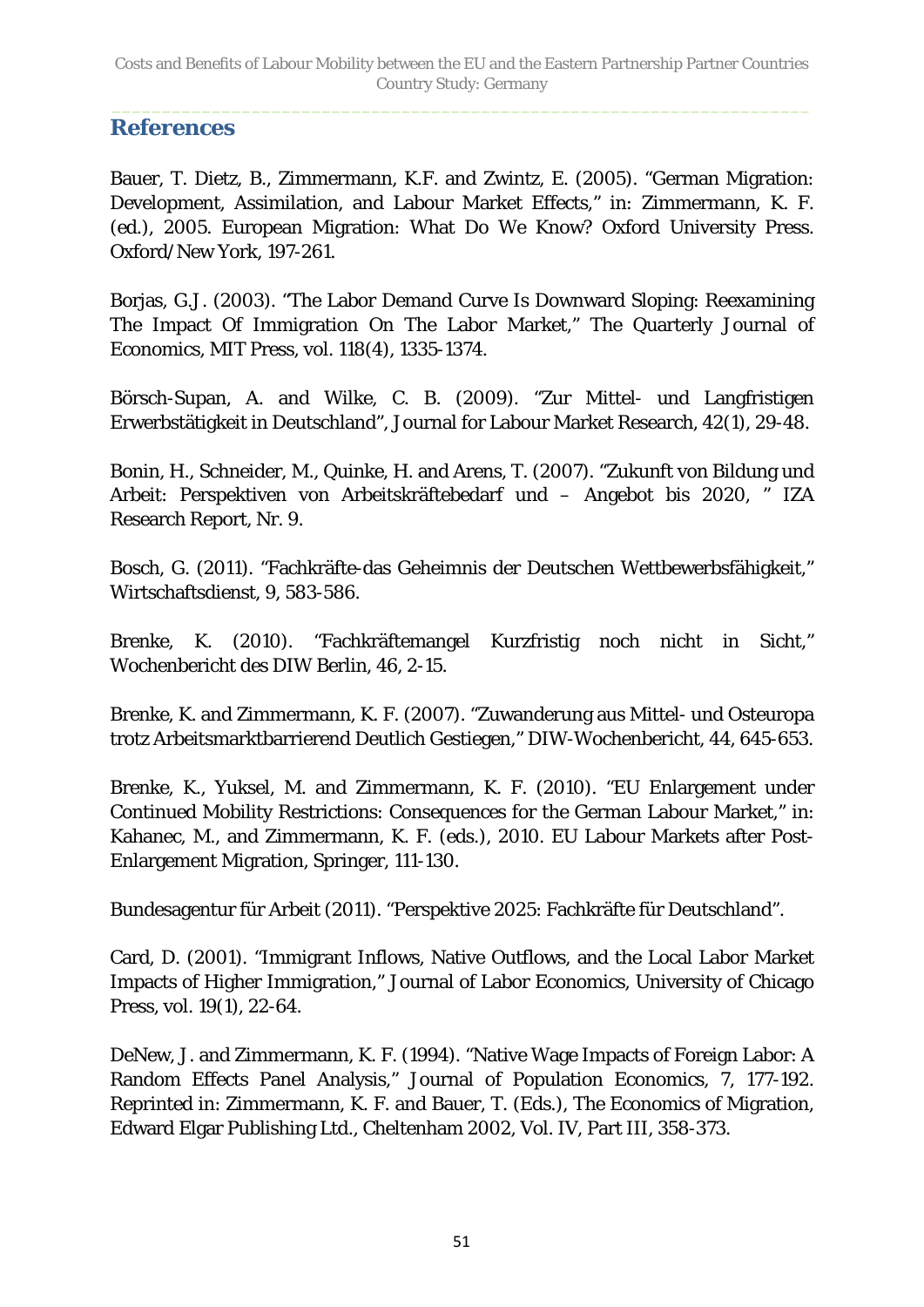## References

Bauer, T. Dietz, B., Zimmermann, K.F. and Zwintz, E. (2005). "German Migration: Development, Assimilation, and Labour Market Effects," in: Zimmermann, K. F. (ed.), 2005. European Migration: What Do We Know? Oxford University Press. Oxford/New York, 197-261.

Borjas, G.J. (2003). "The Labor Demand Curve Is Downward Sloping: Reexamining The Impact Of Immigration On The Labor Market," The Quarterly Journal of Economics, MIT Press, vol. 118(4), 1335-1374.

Börsch-Supan, A. and Wilke, C. B. (2009). "Zur Mittel- und Langfristigen Erwerbstätigkeit in Deutschland", Journal for Labour Market Research, 42(1), 29-48.

Bonin, H., Schneider, M., Quinke, H. and Arens, T. (2007). "Zukunft von Bildung und Arbeit: Perspektiven von Arbeitskräftebedarf und – Angebot bis 2020, " IZA Research Report, Nr. 9.

Bosch, G. (2011). "Fachkräfte-das Geheimnis der Deutschen Wettbewerbsfähigkeit," Wirtschaftsdienst, 9, 583-586.

Brenke, K. (2010). "Fachkräftemangel Kurzfristig noch nicht in Sicht," Wochenbericht des DIW Berlin, 46, 2-15.

Brenke, K. and Zimmermann, K. F. (2007). "Zuwanderung aus Mittel- und Osteuropa trotz Arbeitsmarktbarrierend Deutlich Gestiegen," DIW-Wochenbericht, 44, 645-653.

Brenke, K., Yuksel, M. and Zimmermann, K. F. (2010). "EU Enlargement under Continued Mobility Restrictions: Consequences for the German Labour Market," in: Kahanec, M., and Zimmermann, K. F. (eds.), 2010. EU Labour Markets after Post-Enlargement Migration, Springer, 111-130.

Bundesagentur für Arbeit (2011). "Perspektive 2025: Fachkräfte für Deutschland".

Card, D. (2001). "Immigrant Inflows, Native Outflows, and the Local Labor Market Impacts of Higher Immigration," Journal of Labor Economics, University of Chicago Press, vol. 19(1), 22-64.

DeNew, J. and Zimmermann, K. F. (1994). "Native Wage Impacts of Foreign Labor: A Random Effects Panel Analysis," Journal of Population Economics, 7, 177-192. Reprinted in: Zimmermann, K. F. and Bauer, T. (Eds.), The Economics of Migration, Edward Elgar Publishing Ltd., Cheltenham 2002, Vol. IV, Part III, 358-373.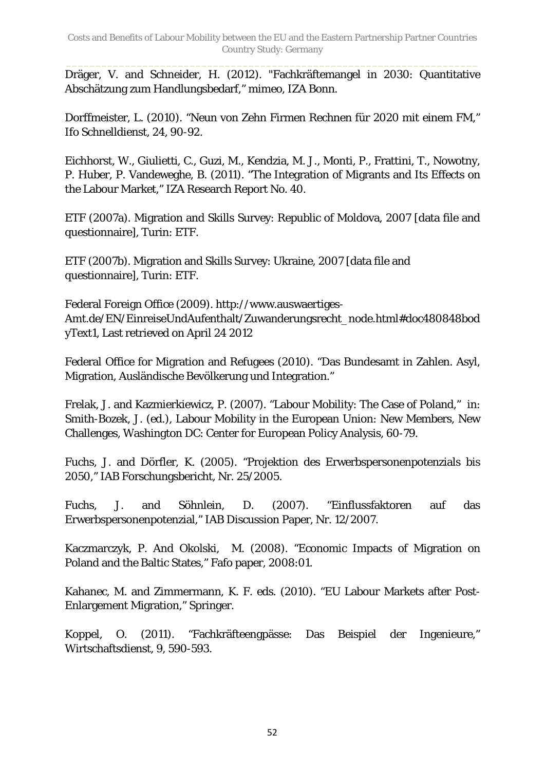Dräger, V. and Schneider, H. (2012). "Fachkräftemangel in 2030: Quantitative Abschätzung zum Handlungsbedarf," mimeo, IZA Bonn.

Dorffmeister, L. (2010). "Neun von Zehn Firmen Rechnen für 2020 mit einem FM," Ifo Schnelldienst, 24, 90-92.

Eichhorst, W., Giulietti, C., Guzi, M., Kendzia, M. J., Monti, P., Frattini, T., Nowotny, P. Huber, P. Vandeweghe, B. (2011). "The Integration of Migrants and Its Effects on the Labour Market," IZA Research Report No. 40.

ETF (2007a). Migration and Skills Survey: Republic of Moldova, 2007 [data file and questionnaire], Turin: ETF.

ETF (2007b). Migration and Skills Survey: Ukraine, 2007 [data file and questionnaire], Turin: ETF.

Federal Foreign Office (2009). http://www.auswaertiges-Amt.de/EN/EinreiseUndAufenthalt/Zuwanderungsrecht_node.html#doc480848bodyText1, Last retrieved on April 24 2012

Federal Office for Migration and Refugees (2010). "Das Bundesamt in Zahlen. Asyl, Migration, Ausländische Bevölkerung und Integration."

Frelak, J. and Kazmierkiewicz, P. (2007). "Labour Mobility: The Case of Poland," in: Smith-Bozek, J. (ed.), Labour Mobility in the European Union: New Members, New Challenges, Washington DC: Center for European Policy Analysis, 60-79.

Fuchs, J. and Dörfler, K. (2005). "Projektion des Erwerbspersonenpotenzials bis 2050," IAB Forschungsbericht, Nr. 25/2005.

Fuchs, J. and Söhnlein, D. (2007). "Einflussfaktoren auf das Erwerbspersonenpotenzial," IAB Discussion Paper, Nr. 12/2007.

Kaczmarczyk, P. And Okolski, M. (2008). "Economic Impacts of Migration on Poland and the Baltic States," Fafo paper, 2008:01.

Kahanec, M. and Zimmermann, K. F. eds. (2010). "EU Labour Markets after Post-Enlargement Migration," Springer.

Koppel, O. (2011). "Fachkräfteengpässe: Das Beispiel der Ingenieure," Wirtschaftsdienst, 9, 590-593.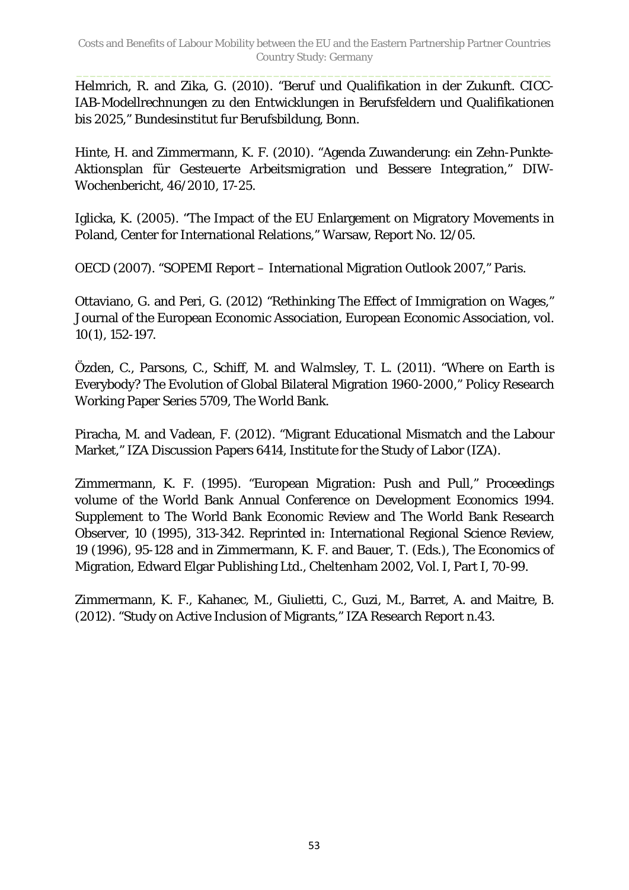Helmrich, R. and Zika, G. (2010). "Beruf und Qualifikation in der Zukunft. CICC-IAB-Modellrechnungen zu den Entwicklungen in Berufsfeldern und Qualifikationen bis 2025," Bundesinstitut fur Berufsbildung, Bonn.

Hinte, H. and Zimmermann, K. F. (2010). "Agenda Zuwanderung: ein Zehn-Punkte-Aktionsplan für Gesteuerte Arbeitsmigration und Bessere Integration," DIW-Wochenbericht, 46/2010, 17-25.

Iglicka, K. (2005). "The Impact of the EU Enlargement on Migratory Movements in Poland, Center for International Relations," Warsaw, Report No. 12/05.

OECD (2007). "SOPEMI Report – International Migration Outlook 2007," Paris.

Ottaviano, G. and Peri, G. (2012) "Rethinking The Effect of Immigration on Wages," Journal of the European Economic Association, European Economic Association, vol. 10(1), 152-197.

Özden, C., Parsons, C., Schiff, M. and Walmsley, T. L. (2011). "Where on Earth is Everybody? The Evolution of Global Bilateral Migration 1960-2000," Policy Research Working Paper Series 5709, The World Bank.

Piracha, M. and Vadean, F. (2012). "Migrant Educational Mismatch and the Labour Market," IZA Discussion Papers 6414, Institute for the Study of Labor (IZA).

Zimmermann, K. F. (1995). "European Migration: Push and Pull," Proceedings volume of the World Bank Annual Conference on Development Economics 1994. Supplement to The World Bank Economic Review and The World Bank Research Observer, 10 (1995), 313-342. Reprinted in: International Regional Science Review, 19 (1996), 95-128 and in Zimmermann, K. F. and Bauer, T. (Eds.), The Economics of Migration, Edward Elgar Publishing Ltd., Cheltenham 2002, Vol. I, Part I, 70-99.

Zimmermann, K. F., Kahanec, M., Giulietti, C., Guzi, M., Barret, A. and Maitre, B. (2012). "Study on Active Inclusion of Migrants," IZA Research Report n.43.